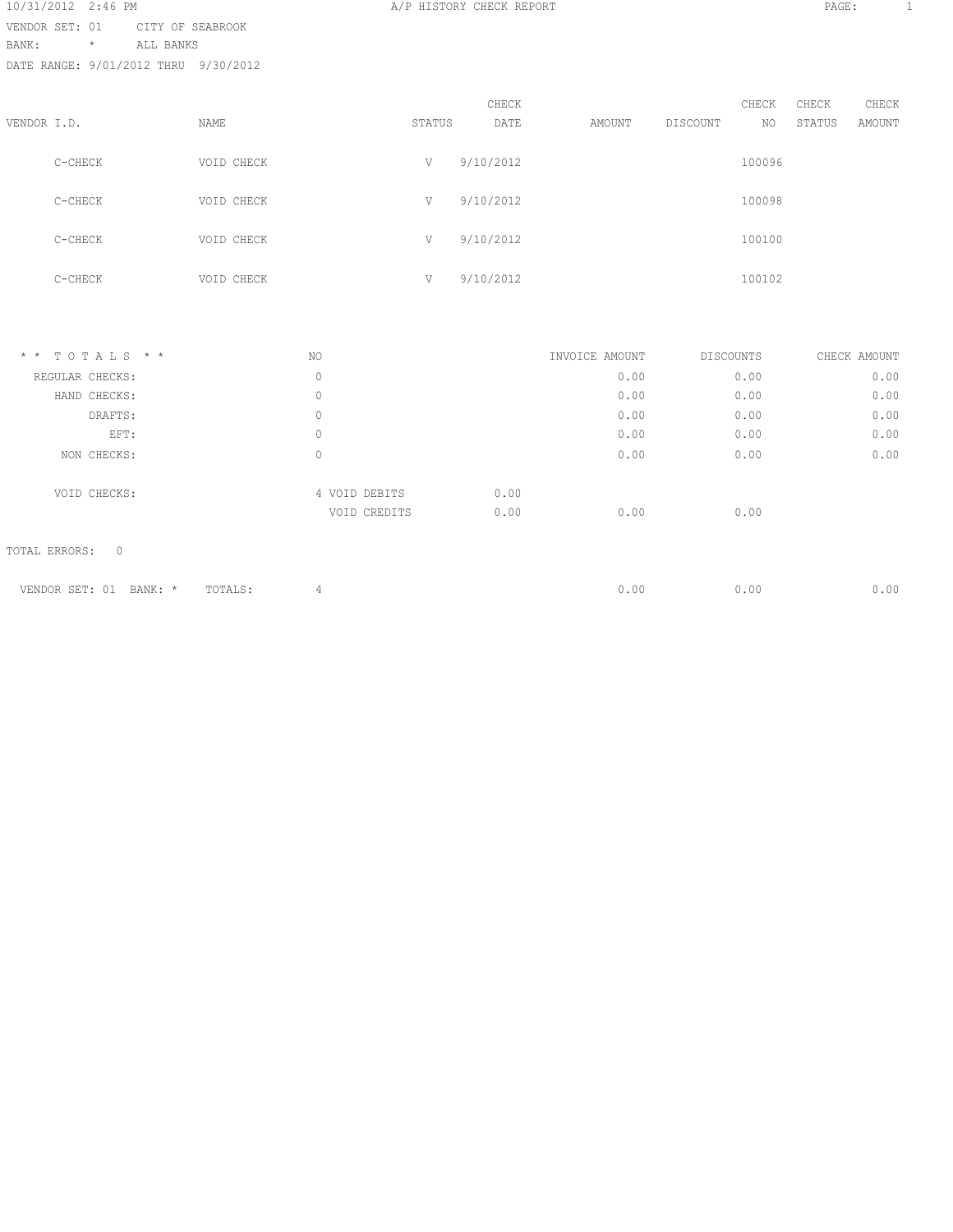10/31/2012 2:46 PM

# A/P HISTORY CHECK REPORT

VENDOR SET: 01 CITY OF SEABROOK
BANK: * ALL BANKS
DATE RANGE: 9/01/2012 THRU 9/30/2012

| VENDOR I.D. | NAME | STATUS | CHECK DATE | AMOUNT | DISCOUNT | CHECK NO | CHECK STATUS | CHECK AMOUNT |
|---|---|---|---|---|---|---|---|---|
| C-CHECK | VOID CHECK | V | 9/10/2012 | | | 100096 | | |
| C-CHECK | VOID CHECK | V | 9/10/2012 | | | 100098 | | |
| C-CHECK | VOID CHECK | V | 9/10/2012 | | | 100100 | | |
| C-CHECK | VOID CHECK | V | 9/10/2012 | | | 100102 | | |

| * * T O T A L S * * | NO | | | INVOICE AMOUNT | DISCOUNTS | CHECK AMOUNT |
|---|---|---|---|---|---|---|
| REGULAR CHECKS: | 0 | | | 0.00 | 0.00 | 0.00 |
| HAND CHECKS: | 0 | | | 0.00 | 0.00 | 0.00 |
| DRAFTS: | 0 | | | 0.00 | 0.00 | 0.00 |
| EFT: | 0 | | | 0.00 | 0.00 | 0.00 |
| NON CHECKS: | 0 | | | 0.00 | 0.00 | 0.00 |
| VOID CHECKS: | 4 | VOID DEBITS | 0.00 | | | |
| | | VOID CREDITS | 0.00 | 0.00 | 0.00 | |

TOTAL ERRORS: 0

| VENDOR SET: 01 BANK: * TOTALS: | 4 | | | 0.00 | 0.00 | 0.00 |
|---|---|---|---|---|---|---|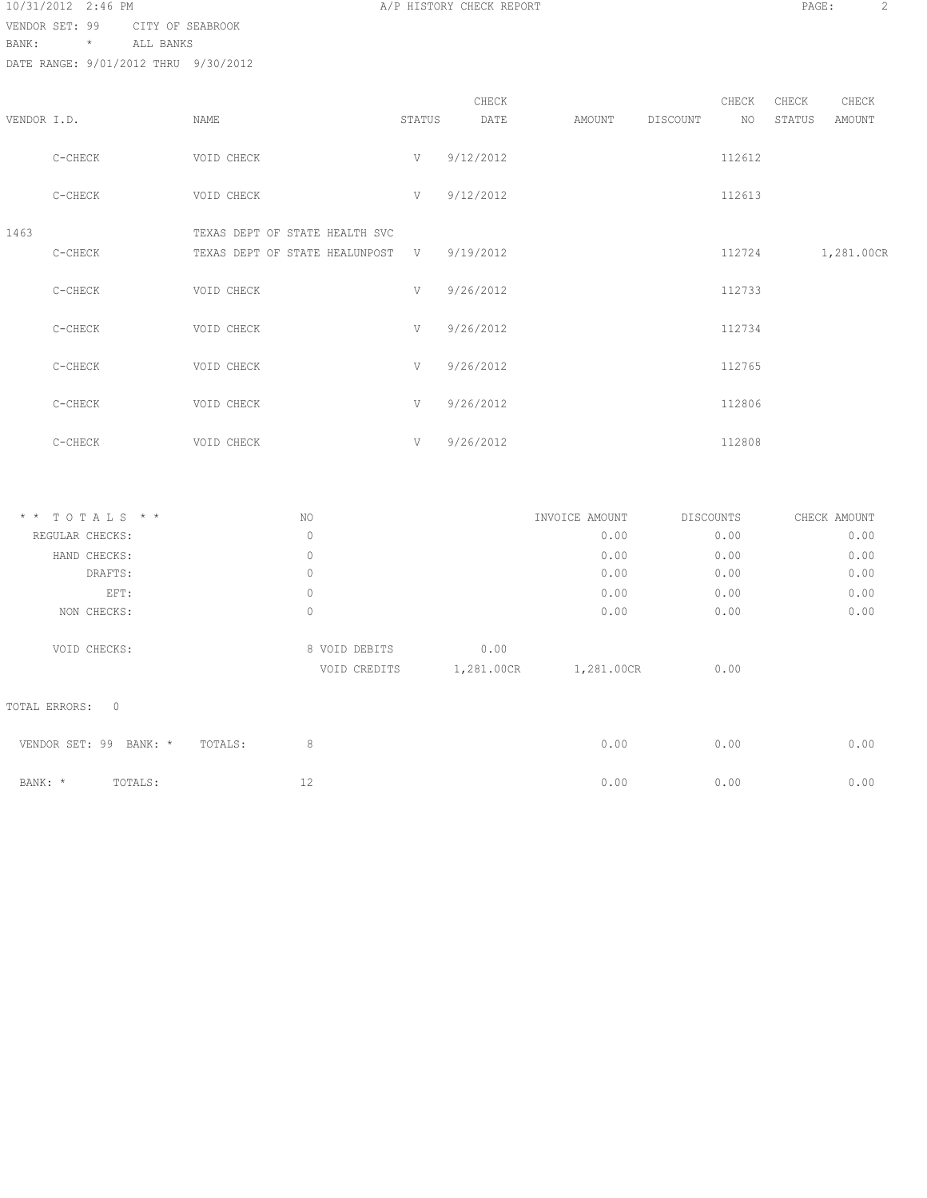A/P HISTORY CHECK REPORT

VENDOR SET: 99 CITY OF SEABROOK
BANK: * ALL BANKS
DATE RANGE: 9/01/2012 THRU 9/30/2012

| VENDOR I.D. | NAME | STATUS | CHECK DATE | AMOUNT | DISCOUNT | CHECK NO | CHECK STATUS | CHECK AMOUNT |
|---|---|---|---|---|---|---|---|---|
| C-CHECK | VOID CHECK | V | 9/12/2012 | | | 112612 | | |
| C-CHECK | VOID CHECK | V | 9/12/2012 | | | 112613 | | |
| 1463 | TEXAS DEPT OF STATE HEALTH SVC | | | | | | | |
| C-CHECK | TEXAS DEPT OF STATE HEALUNPOST | V | 9/19/2012 | | | 112724 | | 1,281.00CR |
| C-CHECK | VOID CHECK | V | 9/26/2012 | | | 112733 | | |
| C-CHECK | VOID CHECK | V | 9/26/2012 | | | 112734 | | |
| C-CHECK | VOID CHECK | V | 9/26/2012 | | | 112765 | | |
| C-CHECK | VOID CHECK | V | 9/26/2012 | | | 112806 | | |
| C-CHECK | VOID CHECK | V | 9/26/2012 | | | 112808 | | |

| * * T O T A L S * * | NO | | | INVOICE AMOUNT | DISCOUNTS | CHECK AMOUNT |
|---|---|---|---|---|---|---|
| REGULAR CHECKS: | 0 | | | 0.00 | 0.00 | 0.00 |
| HAND CHECKS: | 0 | | | 0.00 | 0.00 | 0.00 |
| DRAFTS: | 0 | | | 0.00 | 0.00 | 0.00 |
| EFT: | 0 | | | 0.00 | 0.00 | 0.00 |
| NON CHECKS: | 0 | | | 0.00 | 0.00 | 0.00 |
| VOID CHECKS: | 8 | VOID DEBITS | 0.00 | | | |
| | | VOID CREDITS | 1,281.00CR | 1,281.00CR | 0.00 | |

TOTAL ERRORS: 0

| | NO | INVOICE AMOUNT | DISCOUNTS | CHECK AMOUNT |
|---|---|---|---|---|
| VENDOR SET: 99 BANK: * TOTALS: | 8 | 0.00 | 0.00 | 0.00 |
| BANK: * TOTALS: | 12 | 0.00 | 0.00 | 0.00 |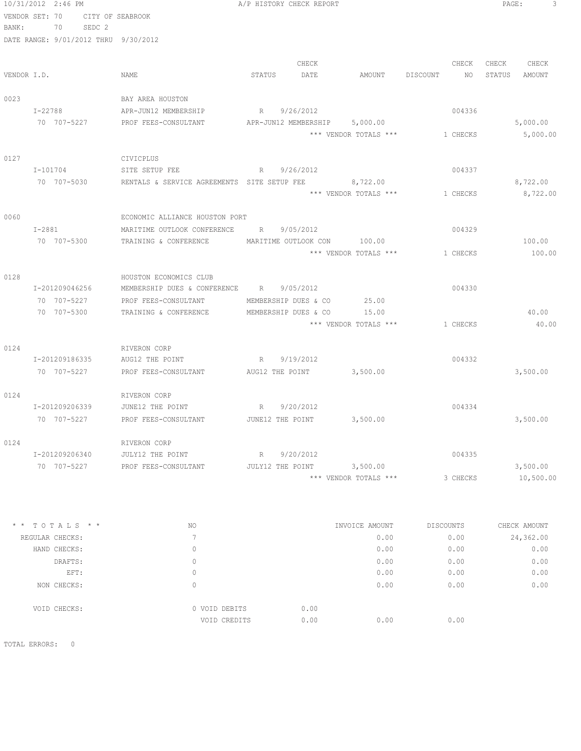10/31/2012 2:46 PM A/P HISTORY CHECK REPORT

VENDOR SET: 70 CITY OF SEABROOK
BANK: 70 SEDC 2
DATE RANGE: 9/01/2012 THRU 9/30/2012

| VENDOR I.D. | NAME | STATUS | CHECK DATE | AMOUNT | DISCOUNT | CHECK NO | CHECK STATUS | CHECK AMOUNT |
|---|---|---|---|---|---|---|---|---|
| 0023 | BAY AREA HOUSTON | | | | | | | |
| I-22788 | APR-JUN12 MEMBERSHIP | R | 9/26/2012 | | | 004336 | | |
| 70 707-5227 | PROF FEES-CONSULTANT | APR-JUN12 MEMBERSHIP | | 5,000.00 | | | | 5,000.00 |
| | | | | *** VENDOR TOTALS *** | | 1 CHECKS | | 5,000.00 |
| 0127 | CIVICPLUS | | | | | | | |
| I-101704 | SITE SETUP FEE | R | 9/26/2012 | | | 004337 | | |
| 70 707-5030 | RENTALS & SERVICE AGREEMENTS | SITE SETUP FEE | | 8,722.00 | | | | 8,722.00 |
| | | | | *** VENDOR TOTALS *** | | 1 CHECKS | | 8,722.00 |
| 0060 | ECONOMIC ALLIANCE HOUSTON PORT | | | | | | | |
| I-2881 | MARITIME OUTLOOK CONFERENCE | R | 9/05/2012 | | | 004329 | | |
| 70 707-5300 | TRAINING & CONFERENCE | MARITIME OUTLOOK CON | | 100.00 | | | | 100.00 |
| | | | | *** VENDOR TOTALS *** | | 1 CHECKS | | 100.00 |
| 0128 | HOUSTON ECONOMICS CLUB | | | | | | | |
| I-201209046256 | MEMBERSHIP DUES & CONFERENCE | R | 9/05/2012 | | | 004330 | | |
| 70 707-5227 | PROF FEES-CONSULTANT | MEMBERSHIP DUES & CO | | 25.00 | | | | |
| 70 707-5300 | TRAINING & CONFERENCE | MEMBERSHIP DUES & CO | | 15.00 | | | | 40.00 |
| | | | | *** VENDOR TOTALS *** | | 1 CHECKS | | 40.00 |
| 0124 | RIVERON CORP | | | | | | | |
| I-201209186335 | AUG12 THE POINT | R | 9/19/2012 | | | 004332 | | |
| 70 707-5227 | PROF FEES-CONSULTANT | AUG12 THE POINT | | 3,500.00 | | | | 3,500.00 |
| 0124 | RIVERON CORP | | | | | | | |
| I-201209206339 | JUNE12 THE POINT | R | 9/20/2012 | | | 004334 | | |
| 70 707-5227 | PROF FEES-CONSULTANT | JUNE12 THE POINT | | 3,500.00 | | | | 3,500.00 |
| 0124 | RIVERON CORP | | | | | | | |
| I-201209206340 | JULY12 THE POINT | R | 9/20/2012 | | | 004335 | | |
| 70 707-5227 | PROF FEES-CONSULTANT | JULY12 THE POINT | | 3,500.00 | | | | 3,500.00 |
| | | | | *** VENDOR TOTALS *** | | 3 CHECKS | | 10,500.00 |

| * * TOTALS * * | NO | | INVOICE AMOUNT | DISCOUNTS | CHECK AMOUNT |
|---|---|---|---|---|---|
| REGULAR CHECKS: | 7 | | 0.00 | 0.00 | 24,362.00 |
| HAND CHECKS: | 0 | | 0.00 | 0.00 | 0.00 |
| DRAFTS: | 0 | | 0.00 | 0.00 | 0.00 |
| EFT: | 0 | | 0.00 | 0.00 | 0.00 |
| NON CHECKS: | 0 | | 0.00 | 0.00 | 0.00 |
| VOID CHECKS: | 0 VOID DEBITS | 0.00 | | | |
| | VOID CREDITS | 0.00 | 0.00 | 0.00 | |

TOTAL ERRORS: 0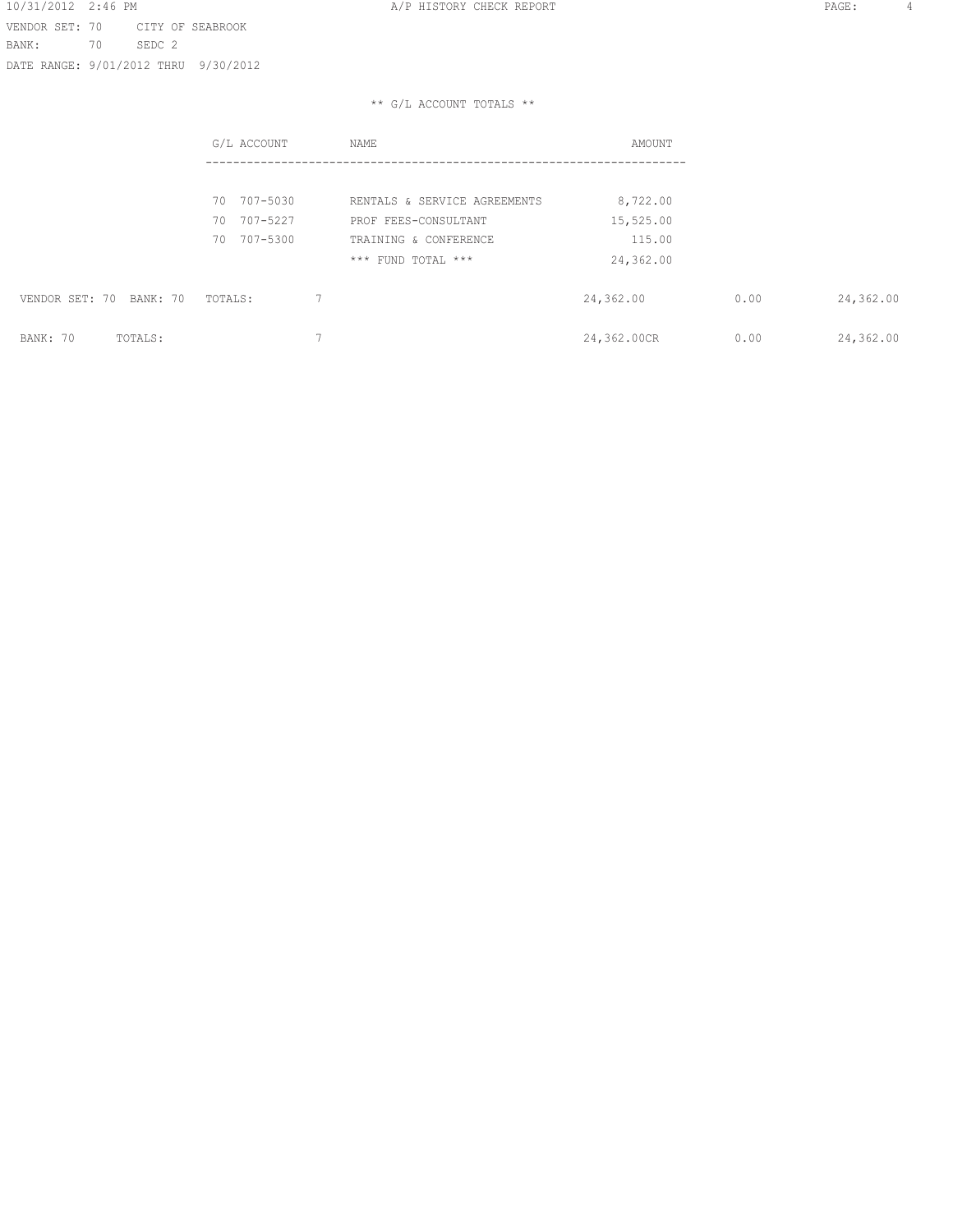VENDOR SET: 70 CITY OF SEABROOK
BANK: 70 SEDC 2
DATE RANGE: 9/01/2012 THRU 9/30/2012

** G/L ACCOUNT TOTALS **

| G/L ACCOUNT | NAME | AMOUNT |
|---|---|---|
| 70 707-5030 | RENTALS & SERVICE AGREEMENTS | 8,722.00 |
| 70 707-5227 | PROF FEES-CONSULTANT | 15,525.00 |
| 70 707-5300 | TRAINING & CONFERENCE | 115.00 |
| | *** FUND TOTAL *** | 24,362.00 |

| | | | | |
|---|---|---|---|---|
| VENDOR SET: 70 BANK: 70 TOTALS: | 7 | 24,362.00 | 0.00 | 24,362.00 |
| BANK: 70 TOTALS: | 7 | 24,362.00CR | 0.00 | 24,362.00 |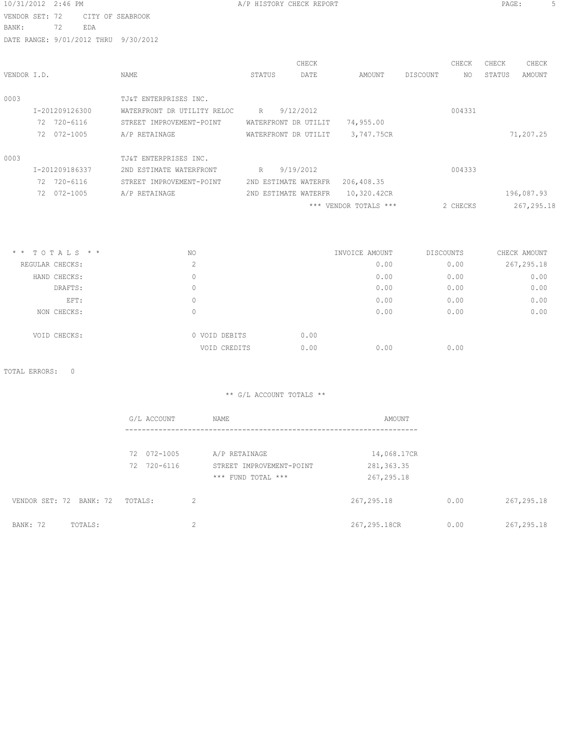A/P HISTORY CHECK REPORT

VENDOR SET: 72 CITY OF SEABROOK
BANK: 72 EDA
DATE RANGE: 9/01/2012 THRU 9/30/2012

| VENDOR I.D. | NAME | STATUS | CHECK DATE | AMOUNT | DISCOUNT | CHECK NO | CHECK STATUS | CHECK AMOUNT |
|---|---|---|---|---|---|---|---|---|
| 0003 | TJ&T ENTERPRISES INC. | | | | | | | |
| I-201209126300 | WATERFRONT DR UTILITY RELOC | R | 9/12/2012 | | | 004331 | | |
| 72 720-6116 | STREET IMPROVEMENT-POINT | WATERFRONT DR UTILIT | | 74,955.00 | | | | |
| 72 072-1005 | A/P RETAINAGE | WATERFRONT DR UTILIT | | 3,747.75CR | | | | 71,207.25 |
| 0003 | TJ&T ENTERPRISES INC. | | | | | | | |
| I-201209186337 | 2ND ESTIMATE WATERFRONT | R | 9/19/2012 | | | 004333 | | |
| 72 720-6116 | STREET IMPROVEMENT-POINT | 2ND ESTIMATE WATERFR | | 206,408.35 | | | | |
| 72 072-1005 | A/P RETAINAGE | 2ND ESTIMATE WATERFR | | 10,320.42CR | | | | 196,087.93 |
| | | | | *** VENDOR TOTALS *** | | 2 CHECKS | | 267,295.18 |

| * * TOTALS * * | NO | | | INVOICE AMOUNT | DISCOUNTS | CHECK AMOUNT |
|---|---|---|---|---|---|---|
| REGULAR CHECKS: | 2 | | | 0.00 | 0.00 | 267,295.18 |
| HAND CHECKS: | 0 | | | 0.00 | 0.00 | 0.00 |
| DRAFTS: | 0 | | | 0.00 | 0.00 | 0.00 |
| EFT: | 0 | | | 0.00 | 0.00 | 0.00 |
| NON CHECKS: | 0 | | | 0.00 | 0.00 | 0.00 |
| VOID CHECKS: | 0 | VOID DEBITS | 0.00 | | | |
| | | VOID CREDITS | 0.00 | 0.00 | 0.00 | |

TOTAL ERRORS: 0

** G/L ACCOUNT TOTALS **

| G/L ACCOUNT | NAME | AMOUNT |
|---|---|---|
| 72 072-1005 | A/P RETAINAGE | 14,068.17CR |
| 72 720-6116 | STREET IMPROVEMENT-POINT | 281,363.35 |
| | *** FUND TOTAL *** | 267,295.18 |

| | | | | |
|---|---|---|---|---|
| VENDOR SET: 72 BANK: 72 TOTALS: | 2 | 267,295.18 | 0.00 | 267,295.18 |
| BANK: 72 TOTALS: | 2 | 267,295.18CR | 0.00 | 267,295.18 |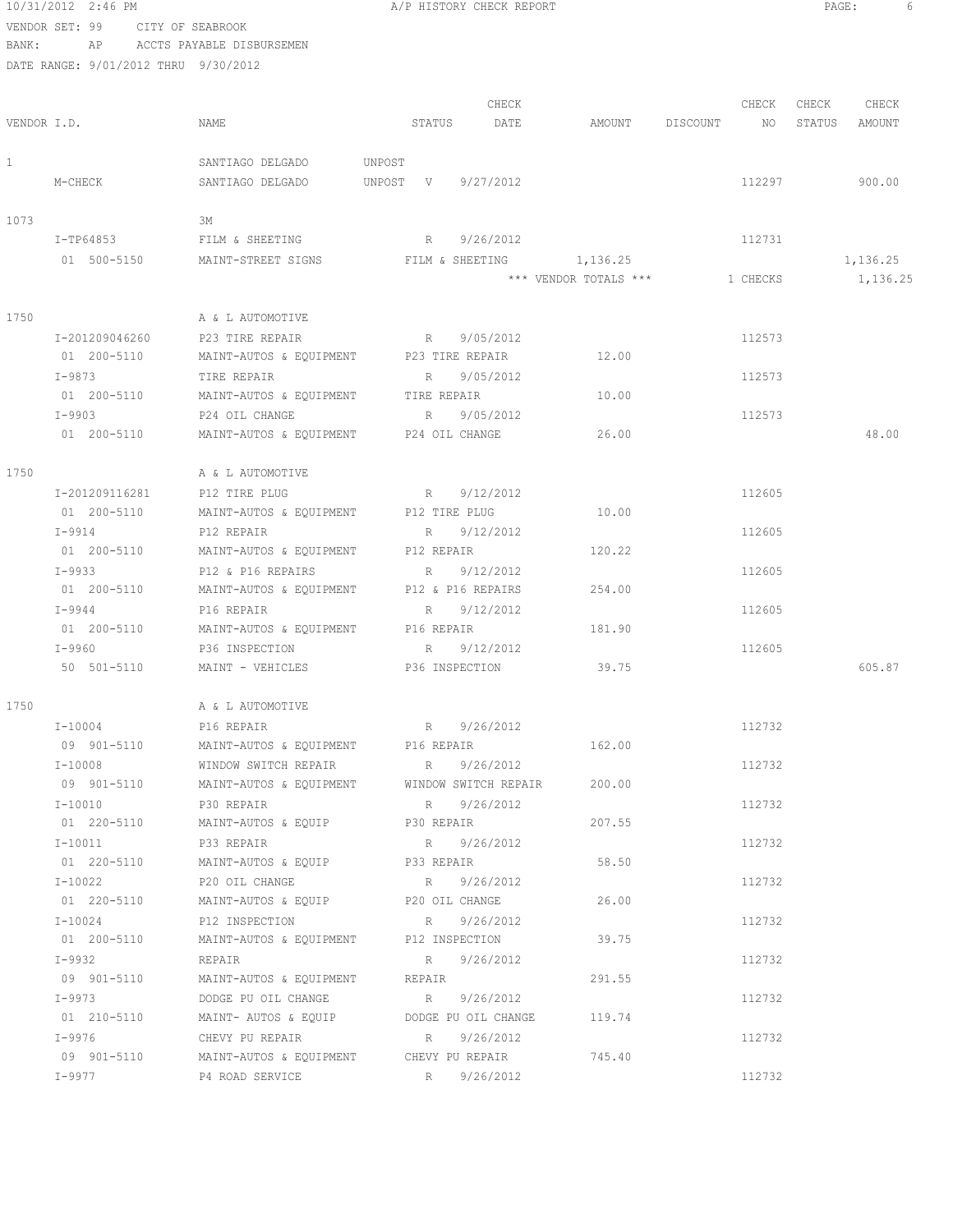10/31/2012 2:46 PM A/P HISTORY CHECK REPORT

VENDOR SET: 99 CITY OF SEABROOK
BANK: AP ACCTS PAYABLE DISBURSEMEN
DATE RANGE: 9/01/2012 THRU 9/30/2012

| VENDOR I.D. | NAME | STATUS | CHECK DATE | AMOUNT | DISCOUNT | CHECK NO | CHECK STATUS | CHECK AMOUNT |
|---|---|---|---|---|---|---|---|---|
| 1 | SANTIAGO DELGADO | UNPOST | | | | | | |
| M-CHECK | SANTIAGO DELGADO | UNPOST V | 9/27/2012 | | | 112297 | | 900.00 |
| 1073 | 3M | | | | | | | |
| I-TP64853 | FILM & SHEETING | R | 9/26/2012 | | | 112731 | | |
| 01 500-5150 | MAINT-STREET SIGNS | FILM & SHEETING | | 1,136.25 | | | | 1,136.25 |
| | | | | *** VENDOR TOTALS *** | | 1 CHECKS | | 1,136.25 |
| 1750 | A & L AUTOMOTIVE | | | | | | | |
| I-201209046260 | P23 TIRE REPAIR | R | 9/05/2012 | | | 112573 | | |
| 01 200-5110 | MAINT-AUTOS & EQUIPMENT | P23 TIRE REPAIR | | 12.00 | | | | |
| I-9873 | TIRE REPAIR | R | 9/05/2012 | | | 112573 | | |
| 01 200-5110 | MAINT-AUTOS & EQUIPMENT | TIRE REPAIR | | 10.00 | | | | |
| I-9903 | P24 OIL CHANGE | R | 9/05/2012 | | | 112573 | | |
| 01 200-5110 | MAINT-AUTOS & EQUIPMENT | P24 OIL CHANGE | | 26.00 | | | | 48.00 |
| 1750 | A & L AUTOMOTIVE | | | | | | | |
| I-201209116281 | P12 TIRE PLUG | R | 9/12/2012 | | | 112605 | | |
| 01 200-5110 | MAINT-AUTOS & EQUIPMENT | P12 TIRE PLUG | | 10.00 | | | | |
| I-9914 | P12 REPAIR | R | 9/12/2012 | | | 112605 | | |
| 01 200-5110 | MAINT-AUTOS & EQUIPMENT | P12 REPAIR | | 120.22 | | | | |
| I-9933 | P12 & P16 REPAIRS | R | 9/12/2012 | | | 112605 | | |
| 01 200-5110 | MAINT-AUTOS & EQUIPMENT | P12 & P16 REPAIRS | | 254.00 | | | | |
| I-9944 | P16 REPAIR | R | 9/12/2012 | | | 112605 | | |
| 01 200-5110 | MAINT-AUTOS & EQUIPMENT | P16 REPAIR | | 181.90 | | | | |
| I-9960 | P36 INSPECTION | R | 9/12/2012 | | | 112605 | | |
| 50 501-5110 | MAINT - VEHICLES | P36 INSPECTION | | 39.75 | | | | 605.87 |
| 1750 | A & L AUTOMOTIVE | | | | | | | |
| I-10004 | P16 REPAIR | R | 9/26/2012 | | | 112732 | | |
| 09 901-5110 | MAINT-AUTOS & EQUIPMENT | P16 REPAIR | | 162.00 | | | | |
| I-10008 | WINDOW SWITCH REPAIR | R | 9/26/2012 | | | 112732 | | |
| 09 901-5110 | MAINT-AUTOS & EQUIPMENT | WINDOW SWITCH REPAIR | | 200.00 | | | | |
| I-10010 | P30 REPAIR | R | 9/26/2012 | | | 112732 | | |
| 01 220-5110 | MAINT-AUTOS & EQUIP | P30 REPAIR | | 207.55 | | | | |
| I-10011 | P33 REPAIR | R | 9/26/2012 | | | 112732 | | |
| 01 220-5110 | MAINT-AUTOS & EQUIP | P33 REPAIR | | 58.50 | | | | |
| I-10022 | P20 OIL CHANGE | R | 9/26/2012 | | | 112732 | | |
| 01 220-5110 | MAINT-AUTOS & EQUIP | P20 OIL CHANGE | | 26.00 | | | | |
| I-10024 | P12 INSPECTION | R | 9/26/2012 | | | 112732 | | |
| 01 200-5110 | MAINT-AUTOS & EQUIPMENT | P12 INSPECTION | | 39.75 | | | | |
| I-9932 | REPAIR | R | 9/26/2012 | | | 112732 | | |
| 09 901-5110 | MAINT-AUTOS & EQUIPMENT | REPAIR | | 291.55 | | | | |
| I-9973 | DODGE PU OIL CHANGE | R | 9/26/2012 | | | 112732 | | |
| 01 210-5110 | MAINT- AUTOS & EQUIP | DODGE PU OIL CHANGE | | 119.74 | | | | |
| I-9976 | CHEVY PU REPAIR | R | 9/26/2012 | | | 112732 | | |
| 09 901-5110 | MAINT-AUTOS & EQUIPMENT | CHEVY PU REPAIR | | 745.40 | | | | |
| I-9977 | P4 ROAD SERVICE | R | 9/26/2012 | | | 112732 | | |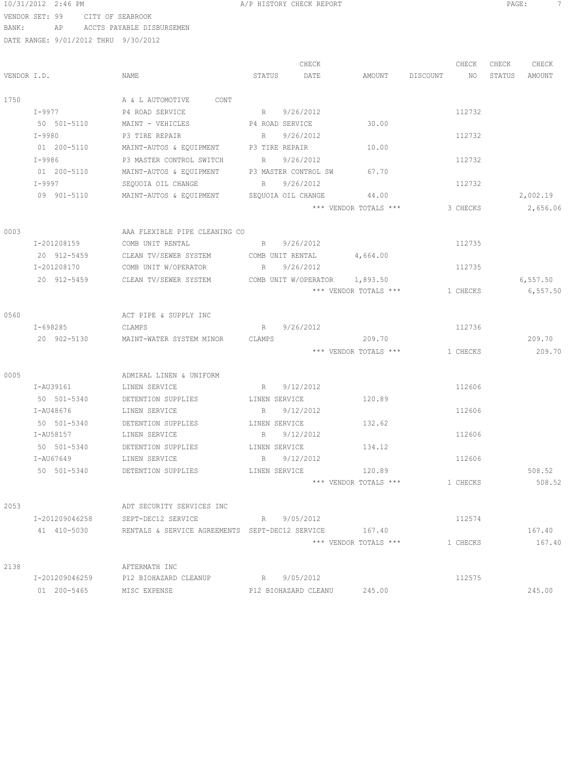10/31/2012 2:46 PM A/P HISTORY CHECK REPORT

VENDOR SET: 99 CITY OF SEABROOK
BANK: AP ACCTS PAYABLE DISBURSEMEN
DATE RANGE: 9/01/2012 THRU 9/30/2012

| VENDOR I.D. | NAME | STATUS | CHECK DATE | AMOUNT | DISCOUNT | CHECK NO | CHECK STATUS | CHECK AMOUNT |
|---|---|---|---|---|---|---|---|---|
| 1750 | A & L AUTOMOTIVE CONT | | | | | | | |
| I-9977 | P4 ROAD SERVICE | R | 9/26/2012 | | | 112732 | | |
| 50 501-5110 | MAINT - VEHICLES | P4 ROAD SERVICE | | 30.00 | | | | |
| I-9980 | P3 TIRE REPAIR | R | 9/26/2012 | | | 112732 | | |
| 01 200-5110 | MAINT-AUTOS & EQUIPMENT | P3 TIRE REPAIR | | 10.00 | | | | |
| I-9986 | P3 MASTER CONTROL SWITCH | R | 9/26/2012 | | | 112732 | | |
| 01 200-5110 | MAINT-AUTOS & EQUIPMENT | P3 MASTER CONTROL SW | | 67.70 | | | | |
| I-9997 | SEQUOIA OIL CHANGE | R | 9/26/2012 | | | 112732 | | |
| 09 901-5110 | MAINT-AUTOS & EQUIPMENT | SEQUOIA OIL CHANGE | | 44.00 | | | | 2,002.19 |
| | | | | *** VENDOR TOTALS *** | | 3 CHECKS | | 2,656.06 |
| 0003 | AAA FLEXIBLE PIPE CLEANING CO | | | | | | | |
| I-201208159 | COMB UNIT RENTAL | R | 9/26/2012 | | | 112735 | | |
| 20 912-5459 | CLEAN TV/SEWER SYSTEM | COMB UNIT RENTAL | | 4,664.00 | | | | |
| I-201208170 | COMB UNIT W/OPERATOR | R | 9/26/2012 | | | 112735 | | |
| 20 912-5459 | CLEAN TV/SEWER SYSTEM | COMB UNIT W/OPERATOR | | 1,893.50 | | | | 6,557.50 |
| | | | | *** VENDOR TOTALS *** | | 1 CHECKS | | 6,557.50 |
| 0560 | ACT PIPE & SUPPLY INC | | | | | | | |
| I-698285 | CLAMPS | R | 9/26/2012 | | | 112736 | | |
| 20 902-5130 | MAINT-WATER SYSTEM MINOR | CLAMPS | | 209.70 | | | | 209.70 |
| | | | | *** VENDOR TOTALS *** | | 1 CHECKS | | 209.70 |
| 0005 | ADMIRAL LINEN & UNIFORM | | | | | | | |
| I-AU39161 | LINEN SERVICE | R | 9/12/2012 | | | 112606 | | |
| 50 501-5340 | DETENTION SUPPLIES | LINEN SERVICE | | 120.89 | | | | |
| I-AU48676 | LINEN SERVICE | R | 9/12/2012 | | | 112606 | | |
| 50 501-5340 | DETENTION SUPPLIES | LINEN SERVICE | | 132.62 | | | | |
| I-AU58157 | LINEN SERVICE | R | 9/12/2012 | | | 112606 | | |
| 50 501-5340 | DETENTION SUPPLIES | LINEN SERVICE | | 134.12 | | | | |
| I-AU67649 | LINEN SERVICE | R | 9/12/2012 | | | 112606 | | |
| 50 501-5340 | DETENTION SUPPLIES | LINEN SERVICE | | 120.89 | | | | 508.52 |
| | | | | *** VENDOR TOTALS *** | | 1 CHECKS | | 508.52 |
| 2053 | ADT SECURITY SERVICES INC | | | | | | | |
| I-201209046258 | SEPT-DEC12 SERVICE | R | 9/05/2012 | | | 112574 | | |
| 41 410-5030 | RENTALS & SERVICE AGREEMENTS | SEPT-DEC12 SERVICE | | 167.40 | | | | 167.40 |
| | | | | *** VENDOR TOTALS *** | | 1 CHECKS | | 167.40 |
| 2138 | AFTERMATH INC | | | | | | | |
| I-201209046259 | P12 BIOHAZARD CLEANUP | R | 9/05/2012 | | | 112575 | | |
| 01 200-5465 | MISC EXPENSE | P12 BIOHAZARD CLEANU | | 245.00 | | | | 245.00 |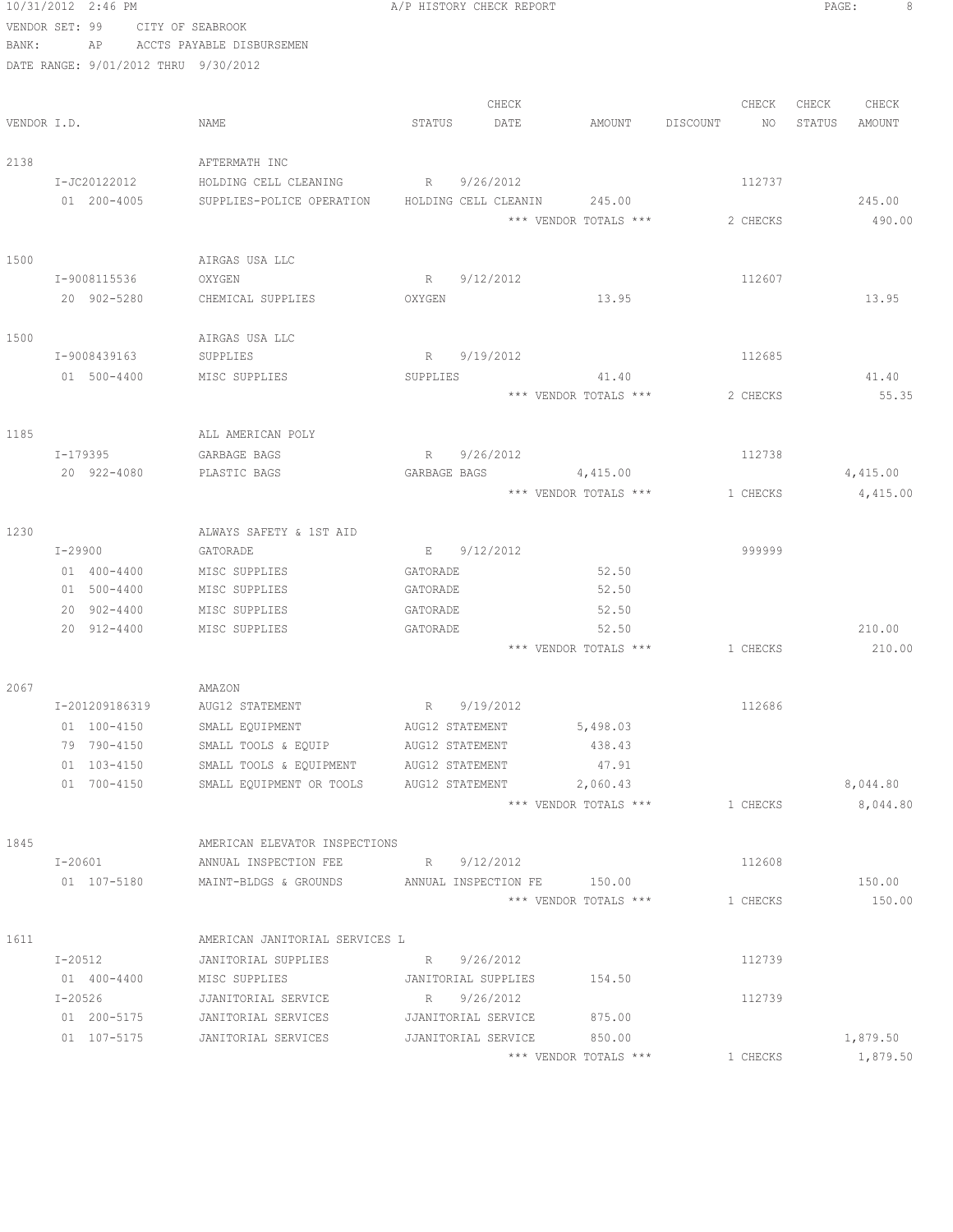10/31/2012 2:46 PM A/P HISTORY CHECK REPORT

VENDOR SET: 99 CITY OF SEABROOK

BANK: AP ACCTS PAYABLE DISBURSEMEN

DATE RANGE: 9/01/2012 THRU 9/30/2012

| VENDOR I.D. | NAME | STATUS | CHECK DATE | AMOUNT | DISCOUNT | CHECK NO | CHECK STATUS | CHECK AMOUNT |
|---|---|---|---|---|---|---|---|---|
| 2138 | AFTERMATH INC | | | | | | | |
| I-JC20122012 | HOLDING CELL CLEANING | R | 9/26/2012 | | | 112737 | | |
| 01 200-4005 | SUPPLIES-POLICE OPERATION | HOLDING CELL CLEANIN | | 245.00 | | | | 245.00 |
| | | | | *** VENDOR TOTALS *** | | 2 CHECKS | | 490.00 |
| 1500 | AIRGAS USA LLC | | | | | | | |
| I-9008115536 | OXYGEN | R | 9/12/2012 | | | 112607 | | |
| 20 902-5280 | CHEMICAL SUPPLIES | OXYGEN | | 13.95 | | | | 13.95 |
| 1500 | AIRGAS USA LLC | | | | | | | |
| I-9008439163 | SUPPLIES | R | 9/19/2012 | | | 112685 | | |
| 01 500-4400 | MISC SUPPLIES | SUPPLIES | | 41.40 | | | | 41.40 |
| | | | | *** VENDOR TOTALS *** | | 2 CHECKS | | 55.35 |
| 1185 | ALL AMERICAN POLY | | | | | | | |
| I-179395 | GARBAGE BAGS | R | 9/26/2012 | | | 112738 | | |
| 20 922-4080 | PLASTIC BAGS | GARBAGE BAGS | | 4,415.00 | | | | 4,415.00 |
| | | | | *** VENDOR TOTALS *** | | 1 CHECKS | | 4,415.00 |
| 1230 | ALWAYS SAFETY & 1ST AID | | | | | | | |
| I-29900 | GATORADE | E | 9/12/2012 | | | 999999 | | |
| 01 400-4400 | MISC SUPPLIES | GATORADE | | 52.50 | | | | |
| 01 500-4400 | MISC SUPPLIES | GATORADE | | 52.50 | | | | |
| 20 902-4400 | MISC SUPPLIES | GATORADE | | 52.50 | | | | |
| 20 912-4400 | MISC SUPPLIES | GATORADE | | 52.50 | | | | 210.00 |
| | | | | *** VENDOR TOTALS *** | | 1 CHECKS | | 210.00 |
| 2067 | AMAZON | | | | | | | |
| I-201209186319 | AUG12 STATEMENT | R | 9/19/2012 | | | 112686 | | |
| 01 100-4150 | SMALL EQUIPMENT | AUG12 STATEMENT | | 5,498.03 | | | | |
| 79 790-4150 | SMALL TOOLS & EQUIP | AUG12 STATEMENT | | 438.43 | | | | |
| 01 103-4150 | SMALL TOOLS & EQUIPMENT | AUG12 STATEMENT | | 47.91 | | | | |
| 01 700-4150 | SMALL EQUIPMENT OR TOOLS | AUG12 STATEMENT | | 2,060.43 | | | | 8,044.80 |
| | | | | *** VENDOR TOTALS *** | | 1 CHECKS | | 8,044.80 |
| 1845 | AMERICAN ELEVATOR INSPECTIONS | | | | | | | |
| I-20601 | ANNUAL INSPECTION FEE | R | 9/12/2012 | | | 112608 | | |
| 01 107-5180 | MAINT-BLDGS & GROUNDS | ANNUAL INSPECTION FE | | 150.00 | | | | 150.00 |
| | | | | *** VENDOR TOTALS *** | | 1 CHECKS | | 150.00 |
| 1611 | AMERICAN JANITORIAL SERVICES L | | | | | | | |
| I-20512 | JANITORIAL SUPPLIES | R | 9/26/2012 | | | 112739 | | |
| 01 400-4400 | MISC SUPPLIES | JANITORIAL SUPPLIES | | 154.50 | | | | |
| I-20526 | JJANITORIAL SERVICE | R | 9/26/2012 | | | 112739 | | |
| 01 200-5175 | JANITORIAL SERVICES | JJANITORIAL SERVICE | | 875.00 | | | | |
| 01 107-5175 | JANITORIAL SERVICES | JJANITORIAL SERVICE | | 850.00 | | | | 1,879.50 |
| | | | | *** VENDOR TOTALS *** | | 1 CHECKS | | 1,879.50 |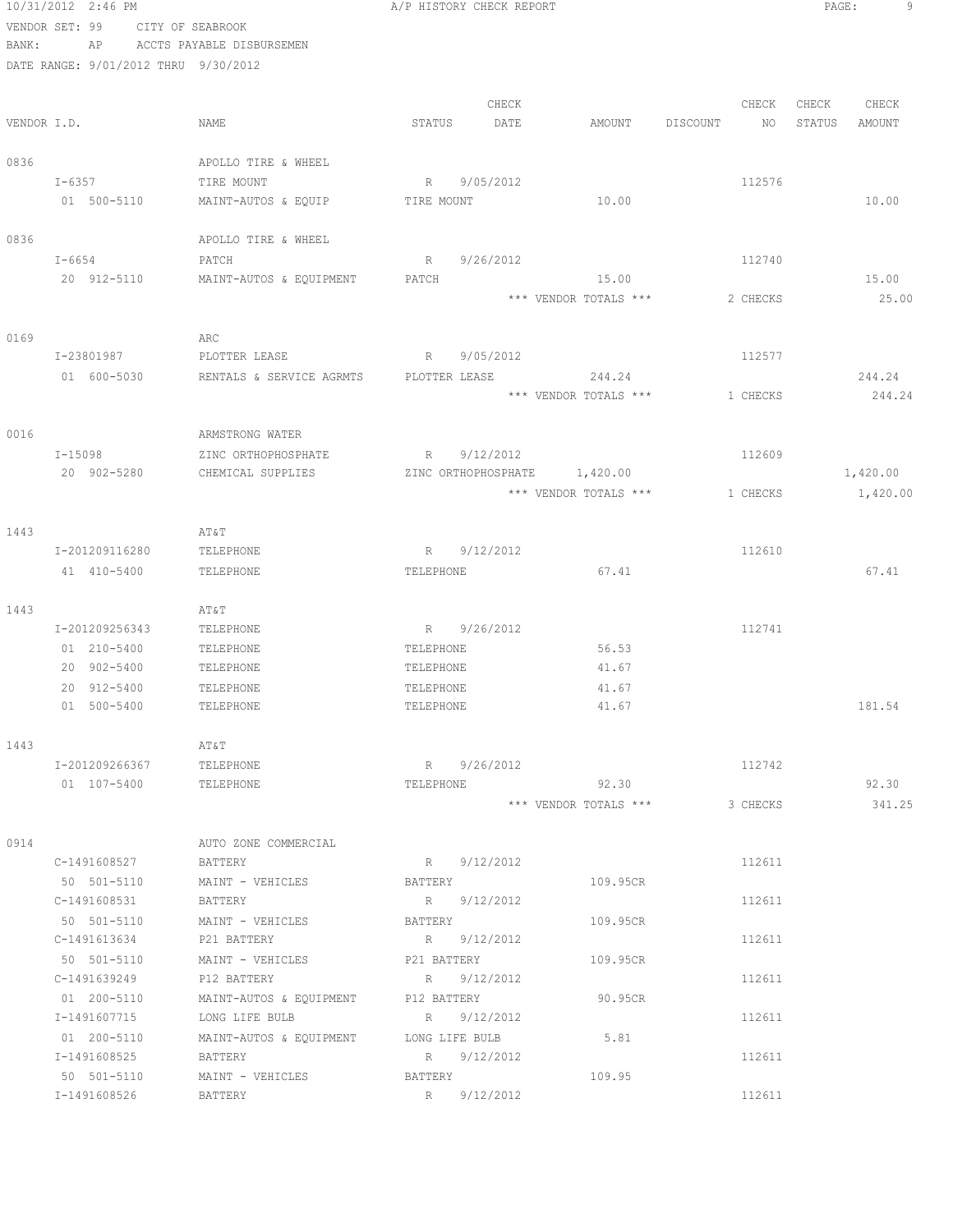10/31/2012 2:46 PM A/P HISTORY CHECK REPORT

VENDOR SET: 99 CITY OF SEABROOK
BANK: AP ACCTS PAYABLE DISBURSEMEN
DATE RANGE: 9/01/2012 THRU 9/30/2012

| VENDOR I.D. | NAME | STATUS | CHECK DATE | AMOUNT | DISCOUNT | CHECK NO | CHECK STATUS | CHECK AMOUNT |
|---|---|---|---|---|---|---|---|---|
| 0836 | APOLLO TIRE & WHEEL | | | | | | | |
| I-6357 | TIRE MOUNT | R | 9/05/2012 | | | 112576 | | |
| 01 500-5110 | MAINT-AUTOS & EQUIP | TIRE MOUNT | | 10.00 | | | | 10.00 |
| 0836 | APOLLO TIRE & WHEEL | | | | | | | |
| I-6654 | PATCH | R | 9/26/2012 | | | 112740 | | |
| 20 912-5110 | MAINT-AUTOS & EQUIPMENT | PATCH | | 15.00 | | | | 15.00 |
| | | | | *** VENDOR TOTALS *** | | 2 CHECKS | | 25.00 |
| 0169 | ARC | | | | | | | |
| I-23801987 | PLOTTER LEASE | R | 9/05/2012 | | | 112577 | | |
| 01 600-5030 | RENTALS & SERVICE AGRMTS | PLOTTER LEASE | | 244.24 | | | | 244.24 |
| | | | | *** VENDOR TOTALS *** | | 1 CHECKS | | 244.24 |
| 0016 | ARMSTRONG WATER | | | | | | | |
| I-15098 | ZINC ORTHOPHOSPHATE | R | 9/12/2012 | | | 112609 | | |
| 20 902-5280 | CHEMICAL SUPPLIES | ZINC ORTHOPHOSPHATE | | 1,420.00 | | | | 1,420.00 |
| | | | | *** VENDOR TOTALS *** | | 1 CHECKS | | 1,420.00 |
| 1443 | AT&T | | | | | | | |
| I-201209116280 | TELEPHONE | R | 9/12/2012 | | | 112610 | | |
| 41 410-5400 | TELEPHONE | TELEPHONE | | 67.41 | | | | 67.41 |
| 1443 | AT&T | | | | | | | |
| I-201209256343 | TELEPHONE | R | 9/26/2012 | | | 112741 | | |
| 01 210-5400 | TELEPHONE | TELEPHONE | | 56.53 | | | | |
| 20 902-5400 | TELEPHONE | TELEPHONE | | 41.67 | | | | |
| 20 912-5400 | TELEPHONE | TELEPHONE | | 41.67 | | | | |
| 01 500-5400 | TELEPHONE | TELEPHONE | | 41.67 | | | | 181.54 |
| 1443 | AT&T | | | | | | | |
| I-201209266367 | TELEPHONE | R | 9/26/2012 | | | 112742 | | |
| 01 107-5400 | TELEPHONE | TELEPHONE | | 92.30 | | | | 92.30 |
| | | | | *** VENDOR TOTALS *** | | 3 CHECKS | | 341.25 |
| 0914 | AUTO ZONE COMMERCIAL | | | | | | | |
| C-1491608527 | BATTERY | R | 9/12/2012 | | | 112611 | | |
| 50 501-5110 | MAINT - VEHICLES | BATTERY | | 109.95CR | | | | |
| C-1491608531 | BATTERY | R | 9/12/2012 | | | 112611 | | |
| 50 501-5110 | MAINT - VEHICLES | BATTERY | | 109.95CR | | | | |
| C-1491613634 | P21 BATTERY | R | 9/12/2012 | | | 112611 | | |
| 50 501-5110 | MAINT - VEHICLES | P21 BATTERY | | 109.95CR | | | | |
| C-1491639249 | P12 BATTERY | R | 9/12/2012 | | | 112611 | | |
| 01 200-5110 | MAINT-AUTOS & EQUIPMENT | P12 BATTERY | | 90.95CR | | | | |
| I-1491607715 | LONG LIFE BULB | R | 9/12/2012 | | | 112611 | | |
| 01 200-5110 | MAINT-AUTOS & EQUIPMENT | LONG LIFE BULB | | 5.81 | | | | |
| I-1491608525 | BATTERY | R | 9/12/2012 | | | 112611 | | |
| 50 501-5110 | MAINT - VEHICLES | BATTERY | | 109.95 | | | | |
| I-1491608526 | BATTERY | R | 9/12/2012 | | | 112611 | | |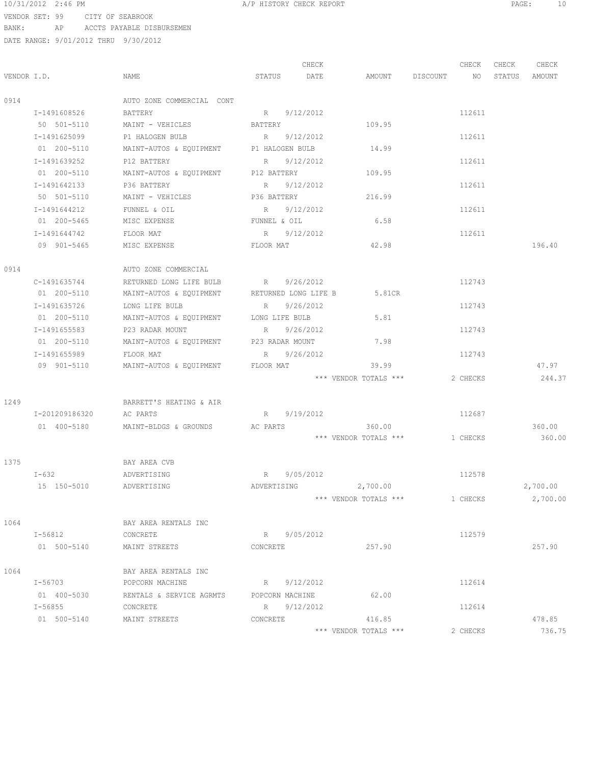10/31/2012 2:46 PM A/P HISTORY CHECK REPORT

VENDOR SET: 99 CITY OF SEABROOK
BANK: AP ACCTS PAYABLE DISBURSEMEN
DATE RANGE: 9/01/2012 THRU 9/30/2012

| VENDOR I.D. | NAME | STATUS | CHECK DATE | AMOUNT | DISCOUNT | CHECK NO | CHECK STATUS | CHECK AMOUNT |
|---|---|---|---|---|---|---|---|---|
| 0914 | AUTO ZONE COMMERCIAL CONT | | | | | | | |
| I-1491608526 | BATTERY | R | 9/12/2012 | | | 112611 | | |
| 50 501-5110 | MAINT - VEHICLES | BATTERY | | 109.95 | | | | |
| I-1491625099 | P1 HALOGEN BULB | R | 9/12/2012 | | | 112611 | | |
| 01 200-5110 | MAINT-AUTOS & EQUIPMENT | P1 HALOGEN BULB | | 14.99 | | | | |
| I-1491639252 | P12 BATTERY | R | 9/12/2012 | | | 112611 | | |
| 01 200-5110 | MAINT-AUTOS & EQUIPMENT | P12 BATTERY | | 109.95 | | | | |
| I-1491642133 | P36 BATTERY | R | 9/12/2012 | | | 112611 | | |
| 50 501-5110 | MAINT - VEHICLES | P36 BATTERY | | 216.99 | | | | |
| I-1491644212 | FUNNEL & OIL | R | 9/12/2012 | | | 112611 | | |
| 01 200-5465 | MISC EXPENSE | FUNNEL & OIL | | 6.58 | | | | |
| I-1491644742 | FLOOR MAT | R | 9/12/2012 | | | 112611 | | |
| 09 901-5465 | MISC EXPENSE | FLOOR MAT | | 42.98 | | | | 196.40 |
| 0914 | AUTO ZONE COMMERCIAL | | | | | | | |
| C-1491635744 | RETURNED LONG LIFE BULB | R | 9/26/2012 | | | 112743 | | |
| 01 200-5110 | MAINT-AUTOS & EQUIPMENT | RETURNED LONG LIFE B | | 5.81CR | | | | |
| I-1491635726 | LONG LIFE BULB | R | 9/26/2012 | | | 112743 | | |
| 01 200-5110 | MAINT-AUTOS & EQUIPMENT | LONG LIFE BULB | | 5.81 | | | | |
| I-1491655583 | P23 RADAR MOUNT | R | 9/26/2012 | | | 112743 | | |
| 01 200-5110 | MAINT-AUTOS & EQUIPMENT | P23 RADAR MOUNT | | 7.98 | | | | |
| I-1491655989 | FLOOR MAT | R | 9/26/2012 | | | 112743 | | |
| 09 901-5110 | MAINT-AUTOS & EQUIPMENT | FLOOR MAT | | 39.99 | | | | 47.97 |
| | | | | *** VENDOR TOTALS *** | | 2 CHECKS | | 244.37 |
| 1249 | BARRETT'S HEATING & AIR | | | | | | | |
| I-201209186320 | AC PARTS | R | 9/19/2012 | | | 112687 | | |
| 01 400-5180 | MAINT-BLDGS & GROUNDS | AC PARTS | | 360.00 | | | | 360.00 |
| | | | | *** VENDOR TOTALS *** | | 1 CHECKS | | 360.00 |
| 1375 | BAY AREA CVB | | | | | | | |
| I-632 | ADVERTISING | R | 9/05/2012 | | | 112578 | | |
| 15 150-5010 | ADVERTISING | ADVERTISING | | 2,700.00 | | | | 2,700.00 |
| | | | | *** VENDOR TOTALS *** | | 1 CHECKS | | 2,700.00 |
| 1064 | BAY AREA RENTALS INC | | | | | | | |
| I-56812 | CONCRETE | R | 9/05/2012 | | | 112579 | | |
| 01 500-5140 | MAINT STREETS | CONCRETE | | 257.90 | | | | 257.90 |
| 1064 | BAY AREA RENTALS INC | | | | | | | |
| I-56703 | POPCORN MACHINE | R | 9/12/2012 | | | 112614 | | |
| 01 400-5030 | RENTALS & SERVICE AGRMTS | POPCORN MACHINE | | 62.00 | | | | |
| I-56855 | CONCRETE | R | 9/12/2012 | | | 112614 | | |
| 01 500-5140 | MAINT STREETS | CONCRETE | | 416.85 | | | | 478.85 |
| | | | | *** VENDOR TOTALS *** | | 2 CHECKS | | 736.75 |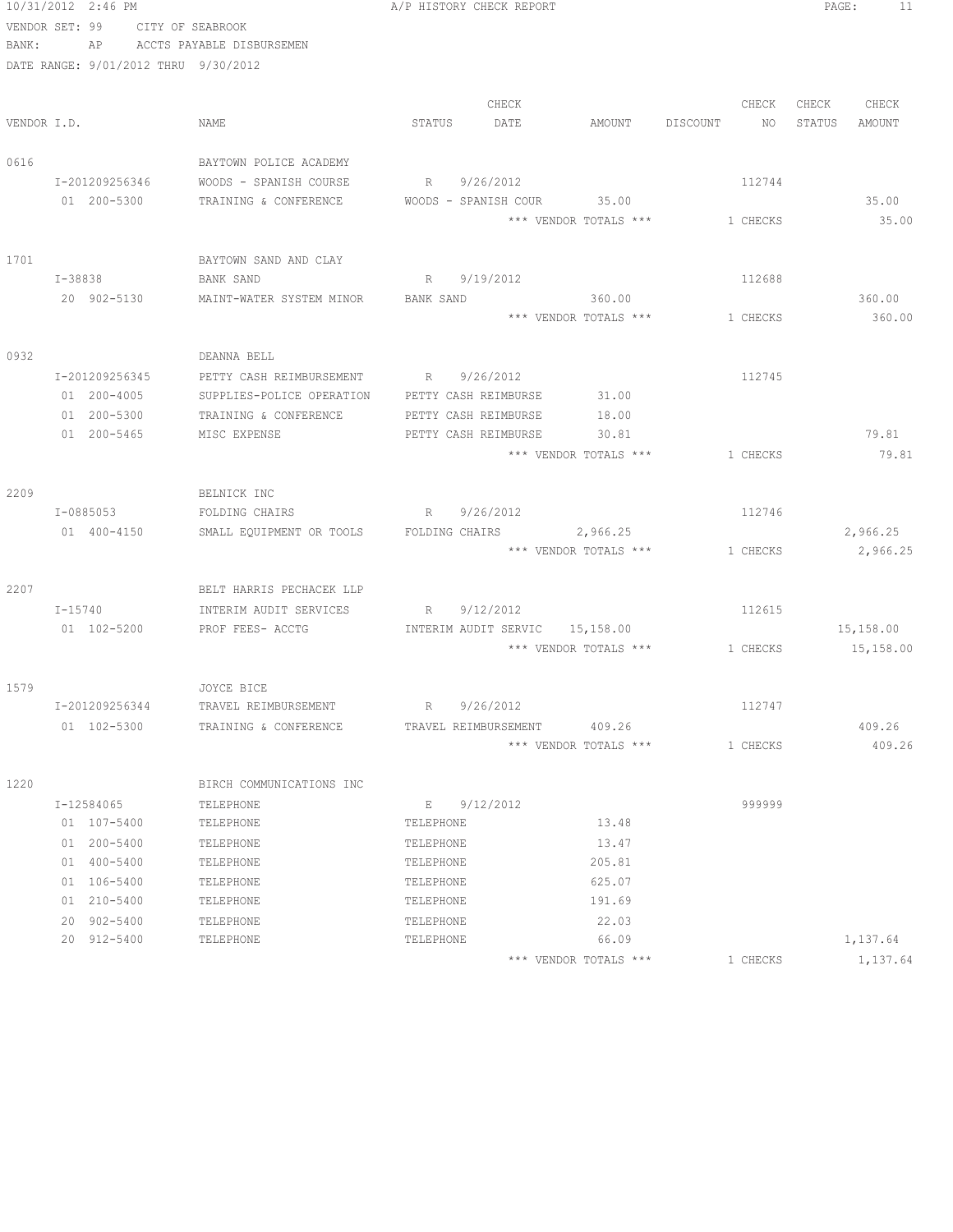10/31/2012 2:46 PM A/P HISTORY CHECK REPORT

VENDOR SET: 99 CITY OF SEABROOK
BANK: AP ACCTS PAYABLE DISBURSEMEN
DATE RANGE: 9/01/2012 THRU 9/30/2012

| VENDOR I.D. | NAME | STATUS | CHECK DATE | AMOUNT | DISCOUNT | CHECK NO | CHECK STATUS | CHECK AMOUNT |
|---|---|---|---|---|---|---|---|---|
| 0616 | BAYTOWN POLICE ACADEMY | | | | | | | |
| I-201209256346 | WOODS - SPANISH COURSE | R | 9/26/2012 | | | 112744 | | |
| 01 200-5300 | TRAINING & CONFERENCE | WOODS - SPANISH COUR | | 35.00 | | | | 35.00 |
| | | | | *** VENDOR TOTALS *** | | 1 CHECKS | | 35.00 |
| 1701 | BAYTOWN SAND AND CLAY | | | | | | | |
| I-38838 | BANK SAND | R | 9/19/2012 | | | 112688 | | |
| 20 902-5130 | MAINT-WATER SYSTEM MINOR | BANK SAND | | 360.00 | | | | 360.00 |
| | | | | *** VENDOR TOTALS *** | | 1 CHECKS | | 360.00 |
| 0932 | DEANNA BELL | | | | | | | |
| I-201209256345 | PETTY CASH REIMBURSEMENT | R | 9/26/2012 | | | 112745 | | |
| 01 200-4005 | SUPPLIES-POLICE OPERATION | PETTY CASH REIMBURSE | | 31.00 | | | | |
| 01 200-5300 | TRAINING & CONFERENCE | PETTY CASH REIMBURSE | | 18.00 | | | | |
| 01 200-5465 | MISC EXPENSE | PETTY CASH REIMBURSE | | 30.81 | | | | 79.81 |
| | | | | *** VENDOR TOTALS *** | | 1 CHECKS | | 79.81 |
| 2209 | BELNICK INC | | | | | | | |
| I-0885053 | FOLDING CHAIRS | R | 9/26/2012 | | | 112746 | | |
| 01 400-4150 | SMALL EQUIPMENT OR TOOLS | FOLDING CHAIRS | | 2,966.25 | | | | 2,966.25 |
| | | | | *** VENDOR TOTALS *** | | 1 CHECKS | | 2,966.25 |
| 2207 | BELT HARRIS PECHACEK LLP | | | | | | | |
| I-15740 | INTERIM AUDIT SERVICES | R | 9/12/2012 | | | 112615 | | |
| 01 102-5200 | PROF FEES- ACCTG | INTERIM AUDIT SERVIC | | 15,158.00 | | | | 15,158.00 |
| | | | | *** VENDOR TOTALS *** | | 1 CHECKS | | 15,158.00 |
| 1579 | JOYCE BICE | | | | | | | |
| I-201209256344 | TRAVEL REIMBURSEMENT | R | 9/26/2012 | | | 112747 | | |
| 01 102-5300 | TRAINING & CONFERENCE | TRAVEL REIMBURSEMENT | | 409.26 | | | | 409.26 |
| | | | | *** VENDOR TOTALS *** | | 1 CHECKS | | 409.26 |
| 1220 | BIRCH COMMUNICATIONS INC | | | | | | | |
| I-12584065 | TELEPHONE | E | 9/12/2012 | | | 999999 | | |
| 01 107-5400 | TELEPHONE | TELEPHONE | | 13.48 | | | | |
| 01 200-5400 | TELEPHONE | TELEPHONE | | 13.47 | | | | |
| 01 400-5400 | TELEPHONE | TELEPHONE | | 205.81 | | | | |
| 01 106-5400 | TELEPHONE | TELEPHONE | | 625.07 | | | | |
| 01 210-5400 | TELEPHONE | TELEPHONE | | 191.69 | | | | |
| 20 902-5400 | TELEPHONE | TELEPHONE | | 22.03 | | | | |
| 20 912-5400 | TELEPHONE | TELEPHONE | | 66.09 | | | | 1,137.64 |
| | | | | *** VENDOR TOTALS *** | | 1 CHECKS | | 1,137.64 |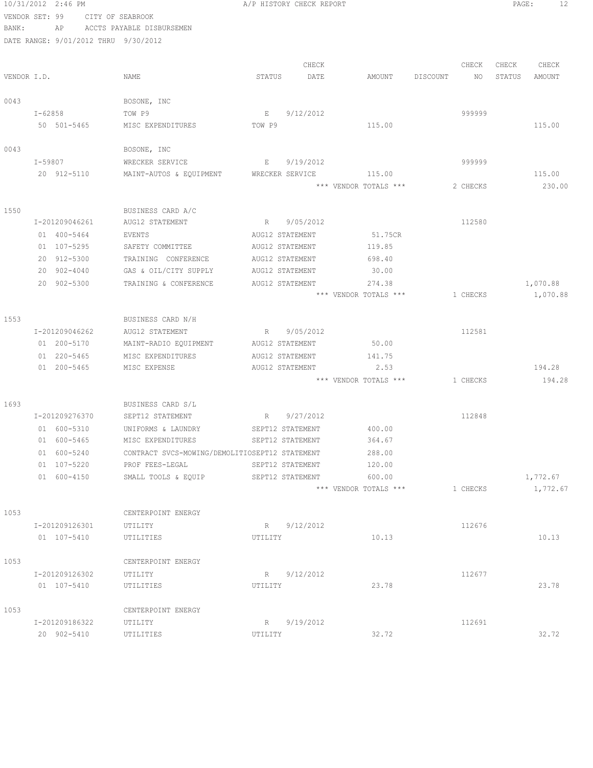10/31/2012 2:46 PM A/P HISTORY CHECK REPORT

VENDOR SET: 99 CITY OF SEABROOK
BANK: AP ACCTS PAYABLE DISBURSEMEN
DATE RANGE: 9/01/2012 THRU 9/30/2012

| VENDOR I.D. | NAME | STATUS | CHECK DATE | AMOUNT | DISCOUNT | CHECK NO | CHECK STATUS | CHECK AMOUNT |
|---|---|---|---|---|---|---|---|---|
| 0043 | BOSONE, INC | | | | | | | |
| I-62858 | TOW P9 | E | 9/12/2012 | | | 999999 | | |
| 50 501-5465 | MISC EXPENDITURES | TOW P9 | | 115.00 | | | | 115.00 |
| 0043 | BOSONE, INC | | | | | | | |
| I-59807 | WRECKER SERVICE | E | 9/19/2012 | | | 999999 | | |
| 20 912-5110 | MAINT-AUTOS & EQUIPMENT | WRECKER SERVICE | | 115.00 | | | | 115.00 |
| | | | | *** VENDOR TOTALS *** | | 2 CHECKS | | 230.00 |
| 1550 | BUSINESS CARD A/C | | | | | | | |
| I-201209046261 | AUG12 STATEMENT | R | 9/05/2012 | | | 112580 | | |
| 01 400-5464 | EVENTS | AUG12 STATEMENT | | 51.75CR | | | | |
| 01 107-5295 | SAFETY COMMITTEE | AUG12 STATEMENT | | 119.85 | | | | |
| 20 912-5300 | TRAINING CONFERENCE | AUG12 STATEMENT | | 698.40 | | | | |
| 20 902-4040 | GAS & OIL/CITY SUPPLY | AUG12 STATEMENT | | 30.00 | | | | |
| 20 902-5300 | TRAINING & CONFERENCE | AUG12 STATEMENT | | 274.38 | | | | 1,070.88 |
| | | | | *** VENDOR TOTALS *** | | 1 CHECKS | | 1,070.88 |
| 1553 | BUSINESS CARD N/H | | | | | | | |
| I-201209046262 | AUG12 STATEMENT | R | 9/05/2012 | | | 112581 | | |
| 01 200-5170 | MAINT-RADIO EQUIPMENT | AUG12 STATEMENT | | 50.00 | | | | |
| 01 220-5465 | MISC EXPENDITURES | AUG12 STATEMENT | | 141.75 | | | | |
| 01 200-5465 | MISC EXPENSE | AUG12 STATEMENT | | 2.53 | | | | 194.28 |
| | | | | *** VENDOR TOTALS *** | | 1 CHECKS | | 194.28 |
| 1693 | BUSINESS CARD S/L | | | | | | | |
| I-201209276370 | SEPT12 STATEMENT | R | 9/27/2012 | | | 112848 | | |
| 01 600-5310 | UNIFORMS & LAUNDRY | SEPT12 STATEMENT | | 400.00 | | | | |
| 01 600-5465 | MISC EXPENDITURES | SEPT12 STATEMENT | | 364.67 | | | | |
| 01 600-5240 | CONTRACT SVCS-MOWING/DEMOLITIO | SEPT12 STATEMENT | | 288.00 | | | | |
| 01 107-5220 | PROF FEES-LEGAL | SEPT12 STATEMENT | | 120.00 | | | | |
| 01 600-4150 | SMALL TOOLS & EQUIP | SEPT12 STATEMENT | | 600.00 | | | | 1,772.67 |
| | | | | *** VENDOR TOTALS *** | | 1 CHECKS | | 1,772.67 |
| 1053 | CENTERPOINT ENERGY | | | | | | | |
| I-201209126301 | UTILITY | R | 9/12/2012 | | | 112676 | | |
| 01 107-5410 | UTILITIES | UTILITY | | 10.13 | | | | 10.13 |
| 1053 | CENTERPOINT ENERGY | | | | | | | |
| I-201209126302 | UTILITY | R | 9/12/2012 | | | 112677 | | |
| 01 107-5410 | UTILITIES | UTILITY | | 23.78 | | | | 23.78 |
| 1053 | CENTERPOINT ENERGY | | | | | | | |
| I-201209186322 | UTILITY | R | 9/19/2012 | | | 112691 | | |
| 20 902-5410 | UTILITIES | UTILITY | | 32.72 | | | | 32.72 |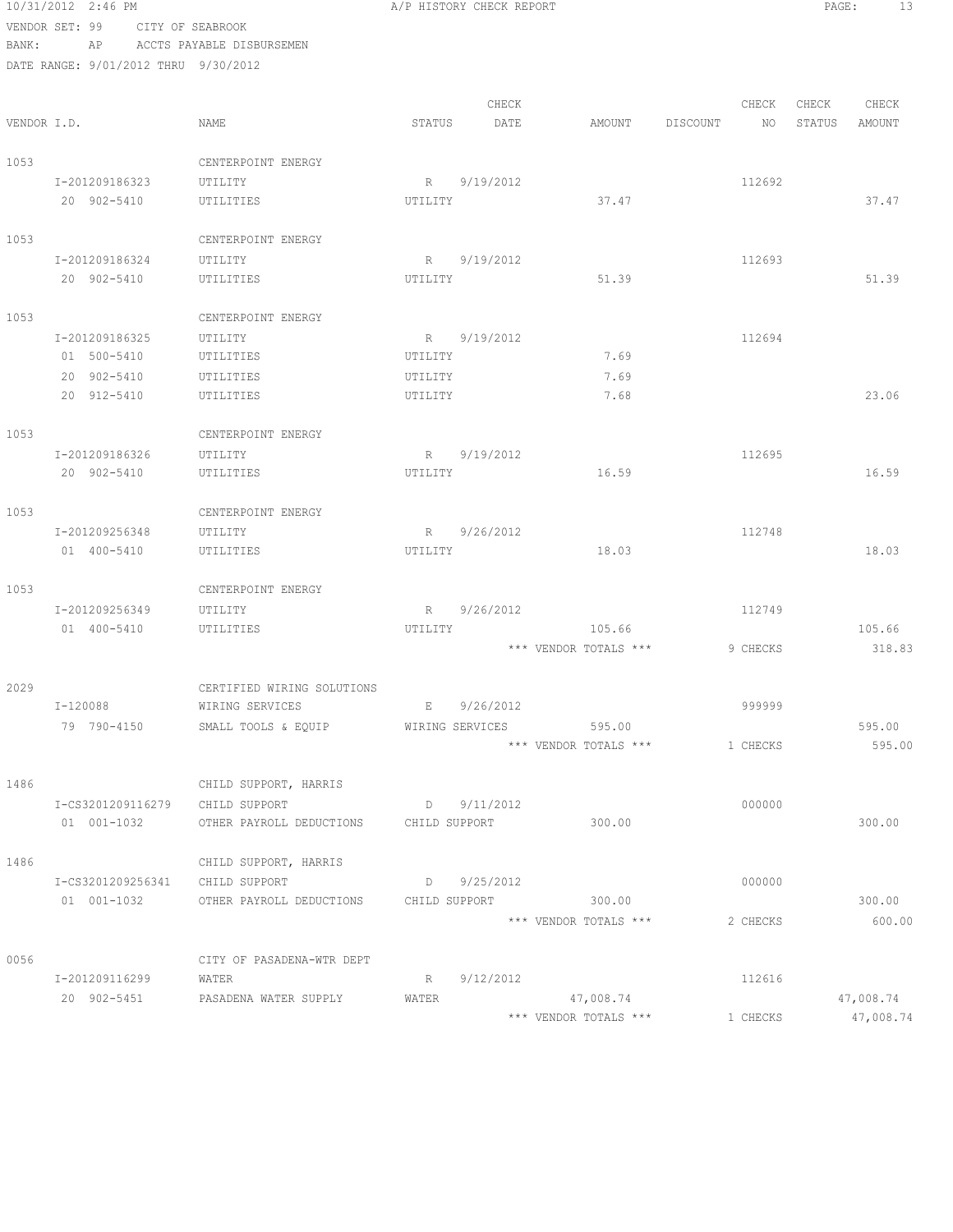10/31/2012 2:46 PM A/P HISTORY CHECK REPORT

VENDOR SET: 99 CITY OF SEABROOK
BANK: AP ACCTS PAYABLE DISBURSEMEN
DATE RANGE: 9/01/2012 THRU 9/30/2012

| VENDOR I.D. | NAME | STATUS | CHECK DATE | AMOUNT | DISCOUNT | CHECK NO | CHECK STATUS | CHECK AMOUNT |
|---|---|---|---|---|---|---|---|---|
| 1053 | CENTERPOINT ENERGY | | | | | | | |
| I-201209186323 | UTILITY | R | 9/19/2012 | | | 112692 | | |
| 20 902-5410 | UTILITIES | UTILITY | | 37.47 | | | | 37.47 |
| 1053 | CENTERPOINT ENERGY | | | | | | | |
| I-201209186324 | UTILITY | R | 9/19/2012 | | | 112693 | | |
| 20 902-5410 | UTILITIES | UTILITY | | 51.39 | | | | 51.39 |
| 1053 | CENTERPOINT ENERGY | | | | | | | |
| I-201209186325 | UTILITY | R | 9/19/2012 | | | 112694 | | |
| 01 500-5410 | UTILITIES | UTILITY | | 7.69 | | | | |
| 20 902-5410 | UTILITIES | UTILITY | | 7.69 | | | | |
| 20 912-5410 | UTILITIES | UTILITY | | 7.68 | | | | 23.06 |
| 1053 | CENTERPOINT ENERGY | | | | | | | |
| I-201209186326 | UTILITY | R | 9/19/2012 | | | 112695 | | |
| 20 902-5410 | UTILITIES | UTILITY | | 16.59 | | | | 16.59 |
| 1053 | CENTERPOINT ENERGY | | | | | | | |
| I-201209256348 | UTILITY | R | 9/26/2012 | | | 112748 | | |
| 01 400-5410 | UTILITIES | UTILITY | | 18.03 | | | | 18.03 |
| 1053 | CENTERPOINT ENERGY | | | | | | | |
| I-201209256349 | UTILITY | R | 9/26/2012 | | | 112749 | | |
| 01 400-5410 | UTILITIES | UTILITY | | 105.66 | | | | 105.66 |
| | | | | *** VENDOR TOTALS *** | | 9 CHECKS | | 318.83 |
| 2029 | CERTIFIED WIRING SOLUTIONS | | | | | | | |
| I-120088 | WIRING SERVICES | E | 9/26/2012 | | | 999999 | | |
| 79 790-4150 | SMALL TOOLS & EQUIP | WIRING SERVICES | | 595.00 | | | | 595.00 |
| | | | | *** VENDOR TOTALS *** | | 1 CHECKS | | 595.00 |
| 1486 | CHILD SUPPORT, HARRIS | | | | | | | |
| I-CS3201209116279 | CHILD SUPPORT | D | 9/11/2012 | | | 000000 | | |
| 01 001-1032 | OTHER PAYROLL DEDUCTIONS | CHILD SUPPORT | | 300.00 | | | | 300.00 |
| 1486 | CHILD SUPPORT, HARRIS | | | | | | | |
| I-CS3201209256341 | CHILD SUPPORT | D | 9/25/2012 | | | 000000 | | |
| 01 001-1032 | OTHER PAYROLL DEDUCTIONS | CHILD SUPPORT | | 300.00 | | | | 300.00 |
| | | | | *** VENDOR TOTALS *** | | 2 CHECKS | | 600.00 |
| 0056 | CITY OF PASADENA-WTR DEPT | | | | | | | |
| I-201209116299 | WATER | R | 9/12/2012 | | | 112616 | | |
| 20 902-5451 | PASADENA WATER SUPPLY | WATER | | 47,008.74 | | | | 47,008.74 |
| | | | | *** VENDOR TOTALS *** | | 1 CHECKS | | 47,008.74 |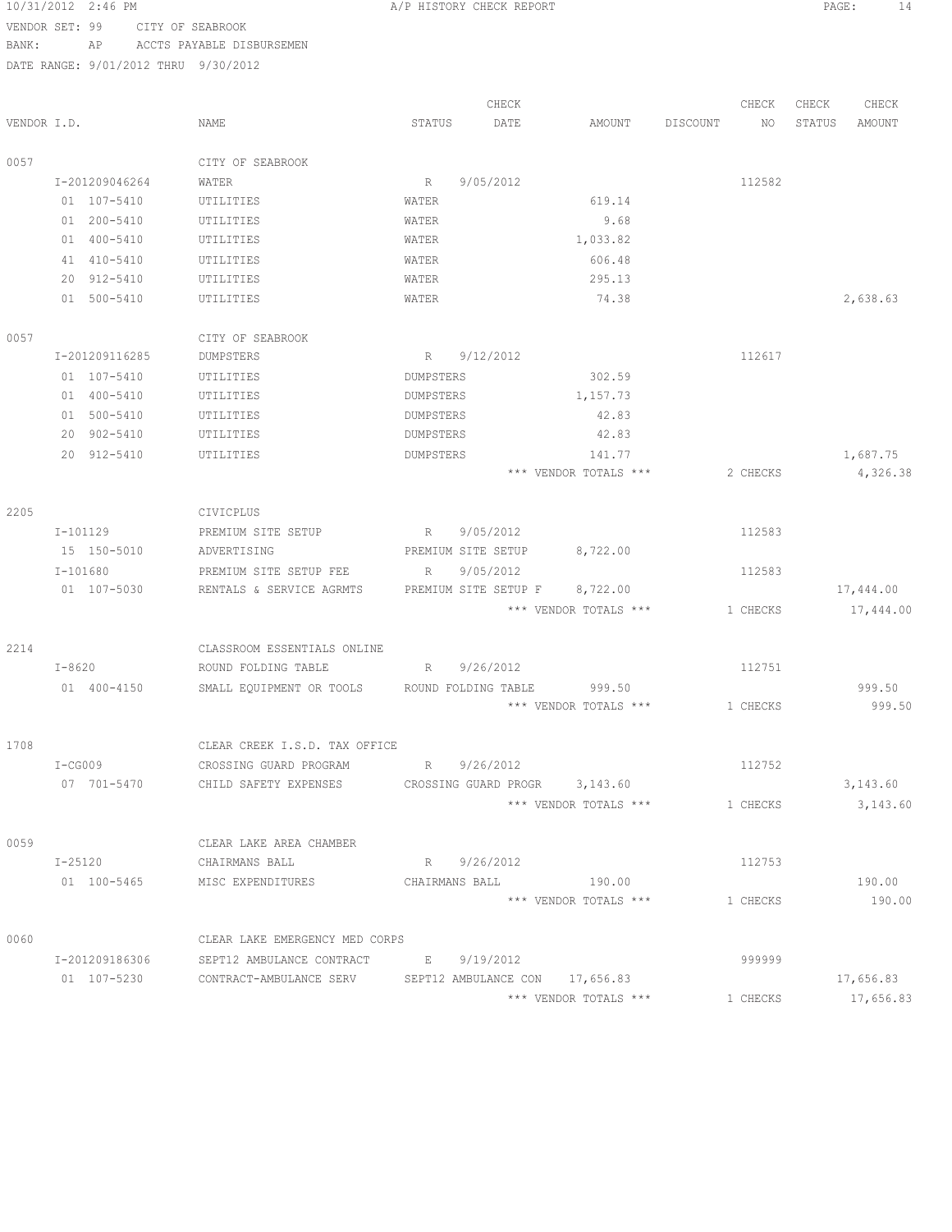10/31/2012 2:46 PM A/P HISTORY CHECK REPORT

VENDOR SET: 99 CITY OF SEABROOK
BANK: AP ACCTS PAYABLE DISBURSEMEN
DATE RANGE: 9/01/2012 THRU 9/30/2012

| VENDOR I.D. | NAME | STATUS | CHECK DATE | AMOUNT | DISCOUNT | CHECK NO | CHECK STATUS | CHECK AMOUNT |
|---|---|---|---|---|---|---|---|---|
| 0057 | CITY OF SEABROOK | | | | | | | |
| I-201209046264 | WATER | R | 9/05/2012 | | | 112582 | | |
| 01 107-5410 | UTILITIES | WATER | | 619.14 | | | | |
| 01 200-5410 | UTILITIES | WATER | | 9.68 | | | | |
| 01 400-5410 | UTILITIES | WATER | | 1,033.82 | | | | |
| 41 410-5410 | UTILITIES | WATER | | 606.48 | | | | |
| 20 912-5410 | UTILITIES | WATER | | 295.13 | | | | |
| 01 500-5410 | UTILITIES | WATER | | 74.38 | | | | 2,638.63 |
| 0057 | CITY OF SEABROOK | | | | | | | |
| I-201209116285 | DUMPSTERS | R | 9/12/2012 | | | 112617 | | |
| 01 107-5410 | UTILITIES | DUMPSTERS | | 302.59 | | | | |
| 01 400-5410 | UTILITIES | DUMPSTERS | | 1,157.73 | | | | |
| 01 500-5410 | UTILITIES | DUMPSTERS | | 42.83 | | | | |
| 20 902-5410 | UTILITIES | DUMPSTERS | | 42.83 | | | | |
| 20 912-5410 | UTILITIES | DUMPSTERS | | 141.77 | | | | 1,687.75 |
| | | | | *** VENDOR TOTALS *** | | 2 CHECKS | | 4,326.38 |
| 2205 | CIVICPLUS | | | | | | | |
| I-101129 | PREMIUM SITE SETUP | R | 9/05/2012 | | | 112583 | | |
| 15 150-5010 | ADVERTISING | PREMIUM SITE SETUP | | 8,722.00 | | | | |
| I-101680 | PREMIUM SITE SETUP FEE | R | 9/05/2012 | | | 112583 | | |
| 01 107-5030 | RENTALS & SERVICE AGRMTS | PREMIUM SITE SETUP F | | 8,722.00 | | | | 17,444.00 |
| | | | | *** VENDOR TOTALS *** | | 1 CHECKS | | 17,444.00 |
| 2214 | CLASSROOM ESSENTIALS ONLINE | | | | | | | |
| I-8620 | ROUND FOLDING TABLE | R | 9/26/2012 | | | 112751 | | |
| 01 400-4150 | SMALL EQUIPMENT OR TOOLS | ROUND FOLDING TABLE | | 999.50 | | | | 999.50 |
| | | | | *** VENDOR TOTALS *** | | 1 CHECKS | | 999.50 |
| 1708 | CLEAR CREEK I.S.D. TAX OFFICE | | | | | | | |
| I-CG009 | CROSSING GUARD PROGRAM | R | 9/26/2012 | | | 112752 | | |
| 07 701-5470 | CHILD SAFETY EXPENSES | CROSSING GUARD PROGR | | 3,143.60 | | | | 3,143.60 |
| | | | | *** VENDOR TOTALS *** | | 1 CHECKS | | 3,143.60 |
| 0059 | CLEAR LAKE AREA CHAMBER | | | | | | | |
| I-25120 | CHAIRMANS BALL | R | 9/26/2012 | | | 112753 | | |
| 01 100-5465 | MISC EXPENDITURES | CHAIRMANS BALL | | 190.00 | | | | 190.00 |
| | | | | *** VENDOR TOTALS *** | | 1 CHECKS | | 190.00 |
| 0060 | CLEAR LAKE EMERGENCY MED CORPS | | | | | | | |
| I-201209186306 | SEPT12 AMBULANCE CONTRACT | E | 9/19/2012 | | | 999999 | | |
| 01 107-5230 | CONTRACT-AMBULANCE SERV | SEPT12 AMBULANCE CON | | 17,656.83 | | | | 17,656.83 |
| | | | | *** VENDOR TOTALS *** | | 1 CHECKS | | 17,656.83 |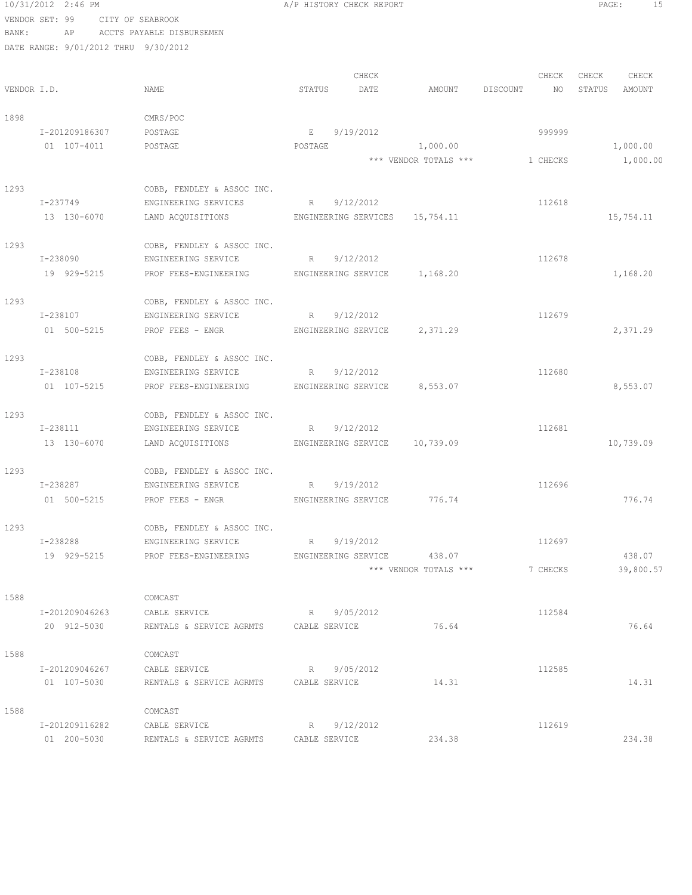10/31/2012 2:46 PM A/P HISTORY CHECK REPORT

VENDOR SET: 99 CITY OF SEABROOK
BANK: AP ACCTS PAYABLE DISBURSEMEN
DATE RANGE: 9/01/2012 THRU 9/30/2012

| VENDOR I.D. | NAME | STATUS | CHECK DATE | AMOUNT | DISCOUNT | CHECK NO | CHECK STATUS | CHECK AMOUNT |
|---|---|---|---|---|---|---|---|---|
| 1898 | CMRS/POC | | | | | | | |
| I-201209186307 | POSTAGE | E | 9/19/2012 | | | 999999 | | |
| 01 107-4011 | POSTAGE | POSTAGE | | 1,000.00 | | | | 1,000.00 |
| | | | | *** VENDOR TOTALS *** | | 1 CHECKS | | 1,000.00 |
| 1293 | COBB, FENDLEY & ASSOC INC. | | | | | | | |
| I-237749 | ENGINEERING SERVICES | R | 9/12/2012 | | | 112618 | | |
| 13 130-6070 | LAND ACQUISITIONS | ENGINEERING SERVICES | | 15,754.11 | | | | 15,754.11 |
| 1293 | COBB, FENDLEY & ASSOC INC. | | | | | | | |
| I-238090 | ENGINEERING SERVICE | R | 9/12/2012 | | | 112678 | | |
| 19 929-5215 | PROF FEES-ENGINEERING | ENGINEERING SERVICE | | 1,168.20 | | | | 1,168.20 |
| 1293 | COBB, FENDLEY & ASSOC INC. | | | | | | | |
| I-238107 | ENGINEERING SERVICE | R | 9/12/2012 | | | 112679 | | |
| 01 500-5215 | PROF FEES - ENGR | ENGINEERING SERVICE | | 2,371.29 | | | | 2,371.29 |
| 1293 | COBB, FENDLEY & ASSOC INC. | | | | | | | |
| I-238108 | ENGINEERING SERVICE | R | 9/12/2012 | | | 112680 | | |
| 01 107-5215 | PROF FEES-ENGINEERING | ENGINEERING SERVICE | | 8,553.07 | | | | 8,553.07 |
| 1293 | COBB, FENDLEY & ASSOC INC. | | | | | | | |
| I-238111 | ENGINEERING SERVICE | R | 9/12/2012 | | | 112681 | | |
| 13 130-6070 | LAND ACQUISITIONS | ENGINEERING SERVICE | | 10,739.09 | | | | 10,739.09 |
| 1293 | COBB, FENDLEY & ASSOC INC. | | | | | | | |
| I-238287 | ENGINEERING SERVICE | R | 9/19/2012 | | | 112696 | | |
| 01 500-5215 | PROF FEES - ENGR | ENGINEERING SERVICE | | 776.74 | | | | 776.74 |
| 1293 | COBB, FENDLEY & ASSOC INC. | | | | | | | |
| I-238288 | ENGINEERING SERVICE | R | 9/19/2012 | | | 112697 | | |
| 19 929-5215 | PROF FEES-ENGINEERING | ENGINEERING SERVICE | | 438.07 | | | | 438.07 |
| | | | | *** VENDOR TOTALS *** | | 7 CHECKS | | 39,800.57 |
| 1588 | COMCAST | | | | | | | |
| I-201209046263 | CABLE SERVICE | R | 9/05/2012 | | | 112584 | | |
| 20 912-5030 | RENTALS & SERVICE AGRMTS | CABLE SERVICE | | 76.64 | | | | 76.64 |
| 1588 | COMCAST | | | | | | | |
| I-201209046267 | CABLE SERVICE | R | 9/05/2012 | | | 112585 | | |
| 01 107-5030 | RENTALS & SERVICE AGRMTS | CABLE SERVICE | | 14.31 | | | | 14.31 |
| 1588 | COMCAST | | | | | | | |
| I-201209116282 | CABLE SERVICE | R | 9/12/2012 | | | 112619 | | |
| 01 200-5030 | RENTALS & SERVICE AGRMTS | CABLE SERVICE | | 234.38 | | | | 234.38 |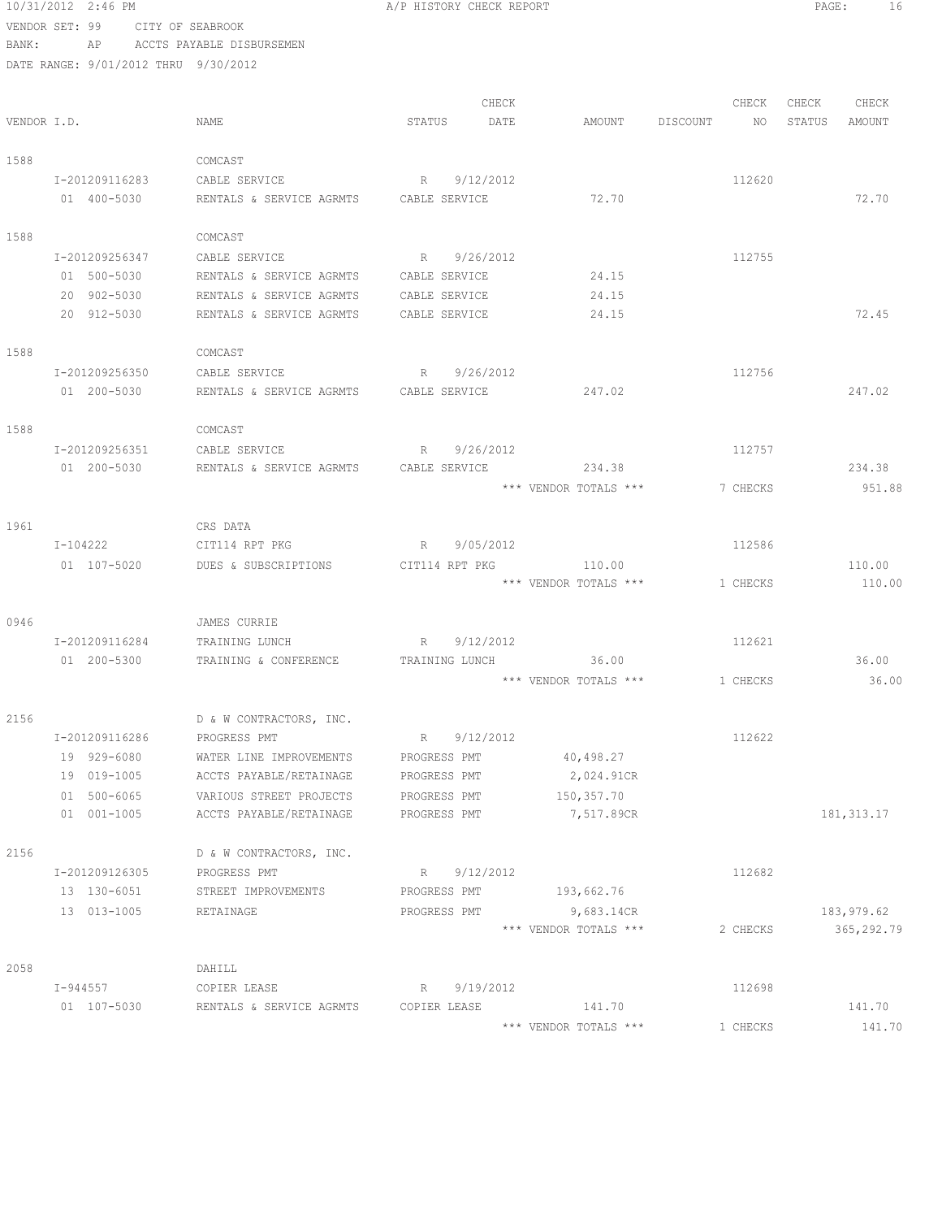10/31/2012 2:46 PM A/P HISTORY CHECK REPORT

VENDOR SET: 99 CITY OF SEABROOK
BANK: AP ACCTS PAYABLE DISBURSEMEN
DATE RANGE: 9/01/2012 THRU 9/30/2012

| VENDOR I.D. | NAME | STATUS | CHECK DATE | AMOUNT | DISCOUNT | CHECK NO | CHECK STATUS | CHECK AMOUNT |
|---|---|---|---|---|---|---|---|---|
| 1588 | COMCAST | | | | | | | |
| I-201209116283 | CABLE SERVICE | R | 9/12/2012 | | | 112620 | | |
| 01 400-5030 | RENTALS & SERVICE AGRMTS | CABLE SERVICE | | 72.70 | | | | 72.70 |
| 1588 | COMCAST | | | | | | | |
| I-201209256347 | CABLE SERVICE | R | 9/26/2012 | | | 112755 | | |
| 01 500-5030 | RENTALS & SERVICE AGRMTS | CABLE SERVICE | | 24.15 | | | | |
| 20 902-5030 | RENTALS & SERVICE AGRMTS | CABLE SERVICE | | 24.15 | | | | |
| 20 912-5030 | RENTALS & SERVICE AGRMTS | CABLE SERVICE | | 24.15 | | | | 72.45 |
| 1588 | COMCAST | | | | | | | |
| I-201209256350 | CABLE SERVICE | R | 9/26/2012 | | | 112756 | | |
| 01 200-5030 | RENTALS & SERVICE AGRMTS | CABLE SERVICE | | 247.02 | | | | 247.02 |
| 1588 | COMCAST | | | | | | | |
| I-201209256351 | CABLE SERVICE | R | 9/26/2012 | | | 112757 | | |
| 01 200-5030 | RENTALS & SERVICE AGRMTS | CABLE SERVICE | | 234.38 | | | | 234.38 |
| | | | | *** VENDOR TOTALS *** | | 7 CHECKS | | 951.88 |
| 1961 | CRS DATA | | | | | | | |
| I-104222 | CIT114 RPT PKG | R | 9/05/2012 | | | 112586 | | |
| 01 107-5020 | DUES & SUBSCRIPTIONS | CIT114 RPT PKG | | 110.00 | | | | 110.00 |
| | | | | *** VENDOR TOTALS *** | | 1 CHECKS | | 110.00 |
| 0946 | JAMES CURRIE | | | | | | | |
| I-201209116284 | TRAINING LUNCH | R | 9/12/2012 | | | 112621 | | |
| 01 200-5300 | TRAINING & CONFERENCE | TRAINING LUNCH | | 36.00 | | | | 36.00 |
| | | | | *** VENDOR TOTALS *** | | 1 CHECKS | | 36.00 |
| 2156 | D & W CONTRACTORS, INC. | | | | | | | |
| I-201209116286 | PROGRESS PMT | R | 9/12/2012 | | | 112622 | | |
| 19 929-6080 | WATER LINE IMPROVEMENTS | PROGRESS PMT | | 40,498.27 | | | | |
| 19 019-1005 | ACCTS PAYABLE/RETAINAGE | PROGRESS PMT | | 2,024.91CR | | | | |
| 01 500-6065 | VARIOUS STREET PROJECTS | PROGRESS PMT | | 150,357.70 | | | | |
| 01 001-1005 | ACCTS PAYABLE/RETAINAGE | PROGRESS PMT | | 7,517.89CR | | | | 181,313.17 |
| 2156 | D & W CONTRACTORS, INC. | | | | | | | |
| I-201209126305 | PROGRESS PMT | R | 9/12/2012 | | | 112682 | | |
| 13 130-6051 | STREET IMPROVEMENTS | PROGRESS PMT | | 193,662.76 | | | | |
| 13 013-1005 | RETAINAGE | PROGRESS PMT | | 9,683.14CR | | | | 183,979.62 |
| | | | | *** VENDOR TOTALS *** | | 2 CHECKS | | 365,292.79 |
| 2058 | DAHILL | | | | | | | |
| I-944557 | COPIER LEASE | R | 9/19/2012 | | | 112698 | | |
| 01 107-5030 | RENTALS & SERVICE AGRMTS | COPIER LEASE | | 141.70 | | | | 141.70 |
| | | | | *** VENDOR TOTALS *** | | 1 CHECKS | | 141.70 |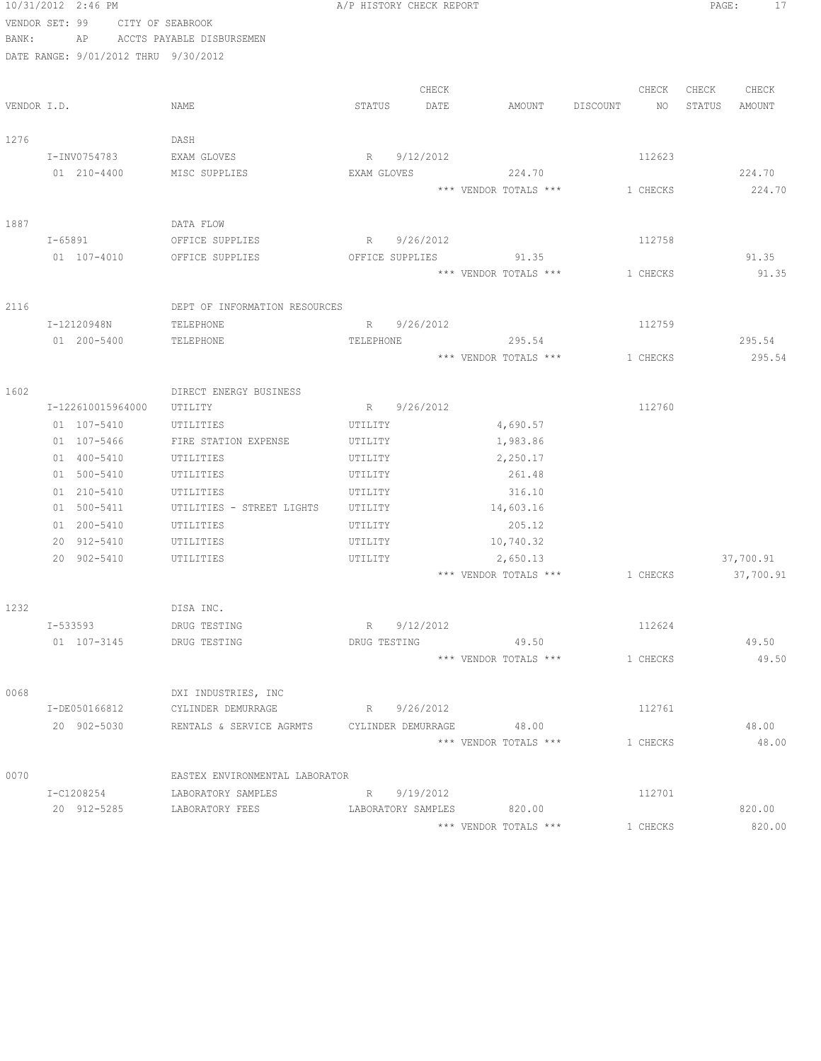10/31/2012 2:46 PM A/P HISTORY CHECK REPORT

VENDOR SET: 99 CITY OF SEABROOK

BANK: AP ACCTS PAYABLE DISBURSEMEN

DATE RANGE: 9/01/2012 THRU 9/30/2012

| VENDOR I.D. | NAME | STATUS | CHECK DATE | AMOUNT | DISCOUNT | CHECK NO | CHECK STATUS | CHECK AMOUNT |
|---|---|---|---|---|---|---|---|---|
| 1276 | DASH | | | | | | | |
| I-INV0754783 | EXAM GLOVES | R | 9/12/2012 | | | 112623 | | |
| 01 210-4400 | MISC SUPPLIES | EXAM GLOVES | | 224.70 | | | | 224.70 |
| | | | | *** VENDOR TOTALS *** | | 1 CHECKS | | 224.70 |
| 1887 | DATA FLOW | | | | | | | |
| I-65891 | OFFICE SUPPLIES | R | 9/26/2012 | | | 112758 | | |
| 01 107-4010 | OFFICE SUPPLIES | OFFICE SUPPLIES | | 91.35 | | | | 91.35 |
| | | | | *** VENDOR TOTALS *** | | 1 CHECKS | | 91.35 |
| 2116 | DEPT OF INFORMATION RESOURCES | | | | | | | |
| I-12120948N | TELEPHONE | R | 9/26/2012 | | | 112759 | | |
| 01 200-5400 | TELEPHONE | TELEPHONE | | 295.54 | | | | 295.54 |
| | | | | *** VENDOR TOTALS *** | | 1 CHECKS | | 295.54 |
| 1602 | DIRECT ENERGY BUSINESS | | | | | | | |
| I-122610015964000 | UTILITY | R | 9/26/2012 | | | 112760 | | |
| 01 107-5410 | UTILITIES | UTILITY | | 4,690.57 | | | | |
| 01 107-5466 | FIRE STATION EXPENSE | UTILITY | | 1,983.86 | | | | |
| 01 400-5410 | UTILITIES | UTILITY | | 2,250.17 | | | | |
| 01 500-5410 | UTILITIES | UTILITY | | 261.48 | | | | |
| 01 210-5410 | UTILITIES | UTILITY | | 316.10 | | | | |
| 01 500-5411 | UTILITIES - STREET LIGHTS | UTILITY | | 14,603.16 | | | | |
| 01 200-5410 | UTILITIES | UTILITY | | 205.12 | | | | |
| 20 912-5410 | UTILITIES | UTILITY | | 10,740.32 | | | | |
| 20 902-5410 | UTILITIES | UTILITY | | 2,650.13 | | | | 37,700.91 |
| | | | | *** VENDOR TOTALS *** | | 1 CHECKS | | 37,700.91 |
| 1232 | DISA INC. | | | | | | | |
| I-533593 | DRUG TESTING | R | 9/12/2012 | | | 112624 | | |
| 01 107-3145 | DRUG TESTING | DRUG TESTING | | 49.50 | | | | 49.50 |
| | | | | *** VENDOR TOTALS *** | | 1 CHECKS | | 49.50 |
| 0068 | DXI INDUSTRIES, INC | | | | | | | |
| I-DE050166812 | CYLINDER DEMURRAGE | R | 9/26/2012 | | | 112761 | | |
| 20 902-5030 | RENTALS & SERVICE AGRMTS | CYLINDER DEMURRAGE | | 48.00 | | | | 48.00 |
| | | | | *** VENDOR TOTALS *** | | 1 CHECKS | | 48.00 |
| 0070 | EASTEX ENVIRONMENTAL LABORATOR | | | | | | | |
| I-C1208254 | LABORATORY SAMPLES | R | 9/19/2012 | | | 112701 | | |
| 20 912-5285 | LABORATORY FEES | LABORATORY SAMPLES | | 820.00 | | | | 820.00 |
| | | | | *** VENDOR TOTALS *** | | 1 CHECKS | | 820.00 |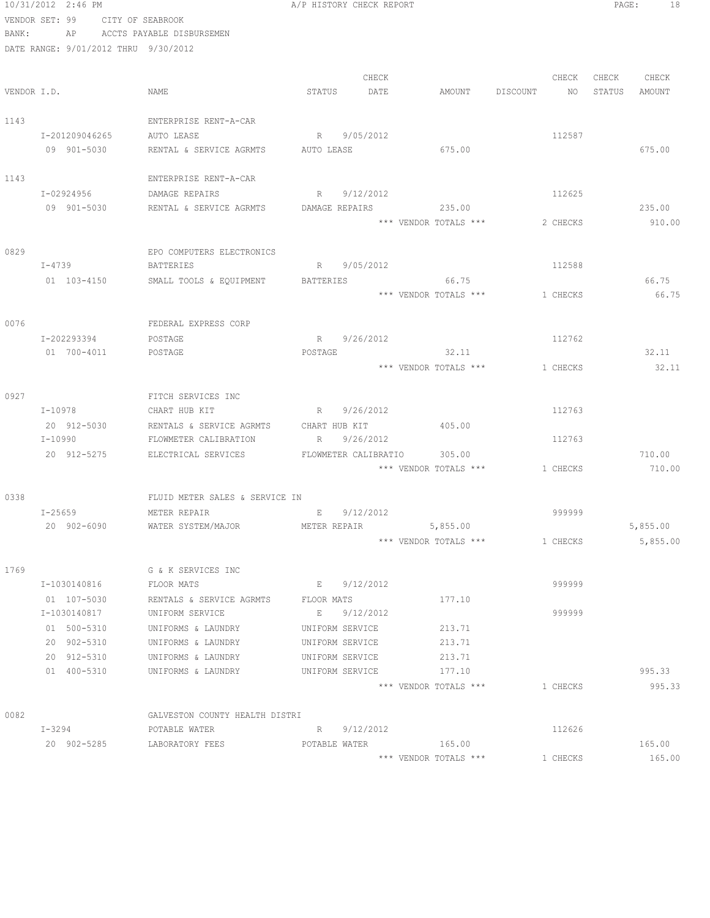10/31/2012 2:46 PM A/P HISTORY CHECK REPORT

VENDOR SET: 99 CITY OF SEABROOK
BANK: AP ACCTS PAYABLE DISBURSEMEN
DATE RANGE: 9/01/2012 THRU 9/30/2012

| VENDOR I.D. | NAME | STATUS | CHECK DATE | AMOUNT | DISCOUNT | CHECK NO | CHECK STATUS | CHECK AMOUNT |
|---|---|---|---|---|---|---|---|---|
| 1143 | ENTERPRISE RENT-A-CAR | | | | | | | |
| I-201209046265 | AUTO LEASE | R | 9/05/2012 | | | 112587 | | |
| 09 901-5030 | RENTAL & SERVICE AGRMTS | AUTO LEASE | | 675.00 | | | | 675.00 |
| 1143 | ENTERPRISE RENT-A-CAR | | | | | | | |
| I-02924956 | DAMAGE REPAIRS | R | 9/12/2012 | | | 112625 | | |
| 09 901-5030 | RENTAL & SERVICE AGRMTS | DAMAGE REPAIRS | | 235.00 | | | | 235.00 |
| | | | | *** VENDOR TOTALS *** | | 2 CHECKS | | 910.00 |
| 0829 | EPO COMPUTERS ELECTRONICS | | | | | | | |
| I-4739 | BATTERIES | R | 9/05/2012 | | | 112588 | | |
| 01 103-4150 | SMALL TOOLS & EQUIPMENT | BATTERIES | | 66.75 | | | | 66.75 |
| | | | | *** VENDOR TOTALS *** | | 1 CHECKS | | 66.75 |
| 0076 | FEDERAL EXPRESS CORP | | | | | | | |
| I-202293394 | POSTAGE | R | 9/26/2012 | | | 112762 | | |
| 01 700-4011 | POSTAGE | POSTAGE | | 32.11 | | | | 32.11 |
| | | | | *** VENDOR TOTALS *** | | 1 CHECKS | | 32.11 |
| 0927 | FITCH SERVICES INC | | | | | | | |
| I-10978 | CHART HUB KIT | R | 9/26/2012 | | | 112763 | | |
| 20 912-5030 | RENTALS & SERVICE AGRMTS | CHART HUB KIT | | 405.00 | | | | |
| I-10990 | FLOWMETER CALIBRATION | R | 9/26/2012 | | | 112763 | | |
| 20 912-5275 | ELECTRICAL SERVICES | FLOWMETER CALIBRATIO | | 305.00 | | | | 710.00 |
| | | | | *** VENDOR TOTALS *** | | 1 CHECKS | | 710.00 |
| 0338 | FLUID METER SALES & SERVICE IN | | | | | | | |
| I-25659 | METER REPAIR | E | 9/12/2012 | | | 999999 | | |
| 20 902-6090 | WATER SYSTEM/MAJOR | METER REPAIR | | 5,855.00 | | | | 5,855.00 |
| | | | | *** VENDOR TOTALS *** | | 1 CHECKS | | 5,855.00 |
| 1769 | G & K SERVICES INC | | | | | | | |
| I-1030140816 | FLOOR MATS | E | 9/12/2012 | | | 999999 | | |
| 01 107-5030 | RENTALS & SERVICE AGRMTS | FLOOR MATS | | 177.10 | | | | |
| I-1030140817 | UNIFORM SERVICE | E | 9/12/2012 | | | 999999 | | |
| 01 500-5310 | UNIFORMS & LAUNDRY | UNIFORM SERVICE | | 213.71 | | | | |
| 20 902-5310 | UNIFORMS & LAUNDRY | UNIFORM SERVICE | | 213.71 | | | | |
| 20 912-5310 | UNIFORMS & LAUNDRY | UNIFORM SERVICE | | 213.71 | | | | |
| 01 400-5310 | UNIFORMS & LAUNDRY | UNIFORM SERVICE | | 177.10 | | | | 995.33 |
| | | | | *** VENDOR TOTALS *** | | 1 CHECKS | | 995.33 |
| 0082 | GALVESTON COUNTY HEALTH DISTRI | | | | | | | |
| I-3294 | POTABLE WATER | R | 9/12/2012 | | | 112626 | | |
| 20 902-5285 | LABORATORY FEES | POTABLE WATER | | 165.00 | | | | 165.00 |
| | | | | *** VENDOR TOTALS *** | | 1 CHECKS | | 165.00 |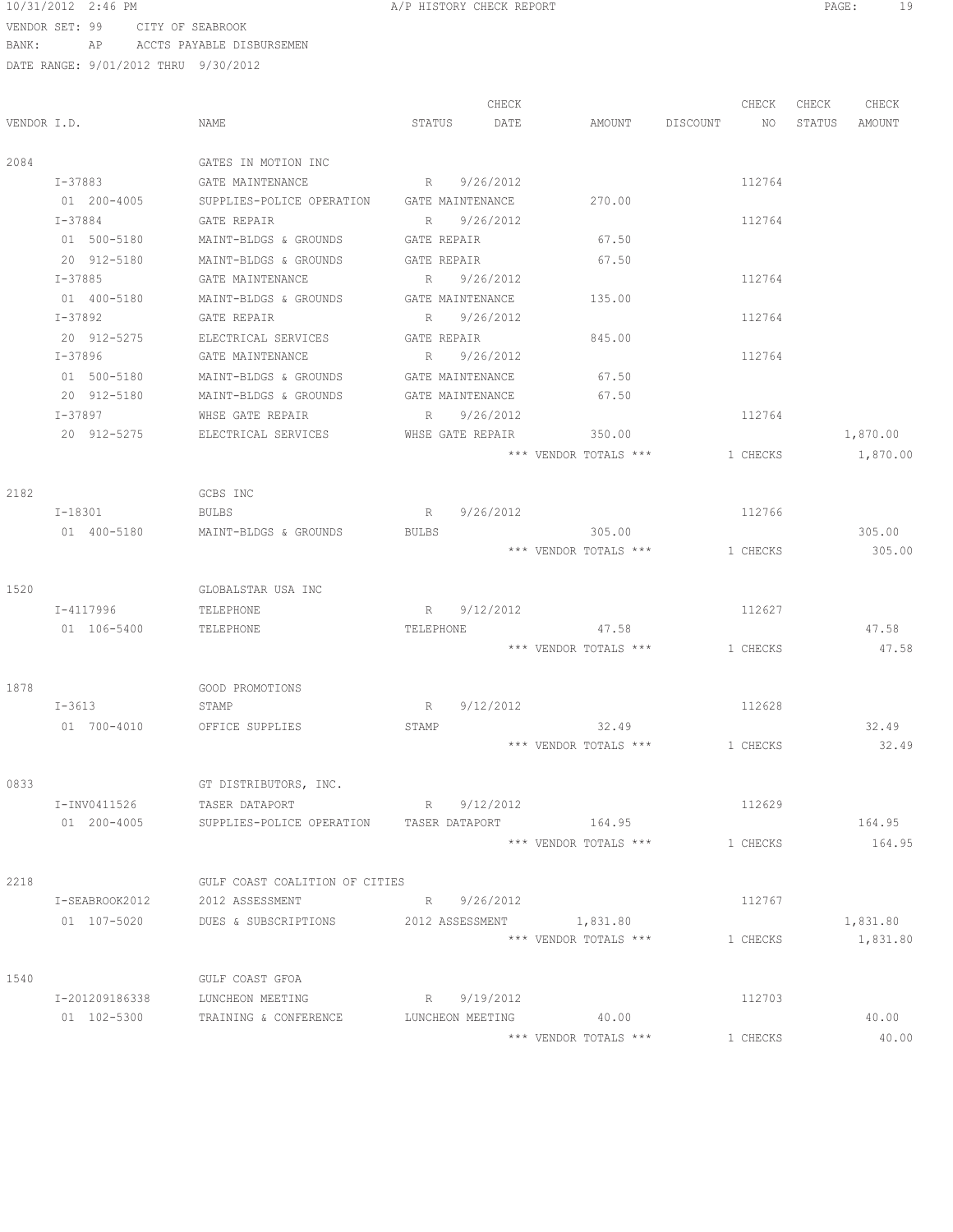10/31/2012 2:46 PM A/P HISTORY CHECK REPORT

VENDOR SET: 99 CITY OF SEABROOK
BANK: AP ACCTS PAYABLE DISBURSEMEN
DATE RANGE: 9/01/2012 THRU 9/30/2012

| VENDOR I.D. | NAME | STATUS | CHECK DATE | AMOUNT | DISCOUNT | CHECK NO | CHECK STATUS | CHECK AMOUNT |
|---|---|---|---|---|---|---|---|---|
| 2084 | GATES IN MOTION INC | | | | | | | |
| I-37883 | GATE MAINTENANCE | R | 9/26/2012 | | | 112764 | | |
| 01 200-4005 | SUPPLIES-POLICE OPERATION | GATE MAINTENANCE | | 270.00 | | | | |
| I-37884 | GATE REPAIR | R | 9/26/2012 | | | 112764 | | |
| 01 500-5180 | MAINT-BLDGS & GROUNDS | GATE REPAIR | | 67.50 | | | | |
| 20 912-5180 | MAINT-BLDGS & GROUNDS | GATE REPAIR | | 67.50 | | | | |
| I-37885 | GATE MAINTENANCE | R | 9/26/2012 | | | 112764 | | |
| 01 400-5180 | MAINT-BLDGS & GROUNDS | GATE MAINTENANCE | | 135.00 | | | | |
| I-37892 | GATE REPAIR | R | 9/26/2012 | | | 112764 | | |
| 20 912-5275 | ELECTRICAL SERVICES | GATE REPAIR | | 845.00 | | | | |
| I-37896 | GATE MAINTENANCE | R | 9/26/2012 | | | 112764 | | |
| 01 500-5180 | MAINT-BLDGS & GROUNDS | GATE MAINTENANCE | | 67.50 | | | | |
| 20 912-5180 | MAINT-BLDGS & GROUNDS | GATE MAINTENANCE | | 67.50 | | | | |
| I-37897 | WHSE GATE REPAIR | R | 9/26/2012 | | | 112764 | | |
| 20 912-5275 | ELECTRICAL SERVICES | WHSE GATE REPAIR | | 350.00 | | | | 1,870.00 |
| | | | | *** VENDOR TOTALS *** | | 1 CHECKS | | 1,870.00 |
| 2182 | GCBS INC | | | | | | | |
| I-18301 | BULBS | R | 9/26/2012 | | | 112766 | | |
| 01 400-5180 | MAINT-BLDGS & GROUNDS | BULBS | | 305.00 | | | | 305.00 |
| | | | | *** VENDOR TOTALS *** | | 1 CHECKS | | 305.00 |
| 1520 | GLOBALSTAR USA INC | | | | | | | |
| I-4117996 | TELEPHONE | R | 9/12/2012 | | | 112627 | | |
| 01 106-5400 | TELEPHONE | TELEPHONE | | 47.58 | | | | 47.58 |
| | | | | *** VENDOR TOTALS *** | | 1 CHECKS | | 47.58 |
| 1878 | GOOD PROMOTIONS | | | | | | | |
| I-3613 | STAMP | R | 9/12/2012 | | | 112628 | | |
| 01 700-4010 | OFFICE SUPPLIES | STAMP | | 32.49 | | | | 32.49 |
| | | | | *** VENDOR TOTALS *** | | 1 CHECKS | | 32.49 |
| 0833 | GT DISTRIBUTORS, INC. | | | | | | | |
| I-INV0411526 | TASER DATAPORT | R | 9/12/2012 | | | 112629 | | |
| 01 200-4005 | SUPPLIES-POLICE OPERATION | TASER DATAPORT | | 164.95 | | | | 164.95 |
| | | | | *** VENDOR TOTALS *** | | 1 CHECKS | | 164.95 |
| 2218 | GULF COAST COALITION OF CITIES | | | | | | | |
| I-SEABROOK2012 | 2012 ASSESSMENT | R | 9/26/2012 | | | 112767 | | |
| 01 107-5020 | DUES & SUBSCRIPTIONS | 2012 ASSESSMENT | | 1,831.80 | | | | 1,831.80 |
| | | | | *** VENDOR TOTALS *** | | 1 CHECKS | | 1,831.80 |
| 1540 | GULF COAST GFOA | | | | | | | |
| I-201209186338 | LUNCHEON MEETING | R | 9/19/2012 | | | 112703 | | |
| 01 102-5300 | TRAINING & CONFERENCE | LUNCHEON MEETING | | 40.00 | | | | 40.00 |
| | | | | *** VENDOR TOTALS *** | | 1 CHECKS | | 40.00 |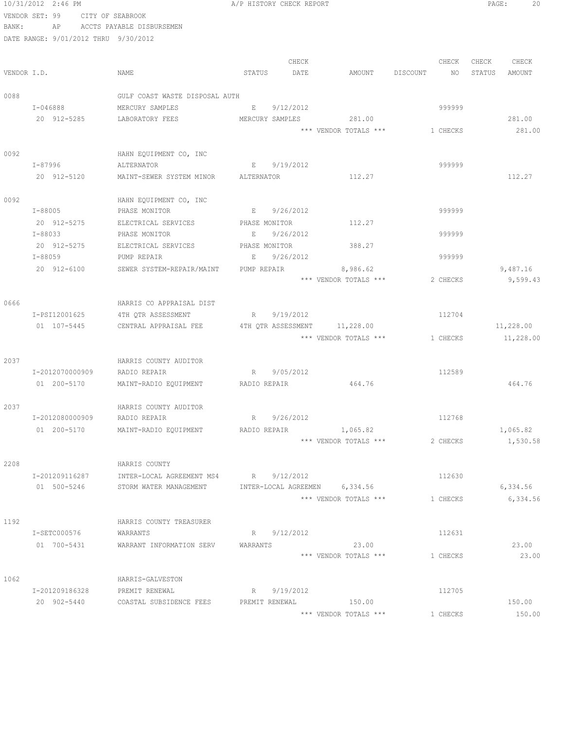10/31/2012 2:46 PM A/P HISTORY CHECK REPORT

VENDOR SET: 99 CITY OF SEABROOK
BANK: AP ACCTS PAYABLE DISBURSEMEN
DATE RANGE: 9/01/2012 THRU 9/30/2012

| VENDOR I.D. | NAME | STATUS | CHECK DATE | AMOUNT | DISCOUNT | CHECK NO | CHECK STATUS | CHECK AMOUNT |
|---|---|---|---|---|---|---|---|---|
| 0088 | GULF COAST WASTE DISPOSAL AUTH | | | | | | | |
| I-046888 | MERCURY SAMPLES | E | 9/12/2012 | | | 999999 | | |
| 20 912-5285 | LABORATORY FEES | MERCURY SAMPLES | | 281.00 | | | | 281.00 |
| | | | | *** VENDOR TOTALS *** | | 1 CHECKS | | 281.00 |
| 0092 | HAHN EQUIPMENT CO, INC | | | | | | | |
| I-87996 | ALTERNATOR | E | 9/19/2012 | | | 999999 | | |
| 20 912-5120 | MAINT-SEWER SYSTEM MINOR | ALTERNATOR | | 112.27 | | | | 112.27 |
| 0092 | HAHN EQUIPMENT CO, INC | | | | | | | |
| I-88005 | PHASE MONITOR | E | 9/26/2012 | | | 999999 | | |
| 20 912-5275 | ELECTRICAL SERVICES | PHASE MONITOR | | 112.27 | | | | |
| I-88033 | PHASE MONITOR | E | 9/26/2012 | | | 999999 | | |
| 20 912-5275 | ELECTRICAL SERVICES | PHASE MONITOR | | 388.27 | | | | |
| I-88059 | PUMP REPAIR | E | 9/26/2012 | | | 999999 | | |
| 20 912-6100 | SEWER SYSTEM-REPAIR/MAINT | PUMP REPAIR | | 8,986.62 | | | | 9,487.16 |
| | | | | *** VENDOR TOTALS *** | | 2 CHECKS | | 9,599.43 |
| 0666 | HARRIS CO APPRAISAL DIST | | | | | | | |
| I-PSI12001625 | 4TH QTR ASSESSMENT | R | 9/19/2012 | | | 112704 | | |
| 01 107-5445 | CENTRAL APPRAISAL FEE | 4TH QTR ASSESSMENT | | 11,228.00 | | | | 11,228.00 |
| | | | | *** VENDOR TOTALS *** | | 1 CHECKS | | 11,228.00 |
| 2037 | HARRIS COUNTY AUDITOR | | | | | | | |
| I-2012070000909 | RADIO REPAIR | R | 9/05/2012 | | | 112589 | | |
| 01 200-5170 | MAINT-RADIO EQUIPMENT | RADIO REPAIR | | 464.76 | | | | 464.76 |
| 2037 | HARRIS COUNTY AUDITOR | | | | | | | |
| I-2012080000909 | RADIO REPAIR | R | 9/26/2012 | | | 112768 | | |
| 01 200-5170 | MAINT-RADIO EQUIPMENT | RADIO REPAIR | | 1,065.82 | | | | 1,065.82 |
| | | | | *** VENDOR TOTALS *** | | 2 CHECKS | | 1,530.58 |
| 2208 | HARRIS COUNTY | | | | | | | |
| I-201209116287 | INTER-LOCAL AGREEMENT MS4 | R | 9/12/2012 | | | 112630 | | |
| 01 500-5246 | STORM WATER MANAGEMENT | INTER-LOCAL AGREEMEN | | 6,334.56 | | | | 6,334.56 |
| | | | | *** VENDOR TOTALS *** | | 1 CHECKS | | 6,334.56 |
| 1192 | HARRIS COUNTY TREASURER | | | | | | | |
| I-SETC000576 | WARRANTS | R | 9/12/2012 | | | 112631 | | |
| 01 700-5431 | WARRANT INFORMATION SERV | WARRANTS | | 23.00 | | | | 23.00 |
| | | | | *** VENDOR TOTALS *** | | 1 CHECKS | | 23.00 |
| 1062 | HARRIS-GALVESTON | | | | | | | |
| I-201209186328 | PREMIT RENEWAL | R | 9/19/2012 | | | 112705 | | |
| 20 902-5440 | COASTAL SUBSIDENCE FEES | PREMIT RENEWAL | | 150.00 | | | | 150.00 |
| | | | | *** VENDOR TOTALS *** | | 1 CHECKS | | 150.00 |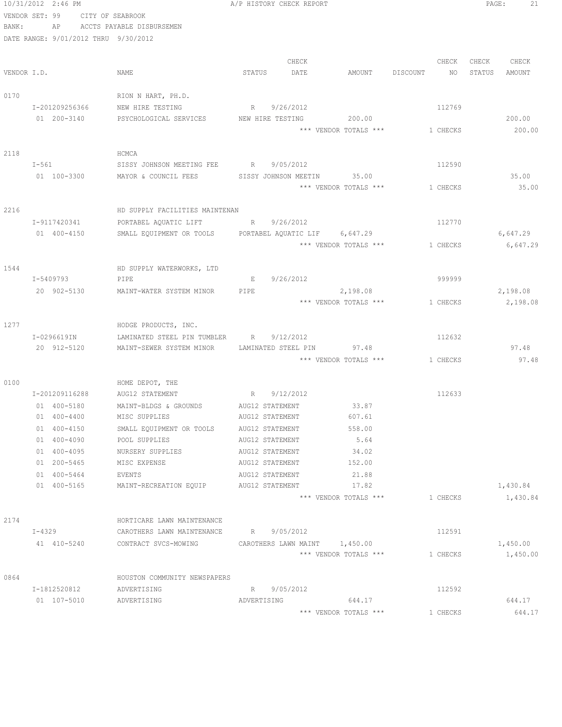10/31/2012 2:46 PM A/P HISTORY CHECK REPORT

VENDOR SET: 99 CITY OF SEABROOK
BANK: AP ACCTS PAYABLE DISBURSEMEN
DATE RANGE: 9/01/2012 THRU 9/30/2012

| VENDOR I.D. | NAME | STATUS | CHECK DATE | AMOUNT | DISCOUNT | CHECK NO | CHECK STATUS | CHECK AMOUNT |
|---|---|---|---|---|---|---|---|---|
| 0170 | RION N HART, PH.D. | | | | | | | |
| I-201209256366 | NEW HIRE TESTING | R | 9/26/2012 | | | 112769 | | |
| 01 200-3140 | PSYCHOLOGICAL SERVICES | NEW HIRE TESTING | | 200.00 | | | | 200.00 |
| | | | | *** VENDOR TOTALS *** | | 1 CHECKS | | 200.00 |
| 2118 | HCMCA | | | | | | | |
| I-561 | SISSY JOHNSON MEETING FEE | R | 9/05/2012 | | | 112590 | | |
| 01 100-3300 | MAYOR & COUNCIL FEES | SISSY JOHNSON MEETIN | | 35.00 | | | | 35.00 |
| | | | | *** VENDOR TOTALS *** | | 1 CHECKS | | 35.00 |
| 2216 | HD SUPPLY FACILITIES MAINTENAN | | | | | | | |
| I-9117420341 | PORTABEL AQUATIC LIFT | R | 9/26/2012 | | | 112770 | | |
| 01 400-4150 | SMALL EQUIPMENT OR TOOLS | PORTABEL AQUATIC LIF | | 6,647.29 | | | | 6,647.29 |
| | | | | *** VENDOR TOTALS *** | | 1 CHECKS | | 6,647.29 |
| 1544 | HD SUPPLY WATERWORKS, LTD | | | | | | | |
| I-5409793 | PIPE | E | 9/26/2012 | | | 999999 | | |
| 20 902-5130 | MAINT-WATER SYSTEM MINOR | PIPE | | 2,198.08 | | | | 2,198.08 |
| | | | | *** VENDOR TOTALS *** | | 1 CHECKS | | 2,198.08 |
| 1277 | HODGE PRODUCTS, INC. | | | | | | | |
| I-0296619IN | LAMINATED STEEL PIN TUMBLER | R | 9/12/2012 | | | 112632 | | |
| 20 912-5120 | MAINT-SEWER SYSTEM MINOR | LAMINATED STEEL PIN | | 97.48 | | | | 97.48 |
| | | | | *** VENDOR TOTALS *** | | 1 CHECKS | | 97.48 |
| 0100 | HOME DEPOT, THE | | | | | | | |
| I-201209116288 | AUG12 STATEMENT | R | 9/12/2012 | | | 112633 | | |
| 01 400-5180 | MAINT-BLDGS & GROUNDS | AUG12 STATEMENT | | 33.87 | | | | |
| 01 400-4400 | MISC SUPPLIES | AUG12 STATEMENT | | 607.61 | | | | |
| 01 400-4150 | SMALL EQUIPMENT OR TOOLS | AUG12 STATEMENT | | 558.00 | | | | |
| 01 400-4090 | POOL SUPPLIES | AUG12 STATEMENT | | 5.64 | | | | |
| 01 400-4095 | NURSERY SUPPLIES | AUG12 STATEMENT | | 34.02 | | | | |
| 01 200-5465 | MISC EXPENSE | AUG12 STATEMENT | | 152.00 | | | | |
| 01 400-5464 | EVENTS | AUG12 STATEMENT | | 21.88 | | | | |
| 01 400-5165 | MAINT-RECREATION EQUIP | AUG12 STATEMENT | | 17.82 | | | | 1,430.84 |
| | | | | *** VENDOR TOTALS *** | | 1 CHECKS | | 1,430.84 |
| 2174 | HORTICARE LAWN MAINTENANCE | | | | | | | |
| I-4329 | CAROTHERS LAWN MAINTENANCE | R | 9/05/2012 | | | 112591 | | |
| 41 410-5240 | CONTRACT SVCS-MOWING | CAROTHERS LAWN MAINT | | 1,450.00 | | | | 1,450.00 |
| | | | | *** VENDOR TOTALS *** | | 1 CHECKS | | 1,450.00 |
| 0864 | HOUSTON COMMUNITY NEWSPAPERS | | | | | | | |
| I-1812520812 | ADVERTISING | R | 9/05/2012 | | | 112592 | | |
| 01 107-5010 | ADVERTISING | ADVERTISING | | 644.17 | | | | 644.17 |
| | | | | *** VENDOR TOTALS *** | | 1 CHECKS | | 644.17 |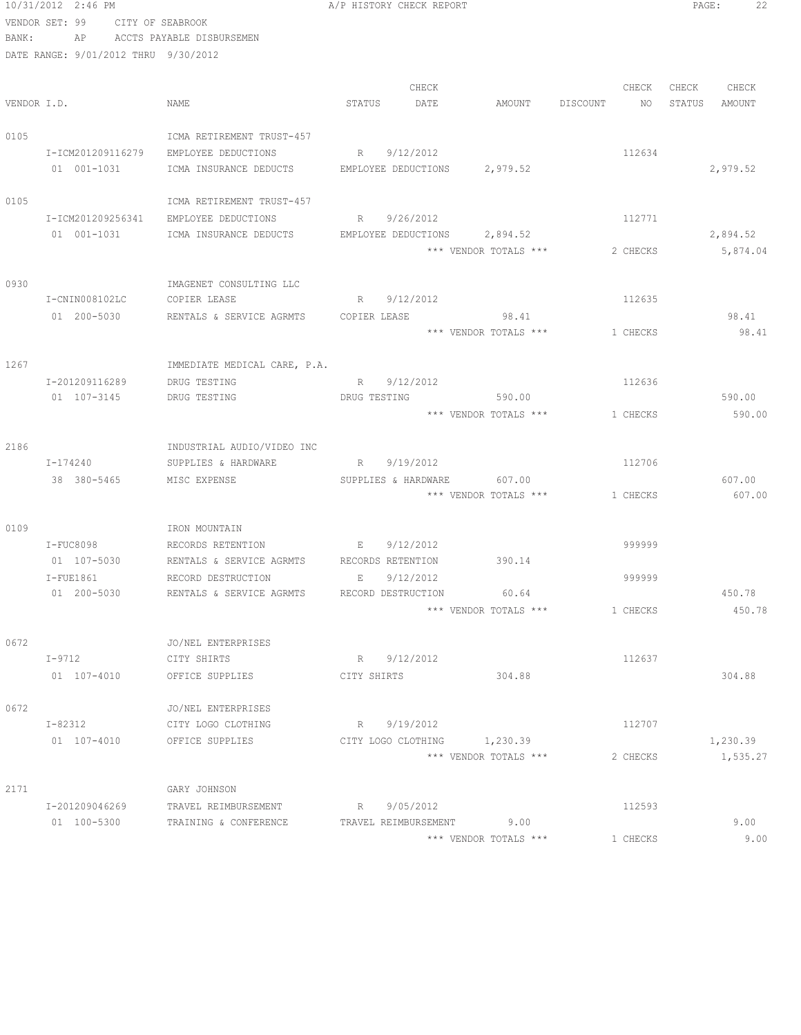10/31/2012 2:46 PM A/P HISTORY CHECK REPORT

VENDOR SET: 99 CITY OF SEABROOK
BANK: AP ACCTS PAYABLE DISBURSEMEN
DATE RANGE: 9/01/2012 THRU 9/30/2012

| VENDOR I.D. | NAME | STATUS | CHECK DATE | AMOUNT | DISCOUNT | CHECK NO | CHECK STATUS | CHECK AMOUNT |
|---|---|---|---|---|---|---|---|---|
| 0105 | ICMA RETIREMENT TRUST-457 | | | | | | | |
| I-ICM201209116279 | EMPLOYEE DEDUCTIONS | R | 9/12/2012 | | | 112634 | | |
| 01 001-1031 | ICMA INSURANCE DEDUCTS | EMPLOYEE DEDUCTIONS | | 2,979.52 | | | | 2,979.52 |
| 0105 | ICMA RETIREMENT TRUST-457 | | | | | | | |
| I-ICM201209256341 | EMPLOYEE DEDUCTIONS | R | 9/26/2012 | | | 112771 | | |
| 01 001-1031 | ICMA INSURANCE DEDUCTS | EMPLOYEE DEDUCTIONS | | 2,894.52 | | | | 2,894.52 |
| | | | | *** VENDOR TOTALS *** | | 2 CHECKS | | 5,874.04 |
| 0930 | IMAGENET CONSULTING LLC | | | | | | | |
| I-CNIN008102LC | COPIER LEASE | R | 9/12/2012 | | | 112635 | | |
| 01 200-5030 | RENTALS & SERVICE AGRMTS | COPIER LEASE | | 98.41 | | | | 98.41 |
| | | | | *** VENDOR TOTALS *** | | 1 CHECKS | | 98.41 |
| 1267 | IMMEDIATE MEDICAL CARE, P.A. | | | | | | | |
| I-201209116289 | DRUG TESTING | R | 9/12/2012 | | | 112636 | | |
| 01 107-3145 | DRUG TESTING | DRUG TESTING | | 590.00 | | | | 590.00 |
| | | | | *** VENDOR TOTALS *** | | 1 CHECKS | | 590.00 |
| 2186 | INDUSTRIAL AUDIO/VIDEO INC | | | | | | | |
| I-174240 | SUPPLIES & HARDWARE | R | 9/19/2012 | | | 112706 | | |
| 38 380-5465 | MISC EXPENSE | SUPPLIES & HARDWARE | | 607.00 | | | | 607.00 |
| | | | | *** VENDOR TOTALS *** | | 1 CHECKS | | 607.00 |
| 0109 | IRON MOUNTAIN | | | | | | | |
| I-FUC8098 | RECORDS RETENTION | E | 9/12/2012 | | | 999999 | | |
| 01 107-5030 | RENTALS & SERVICE AGRMTS | RECORDS RETENTION | | 390.14 | | | | |
| I-FUE1861 | RECORD DESTRUCTION | E | 9/12/2012 | | | 999999 | | |
| 01 200-5030 | RENTALS & SERVICE AGRMTS | RECORD DESTRUCTION | | 60.64 | | | | 450.78 |
| | | | | *** VENDOR TOTALS *** | | 1 CHECKS | | 450.78 |
| 0672 | JO/NEL ENTERPRISES | | | | | | | |
| I-9712 | CITY SHIRTS | R | 9/12/2012 | | | 112637 | | |
| 01 107-4010 | OFFICE SUPPLIES | CITY SHIRTS | | 304.88 | | | | 304.88 |
| 0672 | JO/NEL ENTERPRISES | | | | | | | |
| I-82312 | CITY LOGO CLOTHING | R | 9/19/2012 | | | 112707 | | |
| 01 107-4010 | OFFICE SUPPLIES | CITY LOGO CLOTHING | | 1,230.39 | | | | 1,230.39 |
| | | | | *** VENDOR TOTALS *** | | 2 CHECKS | | 1,535.27 |
| 2171 | GARY JOHNSON | | | | | | | |
| I-201209046269 | TRAVEL REIMBURSEMENT | R | 9/05/2012 | | | 112593 | | |
| 01 100-5300 | TRAINING & CONFERENCE | TRAVEL REIMBURSEMENT | | 9.00 | | | | 9.00 |
| | | | | *** VENDOR TOTALS *** | | 1 CHECKS | | 9.00 |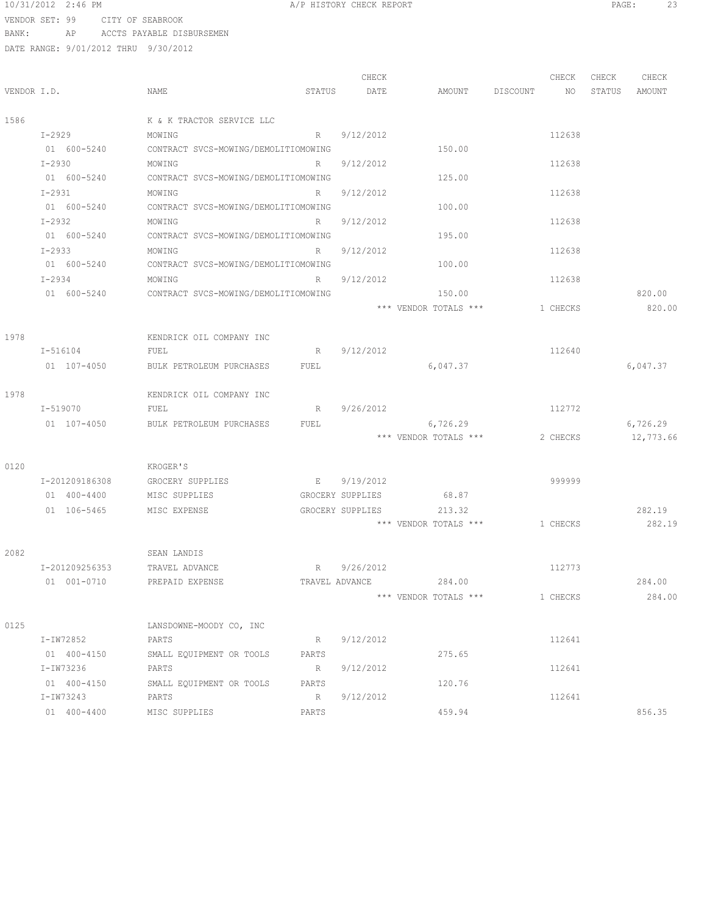10/31/2012 2:46 PM A/P HISTORY CHECK REPORT

VENDOR SET: 99 CITY OF SEABROOK
BANK: AP ACCTS PAYABLE DISBURSEMEN
DATE RANGE: 9/01/2012 THRU 9/30/2012

| VENDOR I.D. | NAME | STATUS | CHECK DATE | AMOUNT | DISCOUNT | CHECK NO | CHECK STATUS | CHECK AMOUNT |
|---|---|---|---|---|---|---|---|---|
| 1586 | K & K TRACTOR SERVICE LLC | | | | | | | |
| I-2929 | MOWING | R | 9/12/2012 | | | 112638 | | |
| 01 600-5240 | CONTRACT SVCS-MOWING/DEMOLITIOMOWING | | | 150.00 | | | | |
| I-2930 | MOWING | R | 9/12/2012 | | | 112638 | | |
| 01 600-5240 | CONTRACT SVCS-MOWING/DEMOLITIOMOWING | | | 125.00 | | | | |
| I-2931 | MOWING | R | 9/12/2012 | | | 112638 | | |
| 01 600-5240 | CONTRACT SVCS-MOWING/DEMOLITIOMOWING | | | 100.00 | | | | |
| I-2932 | MOWING | R | 9/12/2012 | | | 112638 | | |
| 01 600-5240 | CONTRACT SVCS-MOWING/DEMOLITIOMOWING | | | 195.00 | | | | |
| I-2933 | MOWING | R | 9/12/2012 | | | 112638 | | |
| 01 600-5240 | CONTRACT SVCS-MOWING/DEMOLITIOMOWING | | | 100.00 | | | | |
| I-2934 | MOWING | R | 9/12/2012 | | | 112638 | | |
| 01 600-5240 | CONTRACT SVCS-MOWING/DEMOLITIOMOWING | | | 150.00 | | | | 820.00 |
| | | | | *** VENDOR TOTALS *** | | 1 CHECKS | | 820.00 |
| 1978 | KENDRICK OIL COMPANY INC | | | | | | | |
| I-516104 | FUEL | R | 9/12/2012 | | | 112640 | | |
| 01 107-4050 | BULK PETROLEUM PURCHASES | FUEL | | 6,047.37 | | | | 6,047.37 |
| 1978 | KENDRICK OIL COMPANY INC | | | | | | | |
| I-519070 | FUEL | R | 9/26/2012 | | | 112772 | | |
| 01 107-4050 | BULK PETROLEUM PURCHASES | FUEL | | 6,726.29 | | | | 6,726.29 |
| | | | | *** VENDOR TOTALS *** | | 2 CHECKS | | 12,773.66 |
| 0120 | KROGER'S | | | | | | | |
| I-201209186308 | GROCERY SUPPLIES | E | 9/19/2012 | | | 999999 | | |
| 01 400-4400 | MISC SUPPLIES | GROCERY SUPPLIES | | 68.87 | | | | |
| 01 106-5465 | MISC EXPENSE | GROCERY SUPPLIES | | 213.32 | | | | 282.19 |
| | | | | *** VENDOR TOTALS *** | | 1 CHECKS | | 282.19 |
| 2082 | SEAN LANDIS | | | | | | | |
| I-201209256353 | TRAVEL ADVANCE | R | 9/26/2012 | | | 112773 | | |
| 01 001-0710 | PREPAID EXPENSE | TRAVEL ADVANCE | | 284.00 | | | | 284.00 |
| | | | | *** VENDOR TOTALS *** | | 1 CHECKS | | 284.00 |
| 0125 | LANSDOWNE-MOODY CO, INC | | | | | | | |
| I-IW72852 | PARTS | R | 9/12/2012 | | | 112641 | | |
| 01 400-4150 | SMALL EQUIPMENT OR TOOLS | PARTS | | 275.65 | | | | |
| I-IW73236 | PARTS | R | 9/12/2012 | | | 112641 | | |
| 01 400-4150 | SMALL EQUIPMENT OR TOOLS | PARTS | | 120.76 | | | | |
| I-IW73243 | PARTS | R | 9/12/2012 | | | 112641 | | |
| 01 400-4400 | MISC SUPPLIES | PARTS | | 459.94 | | | | 856.35 |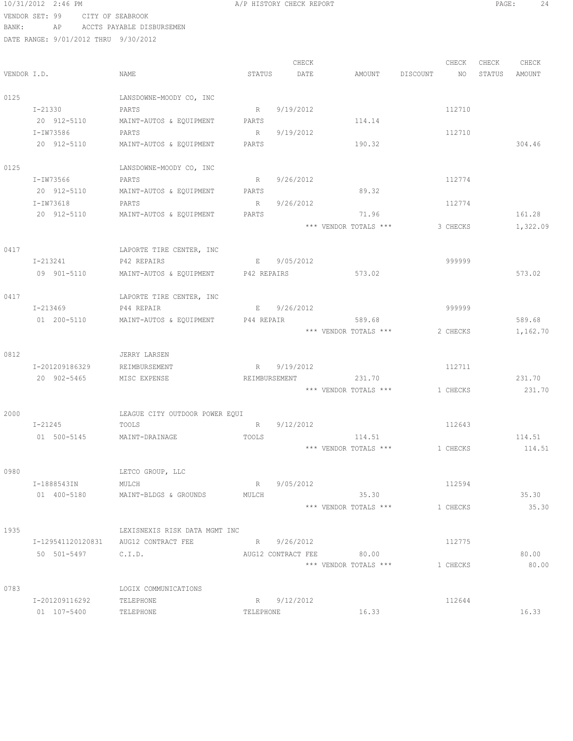10/31/2012 2:46 PM A/P HISTORY CHECK REPORT

VENDOR SET: 99 CITY OF SEABROOK
BANK: AP ACCTS PAYABLE DISBURSEMEN
DATE RANGE: 9/01/2012 THRU 9/30/2012

| VENDOR I.D. | NAME | STATUS | CHECK DATE | AMOUNT | DISCOUNT | CHECK NO | CHECK STATUS | CHECK AMOUNT |
|---|---|---|---|---|---|---|---|---|
| 0125 | LANSDOWNE-MOODY CO, INC | | | | | | | |
| I-21330 | PARTS | R | 9/19/2012 | | | 112710 | | |
| 20 912-5110 | MAINT-AUTOS & EQUIPMENT | PARTS | | 114.14 | | | | |
| I-IW73586 | PARTS | R | 9/19/2012 | | | 112710 | | |
| 20 912-5110 | MAINT-AUTOS & EQUIPMENT | PARTS | | 190.32 | | | | 304.46 |
| 0125 | LANSDOWNE-MOODY CO, INC | | | | | | | |
| I-IW73566 | PARTS | R | 9/26/2012 | | | 112774 | | |
| 20 912-5110 | MAINT-AUTOS & EQUIPMENT | PARTS | | 89.32 | | | | |
| I-IW73618 | PARTS | R | 9/26/2012 | | | 112774 | | |
| 20 912-5110 | MAINT-AUTOS & EQUIPMENT | PARTS | | 71.96 | | | | 161.28 |
| | | | | *** VENDOR TOTALS *** | | 3 CHECKS | | 1,322.09 |
| 0417 | LAPORTE TIRE CENTER, INC | | | | | | | |
| I-213241 | P42 REPAIRS | E | 9/05/2012 | | | 999999 | | |
| 09 901-5110 | MAINT-AUTOS & EQUIPMENT | P42 REPAIRS | | 573.02 | | | | 573.02 |
| 0417 | LAPORTE TIRE CENTER, INC | | | | | | | |
| I-213469 | P44 REPAIR | E | 9/26/2012 | | | 999999 | | |
| 01 200-5110 | MAINT-AUTOS & EQUIPMENT | P44 REPAIR | | 589.68 | | | | 589.68 |
| | | | | *** VENDOR TOTALS *** | | 2 CHECKS | | 1,162.70 |
| 0812 | JERRY LARSEN | | | | | | | |
| I-201209186329 | REIMBURSEMENT | R | 9/19/2012 | | | 112711 | | |
| 20 902-5465 | MISC EXPENSE | REIMBURSEMENT | | 231.70 | | | | 231.70 |
| | | | | *** VENDOR TOTALS *** | | 1 CHECKS | | 231.70 |
| 2000 | LEAGUE CITY OUTDOOR POWER EQUI | | | | | | | |
| I-21245 | TOOLS | R | 9/12/2012 | | | 112643 | | |
| 01 500-5145 | MAINT-DRAINAGE | TOOLS | | 114.51 | | | | 114.51 |
| | | | | *** VENDOR TOTALS *** | | 1 CHECKS | | 114.51 |
| 0980 | LETCO GROUP, LLC | | | | | | | |
| I-1888543IN | MULCH | R | 9/05/2012 | | | 112594 | | |
| 01 400-5180 | MAINT-BLDGS & GROUNDS | MULCH | | 35.30 | | | | 35.30 |
| | | | | *** VENDOR TOTALS *** | | 1 CHECKS | | 35.30 |
| 1935 | LEXISNEXIS RISK DATA MGMT INC | | | | | | | |
| I-129541120120831 | AUG12 CONTRACT FEE | R | 9/26/2012 | | | 112775 | | |
| 50 501-5497 | C.I.D. | AUG12 CONTRACT FEE | | 80.00 | | | | 80.00 |
| | | | | *** VENDOR TOTALS *** | | 1 CHECKS | | 80.00 |
| 0783 | LOGIX COMMUNICATIONS | | | | | | | |
| I-201209116292 | TELEPHONE | R | 9/12/2012 | | | 112644 | | |
| 01 107-5400 | TELEPHONE | TELEPHONE | | 16.33 | | | | 16.33 |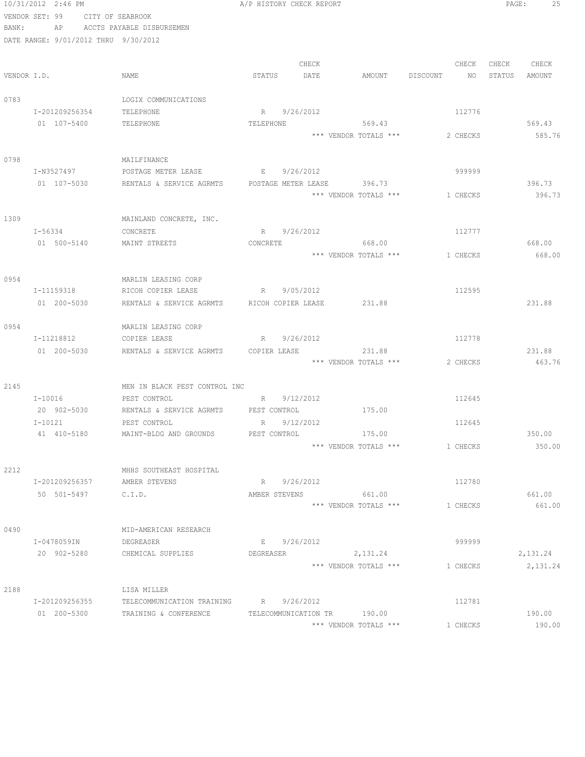10/31/2012 2:46 PM A/P HISTORY CHECK REPORT

VENDOR SET: 99 CITY OF SEABROOK
BANK: AP ACCTS PAYABLE DISBURSEMEN
DATE RANGE: 9/01/2012 THRU 9/30/2012

| VENDOR I.D. | NAME | STATUS | CHECK DATE | AMOUNT | DISCOUNT | CHECK NO | CHECK STATUS | CHECK AMOUNT |
|---|---|---|---|---|---|---|---|---|
| 0783 | LOGIX COMMUNICATIONS | | | | | | | |
| I-201209256354 | TELEPHONE | R | 9/26/2012 | | | 112776 | | |
| 01 107-5400 | TELEPHONE | TELEPHONE | | 569.43 | | | | 569.43 |
| | | | | *** VENDOR TOTALS *** | | 2 CHECKS | | 585.76 |
| 0798 | MAILFINANCE | | | | | | | |
| I-N3527497 | POSTAGE METER LEASE | E | 9/26/2012 | | | 999999 | | |
| 01 107-5030 | RENTALS & SERVICE AGRMTS | POSTAGE METER LEASE | | 396.73 | | | | 396.73 |
| | | | | *** VENDOR TOTALS *** | | 1 CHECKS | | 396.73 |
| 1309 | MAINLAND CONCRETE, INC. | | | | | | | |
| I-56334 | CONCRETE | R | 9/26/2012 | | | 112777 | | |
| 01 500-5140 | MAINT STREETS | CONCRETE | | 668.00 | | | | 668.00 |
| | | | | *** VENDOR TOTALS *** | | 1 CHECKS | | 668.00 |
| 0954 | MARLIN LEASING CORP | | | | | | | |
| I-11159318 | RICOH COPIER LEASE | R | 9/05/2012 | | | 112595 | | |
| 01 200-5030 | RENTALS & SERVICE AGRMTS | RICOH COPIER LEASE | | 231.88 | | | | 231.88 |
| 0954 | MARLIN LEASING CORP | | | | | | | |
| I-11218812 | COPIER LEASE | R | 9/26/2012 | | | 112778 | | |
| 01 200-5030 | RENTALS & SERVICE AGRMTS | COPIER LEASE | | 231.88 | | | | 231.88 |
| | | | | *** VENDOR TOTALS *** | | 2 CHECKS | | 463.76 |
| 2145 | MEN IN BLACK PEST CONTROL INC | | | | | | | |
| I-10016 | PEST CONTROL | R | 9/12/2012 | | | 112645 | | |
| 20 902-5030 | RENTALS & SERVICE AGRMTS | PEST CONTROL | | 175.00 | | | | |
| I-10121 | PEST CONTROL | R | 9/12/2012 | | | 112645 | | |
| 41 410-5180 | MAINT-BLDG AND GROUNDS | PEST CONTROL | | 175.00 | | | | 350.00 |
| | | | | *** VENDOR TOTALS *** | | 1 CHECKS | | 350.00 |
| 2212 | MHHS SOUTHEAST HOSPITAL | | | | | | | |
| I-201209256357 | AMBER STEVENS | R | 9/26/2012 | | | 112780 | | |
| 50 501-5497 | C.I.D. | AMBER STEVENS | | 661.00 | | | | 661.00 |
| | | | | *** VENDOR TOTALS *** | | 1 CHECKS | | 661.00 |
| 0490 | MID-AMERICAN RESEARCH | | | | | | | |
| I-0478059IN | DEGREASER | E | 9/26/2012 | | | 999999 | | |
| 20 902-5280 | CHEMICAL SUPPLIES | DEGREASER | | 2,131.24 | | | | 2,131.24 |
| | | | | *** VENDOR TOTALS *** | | 1 CHECKS | | 2,131.24 |
| 2188 | LISA MILLER | | | | | | | |
| I-201209256355 | TELECOMMUNICATION TRAINING | R | 9/26/2012 | | | 112781 | | |
| 01 200-5300 | TRAINING & CONFERENCE | TELECOMMUNICATION TR | | 190.00 | | | | 190.00 |
| | | | | *** VENDOR TOTALS *** | | 1 CHECKS | | 190.00 |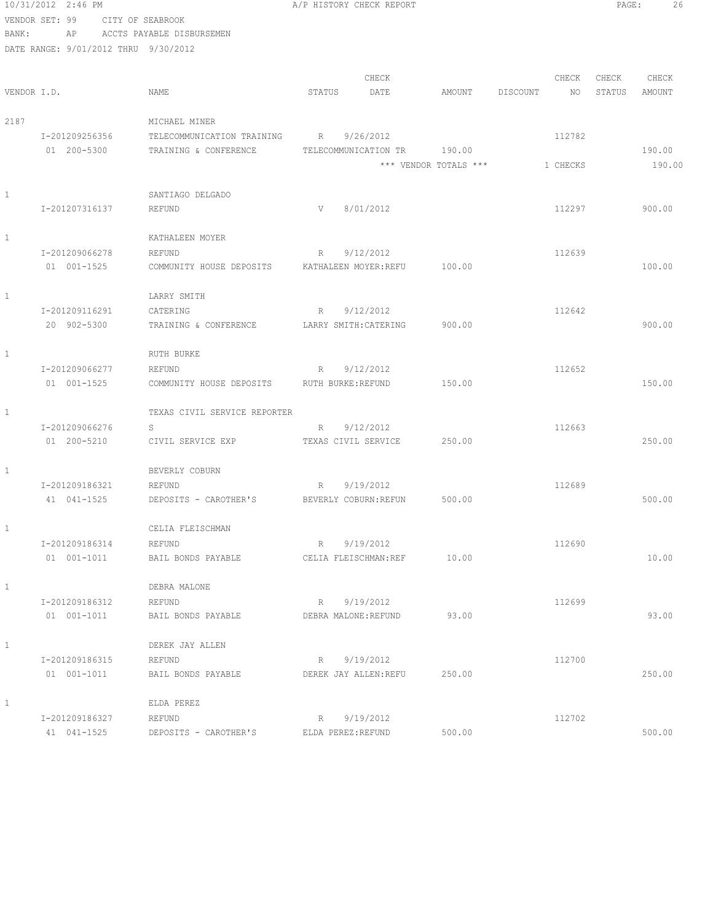10/31/2012 2:46 PM A/P HISTORY CHECK REPORT

VENDOR SET: 99 CITY OF SEABROOK

BANK: AP ACCTS PAYABLE DISBURSEMEN

DATE RANGE: 9/01/2012 THRU 9/30/2012

| VENDOR I.D. | NAME | STATUS | CHECK DATE | AMOUNT | DISCOUNT | CHECK NO | CHECK STATUS | CHECK AMOUNT |
|---|---|---|---|---|---|---|---|---|
| 2187 | MICHAEL MINER | | | | | | | |
| I-201209256356 | TELECOMMUNICATION TRAINING | R | 9/26/2012 | | | 112782 | | |
| 01 200-5300 | TRAINING & CONFERENCE | TELECOMMUNICATION TR | | 190.00 | | | | 190.00 |
| | | | | *** VENDOR TOTALS *** | | 1 CHECKS | | 190.00 |
| 1 | SANTIAGO DELGADO | | | | | | | |
| I-201207316137 | REFUND | V | 8/01/2012 | | | 112297 | | 900.00 |
| 1 | KATHALEEN MOYER | | | | | | | |
| I-201209066278 | REFUND | R | 9/12/2012 | | | 112639 | | |
| 01 001-1525 | COMMUNITY HOUSE DEPOSITS | KATHALEEN MOYER:REFU | | 100.00 | | | | 100.00 |
| 1 | LARRY SMITH | | | | | | | |
| I-201209116291 | CATERING | R | 9/12/2012 | | | 112642 | | |
| 20 902-5300 | TRAINING & CONFERENCE | LARRY SMITH:CATERING | | 900.00 | | | | 900.00 |
| 1 | RUTH BURKE | | | | | | | |
| I-201209066277 | REFUND | R | 9/12/2012 | | | 112652 | | |
| 01 001-1525 | COMMUNITY HOUSE DEPOSITS | RUTH BURKE:REFUND | | 150.00 | | | | 150.00 |
| 1 | TEXAS CIVIL SERVICE REPORTER | | | | | | | |
| I-201209066276 | S | R | 9/12/2012 | | | 112663 | | |
| 01 200-5210 | CIVIL SERVICE EXP | TEXAS CIVIL SERVICE | | 250.00 | | | | 250.00 |
| 1 | BEVERLY COBURN | | | | | | | |
| I-201209186321 | REFUND | R | 9/19/2012 | | | 112689 | | |
| 41 041-1525 | DEPOSITS - CAROTHER'S | BEVERLY COBURN:REFUN | | 500.00 | | | | 500.00 |
| 1 | CELIA FLEISCHMAN | | | | | | | |
| I-201209186314 | REFUND | R | 9/19/2012 | | | 112690 | | |
| 01 001-1011 | BAIL BONDS PAYABLE | CELIA FLEISCHMAN:REF | | 10.00 | | | | 10.00 |
| 1 | DEBRA MALONE | | | | | | | |
| I-201209186312 | REFUND | R | 9/19/2012 | | | 112699 | | |
| 01 001-1011 | BAIL BONDS PAYABLE | DEBRA MALONE:REFUND | | 93.00 | | | | 93.00 |
| 1 | DEREK JAY ALLEN | | | | | | | |
| I-201209186315 | REFUND | R | 9/19/2012 | | | 112700 | | |
| 01 001-1011 | BAIL BONDS PAYABLE | DEREK JAY ALLEN:REFU | | 250.00 | | | | 250.00 |
| 1 | ELDA PEREZ | | | | | | | |
| I-201209186327 | REFUND | R | 9/19/2012 | | | 112702 | | |
| 41 041-1525 | DEPOSITS - CAROTHER'S | ELDA PEREZ:REFUND | | 500.00 | | | | 500.00 |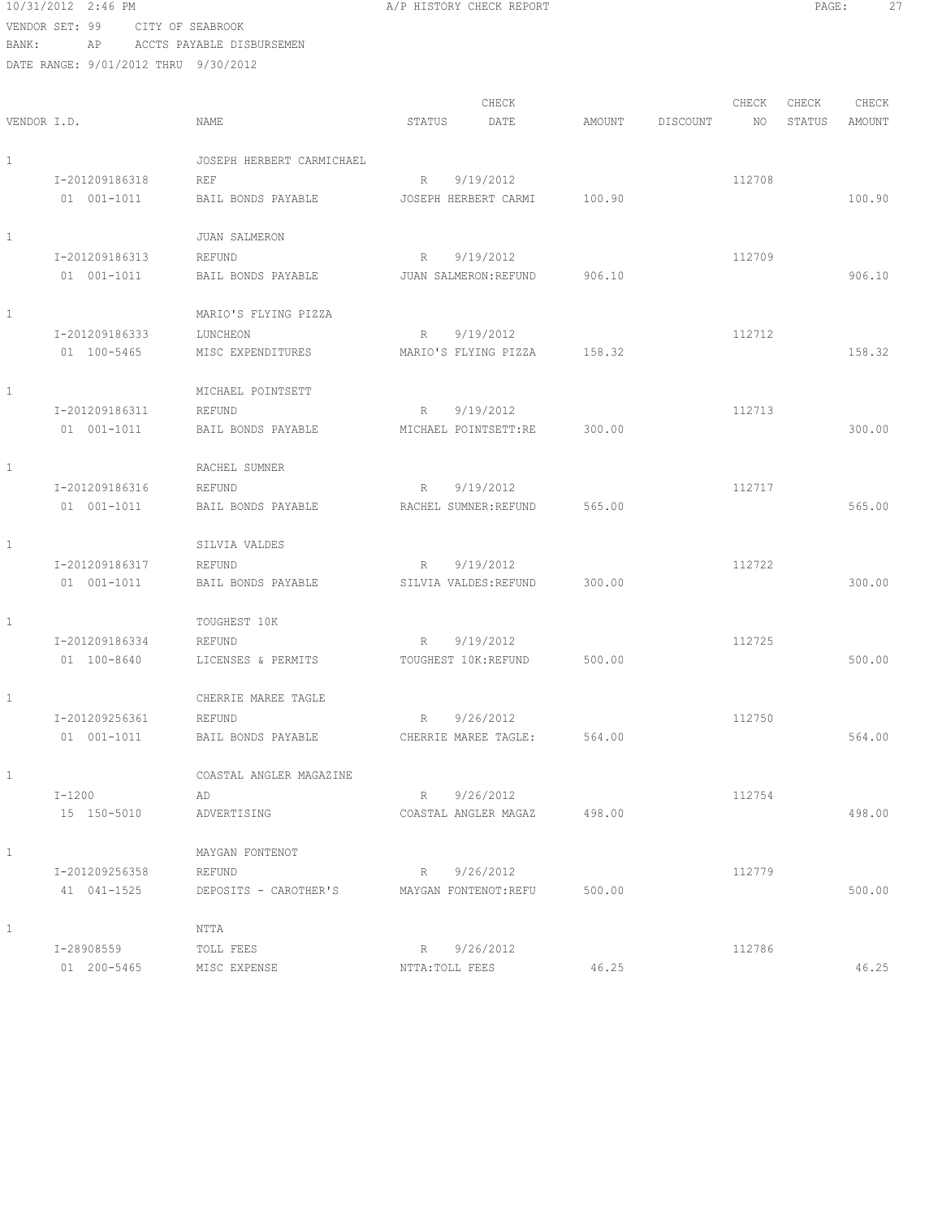10/31/2012 2:46 PM A/P HISTORY CHECK REPORT

VENDOR SET: 99 CITY OF SEABROOK
BANK: AP ACCTS PAYABLE DISBURSEMEN
DATE RANGE: 9/01/2012 THRU 9/30/2012

| VENDOR I.D. | NAME | STATUS | CHECK DATE | AMOUNT | DISCOUNT | CHECK NO | CHECK STATUS | CHECK AMOUNT |
|---|---|---|---|---|---|---|---|---|
| 1 | JOSEPH HERBERT CARMICHAEL | | | | | | | |
| I-201209186318 | REF | R | 9/19/2012 | | | 112708 | | |
| 01 001-1011 | BAIL BONDS PAYABLE | JOSEPH HERBERT CARMI | | 100.90 | | | | 100.90 |
| 1 | JUAN SALMERON | | | | | | | |
| I-201209186313 | REFUND | R | 9/19/2012 | | | 112709 | | |
| 01 001-1011 | BAIL BONDS PAYABLE | JUAN SALMERON:REFUND | | 906.10 | | | | 906.10 |
| 1 | MARIO'S FLYING PIZZA | | | | | | | |
| I-201209186333 | LUNCHEON | R | 9/19/2012 | | | 112712 | | |
| 01 100-5465 | MISC EXPENDITURES | MARIO'S FLYING PIZZA | | 158.32 | | | | 158.32 |
| 1 | MICHAEL POINTSETT | | | | | | | |
| I-201209186311 | REFUND | R | 9/19/2012 | | | 112713 | | |
| 01 001-1011 | BAIL BONDS PAYABLE | MICHAEL POINTSETT:RE | | 300.00 | | | | 300.00 |
| 1 | RACHEL SUMNER | | | | | | | |
| I-201209186316 | REFUND | R | 9/19/2012 | | | 112717 | | |
| 01 001-1011 | BAIL BONDS PAYABLE | RACHEL SUMNER:REFUND | | 565.00 | | | | 565.00 |
| 1 | SILVIA VALDES | | | | | | | |
| I-201209186317 | REFUND | R | 9/19/2012 | | | 112722 | | |
| 01 001-1011 | BAIL BONDS PAYABLE | SILVIA VALDES:REFUND | | 300.00 | | | | 300.00 |
| 1 | TOUGHEST 10K | | | | | | | |
| I-201209186334 | REFUND | R | 9/19/2012 | | | 112725 | | |
| 01 100-8640 | LICENSES & PERMITS | TOUGHEST 10K:REFUND | | 500.00 | | | | 500.00 |
| 1 | CHERRIE MAREE TAGLE | | | | | | | |
| I-201209256361 | REFUND | R | 9/26/2012 | | | 112750 | | |
| 01 001-1011 | BAIL BONDS PAYABLE | CHERRIE MAREE TAGLE: | | 564.00 | | | | 564.00 |
| 1 | COASTAL ANGLER MAGAZINE | | | | | | | |
| I-1200 | AD | R | 9/26/2012 | | | 112754 | | |
| 15 150-5010 | ADVERTISING | COASTAL ANGLER MAGAZ | | 498.00 | | | | 498.00 |
| 1 | MAYGAN FONTENOT | | | | | | | |
| I-201209256358 | REFUND | R | 9/26/2012 | | | 112779 | | |
| 41 041-1525 | DEPOSITS - CAROTHER'S | MAYGAN FONTENOT:REFU | | 500.00 | | | | 500.00 |
| 1 | NTTA | | | | | | | |
| I-28908559 | TOLL FEES | R | 9/26/2012 | | | 112786 | | |
| 01 200-5465 | MISC EXPENSE | NTTA:TOLL FEES | | 46.25 | | | | 46.25 |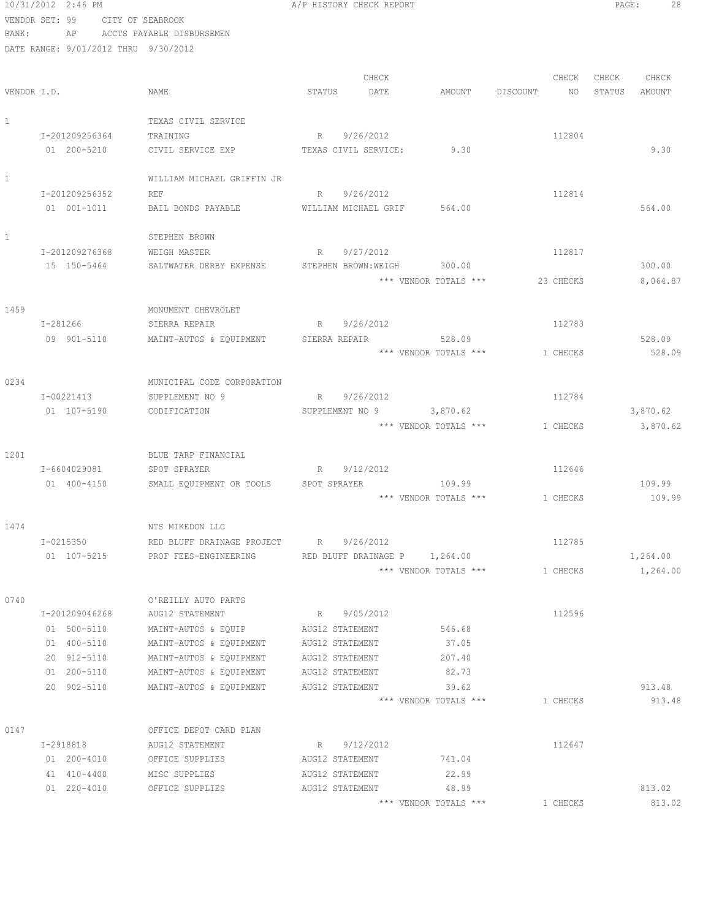10/31/2012 2:46 PM — A/P HISTORY CHECK REPORT

VENDOR SET: 99 CITY OF SEABROOK
BANK: AP ACCTS PAYABLE DISBURSEMEN
DATE RANGE: 9/01/2012 THRU 9/30/2012

| VENDOR I.D. | NAME | STATUS | CHECK DATE | AMOUNT | DISCOUNT | CHECK NO | CHECK STATUS | CHECK AMOUNT |
|---|---|---|---|---|---|---|---|---|
| 1 | TEXAS CIVIL SERVICE | | | | | | | |
| I-201209256364 | TRAINING | R | 9/26/2012 | | | 112804 | | |
| 01 200-5210 | CIVIL SERVICE EXP | TEXAS CIVIL SERVICE: | | 9.30 | | | | 9.30 |
| 1 | WILLIAM MICHAEL GRIFFIN JR | | | | | | | |
| I-201209256352 | REF | R | 9/26/2012 | | | 112814 | | |
| 01 001-1011 | BAIL BONDS PAYABLE | WILLIAM MICHAEL GRIF | | 564.00 | | | | 564.00 |
| 1 | STEPHEN BROWN | | | | | | | |
| I-201209276368 | WEIGH MASTER | R | 9/27/2012 | | | 112817 | | |
| 15 150-5464 | SALTWATER DERBY EXPENSE | STEPHEN BROWN:WEIGH | | 300.00 | | | | 300.00 |
| | | | | *** VENDOR TOTALS *** | | 23 CHECKS | | 8,064.87 |
| 1459 | MONUMENT CHEVROLET | | | | | | | |
| I-281266 | SIERRA REPAIR | R | 9/26/2012 | | | 112783 | | |
| 09 901-5110 | MAINT-AUTOS & EQUIPMENT | SIERRA REPAIR | | 528.09 | | | | 528.09 |
| | | | | *** VENDOR TOTALS *** | | 1 CHECKS | | 528.09 |
| 0234 | MUNICIPAL CODE CORPORATION | | | | | | | |
| I-00221413 | SUPPLEMENT NO 9 | R | 9/26/2012 | | | 112784 | | |
| 01 107-5190 | CODIFICATION | SUPPLEMENT NO 9 | | 3,870.62 | | | | 3,870.62 |
| | | | | *** VENDOR TOTALS *** | | 1 CHECKS | | 3,870.62 |
| 1201 | BLUE TARP FINANCIAL | | | | | | | |
| I-6604029081 | SPOT SPRAYER | R | 9/12/2012 | | | 112646 | | |
| 01 400-4150 | SMALL EQUIPMENT OR TOOLS | SPOT SPRAYER | | 109.99 | | | | 109.99 |
| | | | | *** VENDOR TOTALS *** | | 1 CHECKS | | 109.99 |
| 1474 | NTS MIKEDON LLC | | | | | | | |
| I-0215350 | RED BLUFF DRAINAGE PROJECT | R | 9/26/2012 | | | 112785 | | |
| 01 107-5215 | PROF FEES-ENGINEERING | RED BLUFF DRAINAGE P | | 1,264.00 | | | | 1,264.00 |
| | | | | *** VENDOR TOTALS *** | | 1 CHECKS | | 1,264.00 |
| 0740 | O'REILLY AUTO PARTS | | | | | | | |
| I-201209046268 | AUG12 STATEMENT | R | 9/05/2012 | | | 112596 | | |
| 01 500-5110 | MAINT-AUTOS & EQUIP | AUG12 STATEMENT | | 546.68 | | | | |
| 01 400-5110 | MAINT-AUTOS & EQUIPMENT | AUG12 STATEMENT | | 37.05 | | | | |
| 20 912-5110 | MAINT-AUTOS & EQUIPMENT | AUG12 STATEMENT | | 207.40 | | | | |
| 01 200-5110 | MAINT-AUTOS & EQUIPMENT | AUG12 STATEMENT | | 82.73 | | | | |
| 20 902-5110 | MAINT-AUTOS & EQUIPMENT | AUG12 STATEMENT | | 39.62 | | | | 913.48 |
| | | | | *** VENDOR TOTALS *** | | 1 CHECKS | | 913.48 |
| 0147 | OFFICE DEPOT CARD PLAN | | | | | | | |
| I-2918818 | AUG12 STATEMENT | R | 9/12/2012 | | | 112647 | | |
| 01 200-4010 | OFFICE SUPPLIES | AUG12 STATEMENT | | 741.04 | | | | |
| 41 410-4400 | MISC SUPPLIES | AUG12 STATEMENT | | 22.99 | | | | |
| 01 220-4010 | OFFICE SUPPLIES | AUG12 STATEMENT | | 48.99 | | | | 813.02 |
| | | | | *** VENDOR TOTALS *** | | 1 CHECKS | | 813.02 |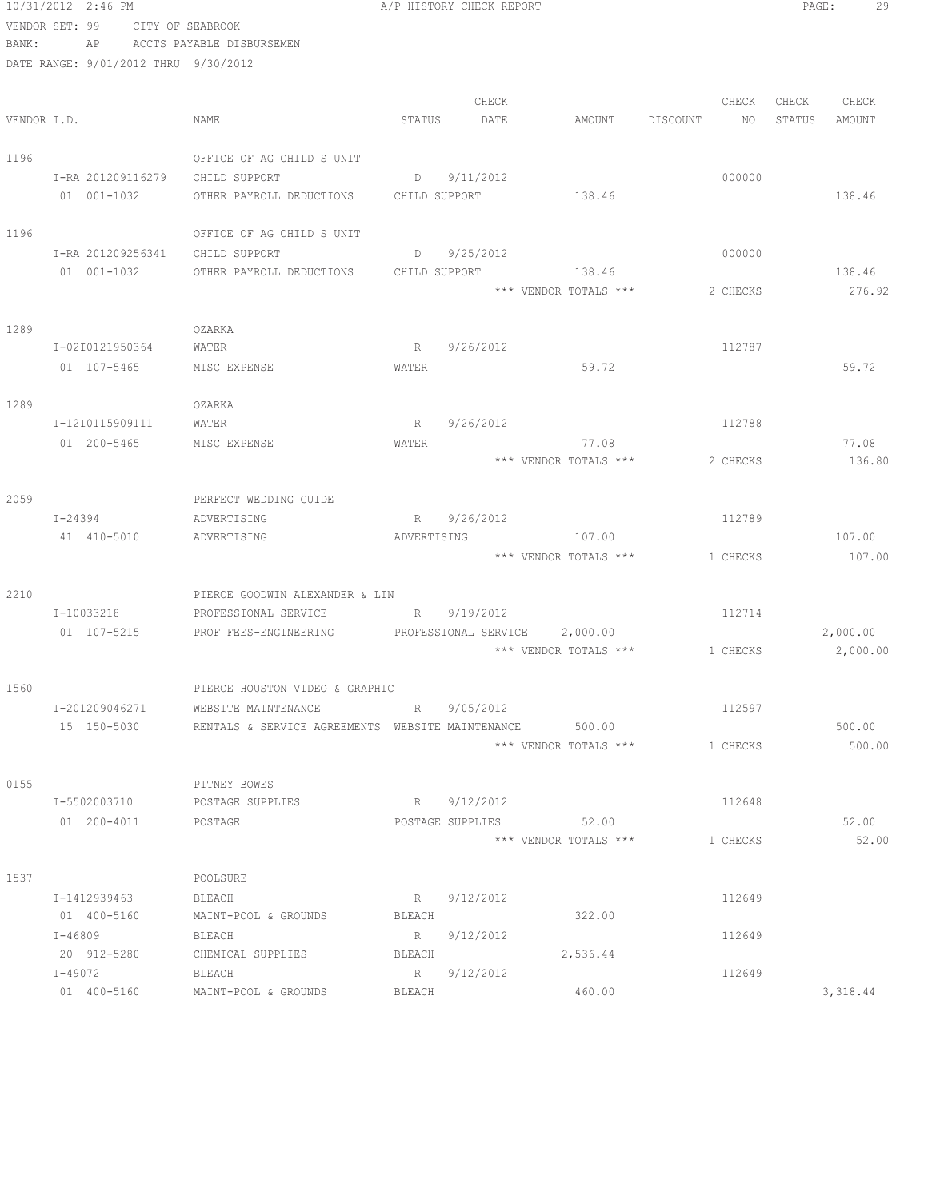10/31/2012 2:46 PM A/P HISTORY CHECK REPORT

VENDOR SET: 99 CITY OF SEABROOK
BANK: AP ACCTS PAYABLE DISBURSEMEN
DATE RANGE: 9/01/2012 THRU 9/30/2012

| VENDOR I.D. | NAME | STATUS | CHECK DATE | AMOUNT | DISCOUNT | CHECK NO | CHECK STATUS | CHECK AMOUNT |
|---|---|---|---|---|---|---|---|---|
| 1196 | OFFICE OF AG CHILD S UNIT | | | | | | | |
| I-RA 201209116279 | CHILD SUPPORT | D | 9/11/2012 | | | 000000 | | |
| 01 001-1032 | OTHER PAYROLL DEDUCTIONS | CHILD SUPPORT | | 138.46 | | | | 138.46 |
| 1196 | OFFICE OF AG CHILD S UNIT | | | | | | | |
| I-RA 201209256341 | CHILD SUPPORT | D | 9/25/2012 | | | 000000 | | |
| 01 001-1032 | OTHER PAYROLL DEDUCTIONS | CHILD SUPPORT | | 138.46 | | | | 138.46 |
| | | | | *** VENDOR TOTALS *** | | 2 CHECKS | | 276.92 |
| 1289 | OZARKA | | | | | | | |
| I-02I0121950364 | WATER | R | 9/26/2012 | | | 112787 | | |
| 01 107-5465 | MISC EXPENSE | WATER | | 59.72 | | | | 59.72 |
| 1289 | OZARKA | | | | | | | |
| I-12I0115909111 | WATER | R | 9/26/2012 | | | 112788 | | |
| 01 200-5465 | MISC EXPENSE | WATER | | 77.08 | | | | 77.08 |
| | | | | *** VENDOR TOTALS *** | | 2 CHECKS | | 136.80 |
| 2059 | PERFECT WEDDING GUIDE | | | | | | | |
| I-24394 | ADVERTISING | R | 9/26/2012 | | | 112789 | | |
| 41 410-5010 | ADVERTISING | ADVERTISING | | 107.00 | | | | 107.00 |
| | | | | *** VENDOR TOTALS *** | | 1 CHECKS | | 107.00 |
| 2210 | PIERCE GOODWIN ALEXANDER & LIN | | | | | | | |
| I-10033218 | PROFESSIONAL SERVICE | R | 9/19/2012 | | | 112714 | | |
| 01 107-5215 | PROF FEES-ENGINEERING | PROFESSIONAL SERVICE | | 2,000.00 | | | | 2,000.00 |
| | | | | *** VENDOR TOTALS *** | | 1 CHECKS | | 2,000.00 |
| 1560 | PIERCE HOUSTON VIDEO & GRAPHIC | | | | | | | |
| I-201209046271 | WEBSITE MAINTENANCE | R | 9/05/2012 | | | 112597 | | |
| 15 150-5030 | RENTALS & SERVICE AGREEMENTS | WEBSITE MAINTENANCE | | 500.00 | | | | 500.00 |
| | | | | *** VENDOR TOTALS *** | | 1 CHECKS | | 500.00 |
| 0155 | PITNEY BOWES | | | | | | | |
| I-5502003710 | POSTAGE SUPPLIES | R | 9/12/2012 | | | 112648 | | |
| 01 200-4011 | POSTAGE | POSTAGE SUPPLIES | | 52.00 | | | | 52.00 |
| | | | | *** VENDOR TOTALS *** | | 1 CHECKS | | 52.00 |
| 1537 | POOLSURE | | | | | | | |
| I-1412939463 | BLEACH | R | 9/12/2012 | | | 112649 | | |
| 01 400-5160 | MAINT-POOL & GROUNDS | BLEACH | | 322.00 | | | | |
| I-46809 | BLEACH | R | 9/12/2012 | | | 112649 | | |
| 20 912-5280 | CHEMICAL SUPPLIES | BLEACH | | 2,536.44 | | | | |
| I-49072 | BLEACH | R | 9/12/2012 | | | 112649 | | |
| 01 400-5160 | MAINT-POOL & GROUNDS | BLEACH | | 460.00 | | | | 3,318.44 |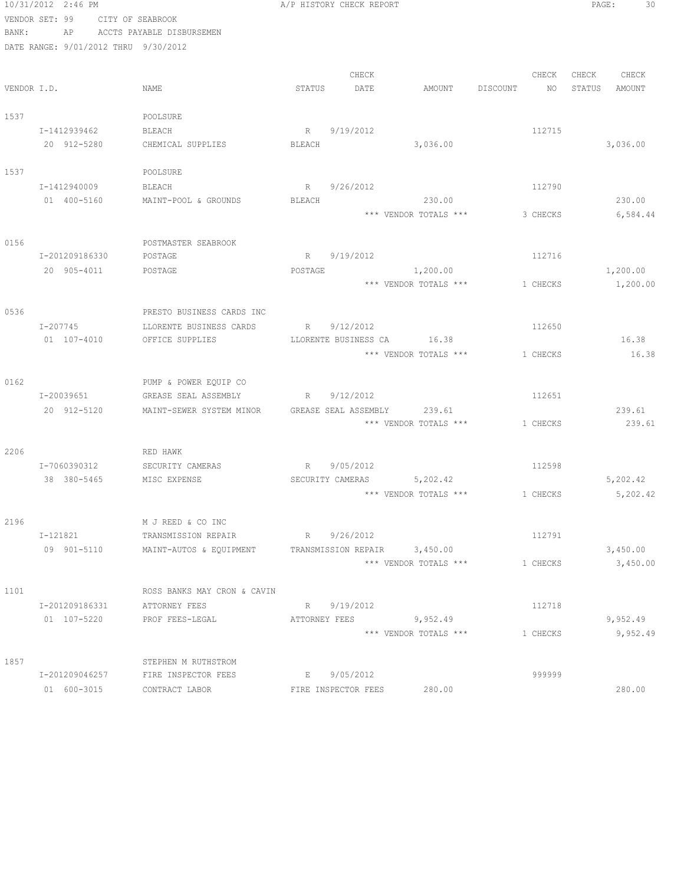10/31/2012 2:46 PM A/P HISTORY CHECK REPORT

VENDOR SET: 99 CITY OF SEABROOK
BANK: AP ACCTS PAYABLE DISBURSEMEN
DATE RANGE: 9/01/2012 THRU 9/30/2012

| VENDOR I.D. | NAME | STATUS | CHECK DATE | AMOUNT | DISCOUNT | CHECK NO | CHECK STATUS | CHECK AMOUNT |
|---|---|---|---|---|---|---|---|---|
| 1537 | POOLSURE | | | | | | | |
| I-1412939462 | BLEACH | R | 9/19/2012 | | | 112715 | | |
| 20 912-5280 | CHEMICAL SUPPLIES | BLEACH | | 3,036.00 | | | | 3,036.00 |
| 1537 | POOLSURE | | | | | | | |
| I-1412940009 | BLEACH | R | 9/26/2012 | | | 112790 | | |
| 01 400-5160 | MAINT-POOL & GROUNDS | BLEACH | | 230.00 | | | | 230.00 |
| | | | | *** VENDOR TOTALS *** | | 3 CHECKS | | 6,584.44 |
| 0156 | POSTMASTER SEABROOK | | | | | | | |
| I-201209186330 | POSTAGE | R | 9/19/2012 | | | 112716 | | |
| 20 905-4011 | POSTAGE | POSTAGE | | 1,200.00 | | | | 1,200.00 |
| | | | | *** VENDOR TOTALS *** | | 1 CHECKS | | 1,200.00 |
| 0536 | PRESTO BUSINESS CARDS INC | | | | | | | |
| I-207745 | LLORENTE BUSINESS CARDS | R | 9/12/2012 | | | 112650 | | |
| 01 107-4010 | OFFICE SUPPLIES | LLORENTE BUSINESS CA | | 16.38 | | | | 16.38 |
| | | | | *** VENDOR TOTALS *** | | 1 CHECKS | | 16.38 |
| 0162 | PUMP & POWER EQUIP CO | | | | | | | |
| I-20039651 | GREASE SEAL ASSEMBLY | R | 9/12/2012 | | | 112651 | | |
| 20 912-5120 | MAINT-SEWER SYSTEM MINOR | GREASE SEAL ASSEMBLY | | 239.61 | | | | 239.61 |
| | | | | *** VENDOR TOTALS *** | | 1 CHECKS | | 239.61 |
| 2206 | RED HAWK | | | | | | | |
| I-7060390312 | SECURITY CAMERAS | R | 9/05/2012 | | | 112598 | | |
| 38 380-5465 | MISC EXPENSE | SECURITY CAMERAS | | 5,202.42 | | | | 5,202.42 |
| | | | | *** VENDOR TOTALS *** | | 1 CHECKS | | 5,202.42 |
| 2196 | M J REED & CO INC | | | | | | | |
| I-121821 | TRANSMISSION REPAIR | R | 9/26/2012 | | | 112791 | | |
| 09 901-5110 | MAINT-AUTOS & EQUIPMENT | TRANSMISSION REPAIR | | 3,450.00 | | | | 3,450.00 |
| | | | | *** VENDOR TOTALS *** | | 1 CHECKS | | 3,450.00 |
| 1101 | ROSS BANKS MAY CRON & CAVIN | | | | | | | |
| I-201209186331 | ATTORNEY FEES | R | 9/19/2012 | | | 112718 | | |
| 01 107-5220 | PROF FEES-LEGAL | ATTORNEY FEES | | 9,952.49 | | | | 9,952.49 |
| | | | | *** VENDOR TOTALS *** | | 1 CHECKS | | 9,952.49 |
| 1857 | STEPHEN M RUTHSTROM | | | | | | | |
| I-201209046257 | FIRE INSPECTOR FEES | E | 9/05/2012 | | | 999999 | | |
| 01 600-3015 | CONTRACT LABOR | FIRE INSPECTOR FEES | | 280.00 | | | | 280.00 |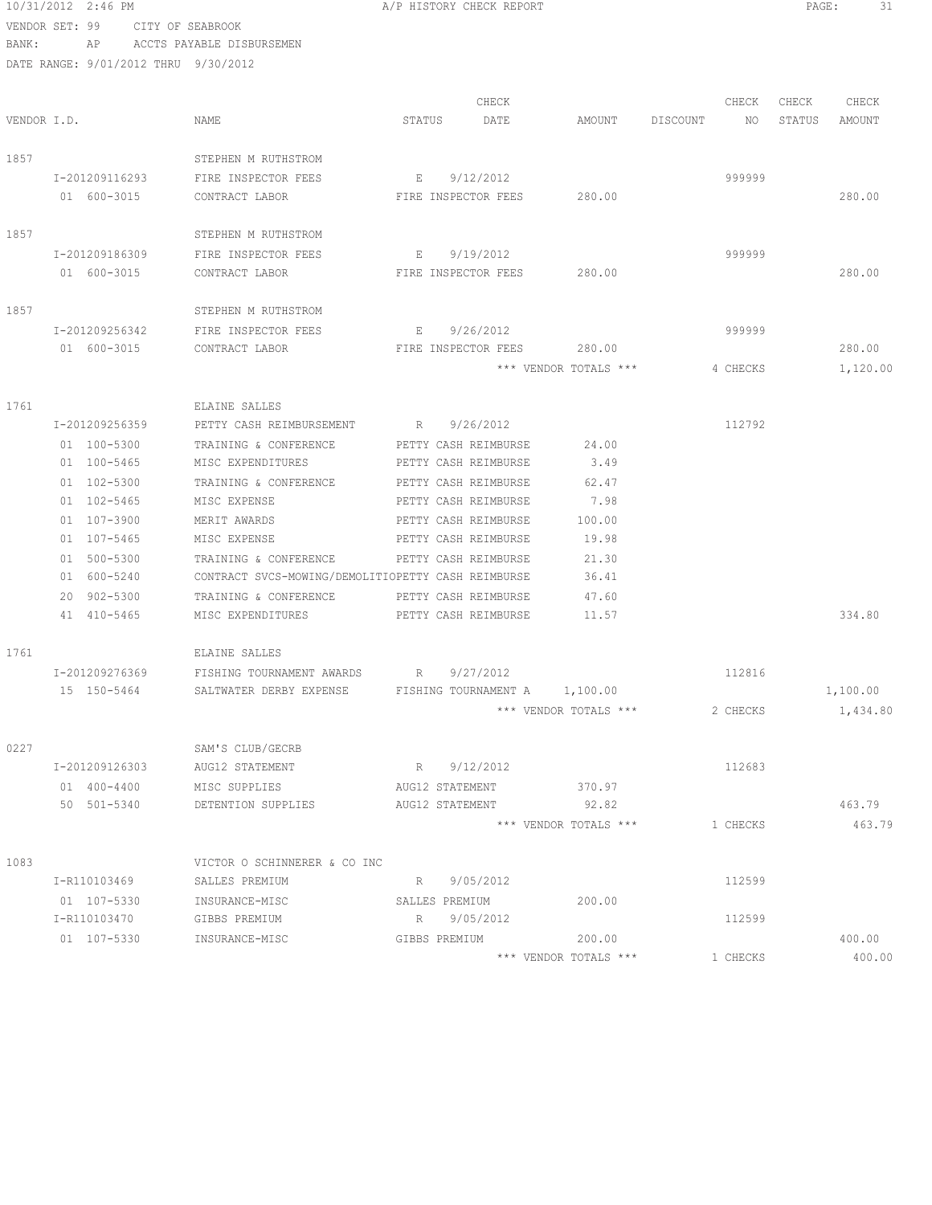10/31/2012 2:46 PM A/P HISTORY CHECK REPORT

VENDOR SET: 99 CITY OF SEABROOK
BANK: AP ACCTS PAYABLE DISBURSEMEN
DATE RANGE: 9/01/2012 THRU 9/30/2012

| VENDOR I.D. | NAME | STATUS | CHECK DATE | AMOUNT | DISCOUNT | CHECK NO | CHECK STATUS | CHECK AMOUNT |
|---|---|---|---|---|---|---|---|---|
| 1857 | STEPHEN M RUTHSTROM | | | | | | | |
| I-201209116293 | FIRE INSPECTOR FEES | E | 9/12/2012 | | | 999999 | | |
| 01 600-3015 | CONTRACT LABOR | FIRE INSPECTOR FEES | | 280.00 | | | | 280.00 |
| 1857 | STEPHEN M RUTHSTROM | | | | | | | |
| I-201209186309 | FIRE INSPECTOR FEES | E | 9/19/2012 | | | 999999 | | |
| 01 600-3015 | CONTRACT LABOR | FIRE INSPECTOR FEES | | 280.00 | | | | 280.00 |
| 1857 | STEPHEN M RUTHSTROM | | | | | | | |
| I-201209256342 | FIRE INSPECTOR FEES | E | 9/26/2012 | | | 999999 | | |
| 01 600-3015 | CONTRACT LABOR | FIRE INSPECTOR FEES | | 280.00 | | | | 280.00 |
| | | | | *** VENDOR TOTALS *** | | 4 CHECKS | | 1,120.00 |
| 1761 | ELAINE SALLES | | | | | | | |
| I-201209256359 | PETTY CASH REIMBURSEMENT | R | 9/26/2012 | | | 112792 | | |
| 01 100-5300 | TRAINING & CONFERENCE | PETTY CASH REIMBURSE | | 24.00 | | | | |
| 01 100-5465 | MISC EXPENDITURES | PETTY CASH REIMBURSE | | 3.49 | | | | |
| 01 102-5300 | TRAINING & CONFERENCE | PETTY CASH REIMBURSE | | 62.47 | | | | |
| 01 102-5465 | MISC EXPENSE | PETTY CASH REIMBURSE | | 7.98 | | | | |
| 01 107-3900 | MERIT AWARDS | PETTY CASH REIMBURSE | | 100.00 | | | | |
| 01 107-5465 | MISC EXPENSE | PETTY CASH REIMBURSE | | 19.98 | | | | |
| 01 500-5300 | TRAINING & CONFERENCE | PETTY CASH REIMBURSE | | 21.30 | | | | |
| 01 600-5240 | CONTRACT SVCS-MOWING/DEMOLITIO | PETTY CASH REIMBURSE | | 36.41 | | | | |
| 20 902-5300 | TRAINING & CONFERENCE | PETTY CASH REIMBURSE | | 47.60 | | | | |
| 41 410-5465 | MISC EXPENDITURES | PETTY CASH REIMBURSE | | 11.57 | | | | 334.80 |
| 1761 | ELAINE SALLES | | | | | | | |
| I-201209276369 | FISHING TOURNAMENT AWARDS | R | 9/27/2012 | | | 112816 | | |
| 15 150-5464 | SALTWATER DERBY EXPENSE | FISHING TOURNAMENT A | | 1,100.00 | | | | 1,100.00 |
| | | | | *** VENDOR TOTALS *** | | 2 CHECKS | | 1,434.80 |
| 0227 | SAM'S CLUB/GECRB | | | | | | | |
| I-201209126303 | AUG12 STATEMENT | R | 9/12/2012 | | | 112683 | | |
| 01 400-4400 | MISC SUPPLIES | AUG12 STATEMENT | | 370.97 | | | | |
| 50 501-5340 | DETENTION SUPPLIES | AUG12 STATEMENT | | 92.82 | | | | 463.79 |
| | | | | *** VENDOR TOTALS *** | | 1 CHECKS | | 463.79 |
| 1083 | VICTOR O SCHINNERER & CO INC | | | | | | | |
| I-R110103469 | SALLES PREMIUM | R | 9/05/2012 | | | 112599 | | |
| 01 107-5330 | INSURANCE-MISC | SALLES PREMIUM | | 200.00 | | | | |
| I-R110103470 | GIBBS PREMIUM | R | 9/05/2012 | | | 112599 | | |
| 01 107-5330 | INSURANCE-MISC | GIBBS PREMIUM | | 200.00 | | | | 400.00 |
| | | | | *** VENDOR TOTALS *** | | 1 CHECKS | | 400.00 |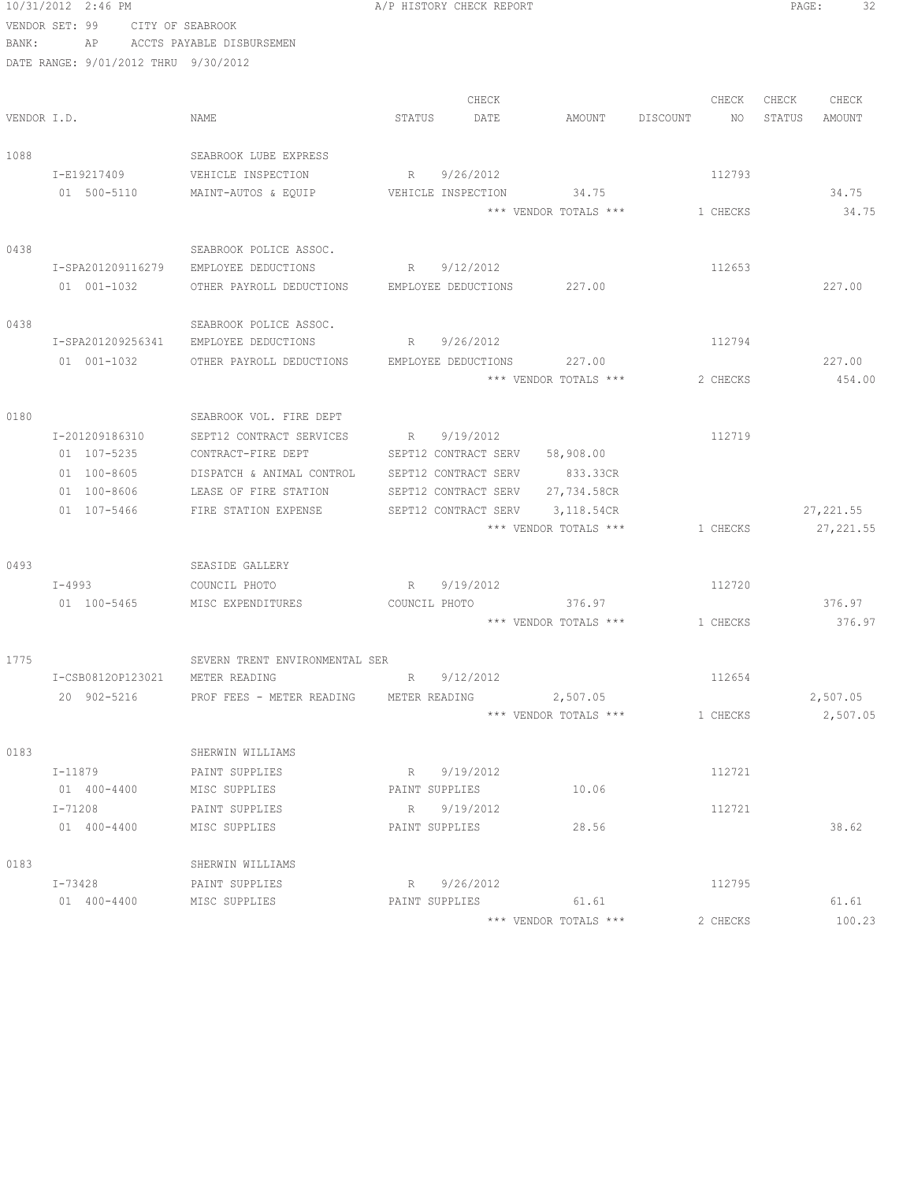10/31/2012 2:46 PM A/P HISTORY CHECK REPORT

VENDOR SET: 99 CITY OF SEABROOK

BANK: AP ACCTS PAYABLE DISBURSEMEN

DATE RANGE: 9/01/2012 THRU 9/30/2012

| VENDOR I.D. | NAME | STATUS | CHECK DATE | AMOUNT | DISCOUNT | CHECK NO | CHECK STATUS | CHECK AMOUNT |
|---|---|---|---|---|---|---|---|---|
| 1088 | SEABROOK LUBE EXPRESS | | | | | | | |
| I-E19217409 | VEHICLE INSPECTION | R | 9/26/2012 | | | 112793 | | |
| 01 500-5110 | MAINT-AUTOS & EQUIP | VEHICLE INSPECTION | | 34.75 | | | | 34.75 |
| | | | | *** VENDOR TOTALS *** | | 1 CHECKS | | 34.75 |
| 0438 | SEABROOK POLICE ASSOC. | | | | | | | |
| I-SPA201209116279 | EMPLOYEE DEDUCTIONS | R | 9/12/2012 | | | 112653 | | |
| 01 001-1032 | OTHER PAYROLL DEDUCTIONS | EMPLOYEE DEDUCTIONS | | 227.00 | | | | 227.00 |
| 0438 | SEABROOK POLICE ASSOC. | | | | | | | |
| I-SPA201209256341 | EMPLOYEE DEDUCTIONS | R | 9/26/2012 | | | 112794 | | |
| 01 001-1032 | OTHER PAYROLL DEDUCTIONS | EMPLOYEE DEDUCTIONS | | 227.00 | | | | 227.00 |
| | | | | *** VENDOR TOTALS *** | | 2 CHECKS | | 454.00 |
| 0180 | SEABROOK VOL. FIRE DEPT | | | | | | | |
| I-201209186310 | SEPT12 CONTRACT SERVICES | R | 9/19/2012 | | | 112719 | | |
| 01 107-5235 | CONTRACT-FIRE DEPT | SEPT12 CONTRACT SERV | | 58,908.00 | | | | |
| 01 100-8605 | DISPATCH & ANIMAL CONTROL | SEPT12 CONTRACT SERV | | 833.33CR | | | | |
| 01 100-8606 | LEASE OF FIRE STATION | SEPT12 CONTRACT SERV | | 27,734.58CR | | | | |
| 01 107-5466 | FIRE STATION EXPENSE | SEPT12 CONTRACT SERV | | 3,118.54CR | | | | 27,221.55 |
| | | | | *** VENDOR TOTALS *** | | 1 CHECKS | | 27,221.55 |
| 0493 | SEASIDE GALLERY | | | | | | | |
| I-4993 | COUNCIL PHOTO | R | 9/19/2012 | | | 112720 | | |
| 01 100-5465 | MISC EXPENDITURES | COUNCIL PHOTO | | 376.97 | | | | 376.97 |
| | | | | *** VENDOR TOTALS *** | | 1 CHECKS | | 376.97 |
| 1775 | SEVERN TRENT ENVIRONMENTAL SER | | | | | | | |
| I-CSB0812OP123021 | METER READING | R | 9/12/2012 | | | 112654 | | |
| 20 902-5216 | PROF FEES - METER READING | METER READING | | 2,507.05 | | | | 2,507.05 |
| | | | | *** VENDOR TOTALS *** | | 1 CHECKS | | 2,507.05 |
| 0183 | SHERWIN WILLIAMS | | | | | | | |
| I-11879 | PAINT SUPPLIES | R | 9/19/2012 | | | 112721 | | |
| 01 400-4400 | MISC SUPPLIES | PAINT SUPPLIES | | 10.06 | | | | |
| I-71208 | PAINT SUPPLIES | R | 9/19/2012 | | | 112721 | | |
| 01 400-4400 | MISC SUPPLIES | PAINT SUPPLIES | | 28.56 | | | | 38.62 |
| 0183 | SHERWIN WILLIAMS | | | | | | | |
| I-73428 | PAINT SUPPLIES | R | 9/26/2012 | | | 112795 | | |
| 01 400-4400 | MISC SUPPLIES | PAINT SUPPLIES | | 61.61 | | | | 61.61 |
| | | | | *** VENDOR TOTALS *** | | 2 CHECKS | | 100.23 |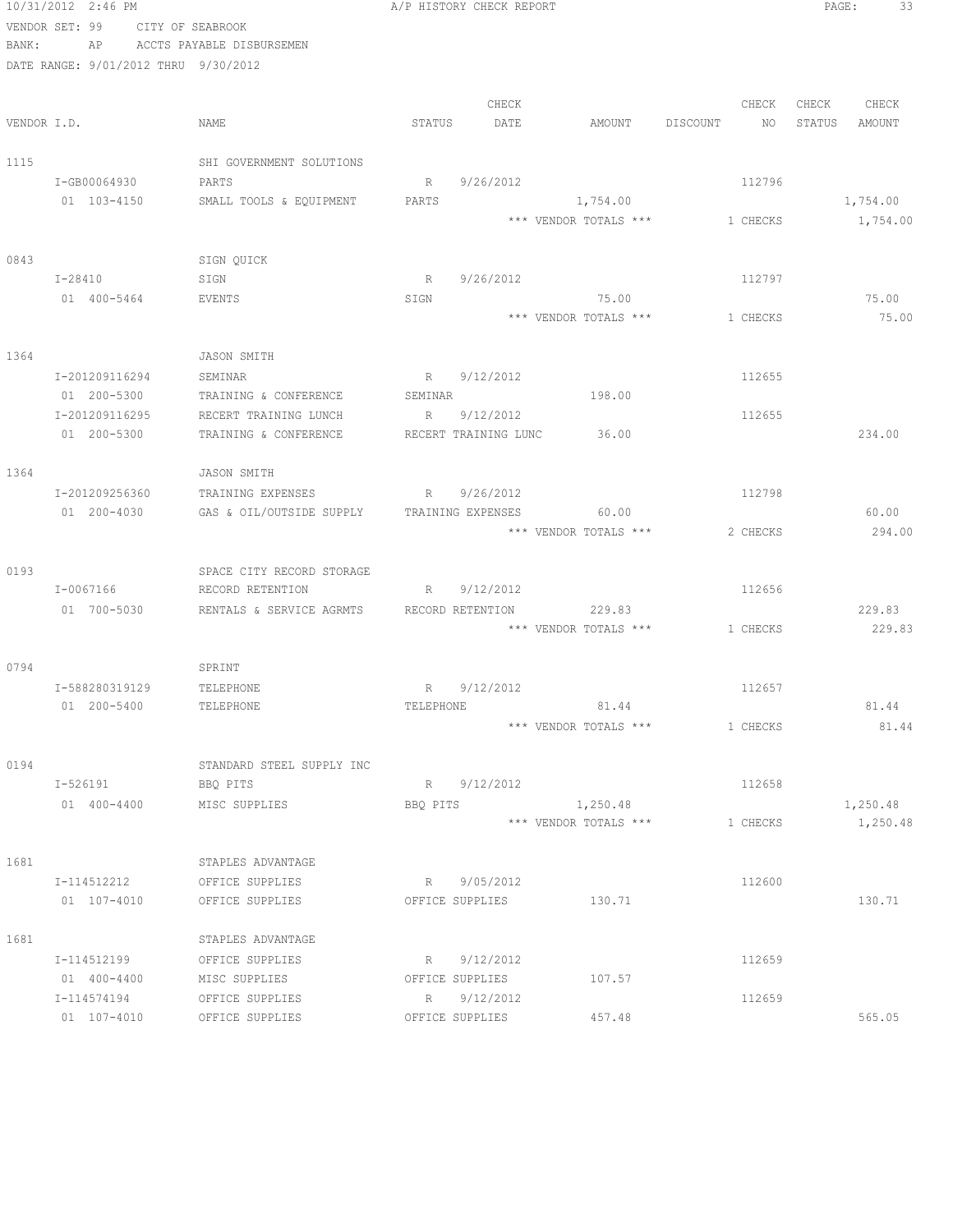10/31/2012 2:46 PM A/P HISTORY CHECK REPORT

VENDOR SET: 99 CITY OF SEABROOK
BANK: AP ACCTS PAYABLE DISBURSEMEN
DATE RANGE: 9/01/2012 THRU 9/30/2012

| VENDOR I.D. | NAME | STATUS | CHECK DATE | AMOUNT | DISCOUNT | CHECK NO | CHECK STATUS | CHECK AMOUNT |
|---|---|---|---|---|---|---|---|---|
| 1115 | SHI GOVERNMENT SOLUTIONS | | | | | | | |
| I-GB00064930 | PARTS | R | 9/26/2012 | | | 112796 | | |
| 01 103-4150 | SMALL TOOLS & EQUIPMENT | PARTS | | 1,754.00 | | | | 1,754.00 |
| | | | | *** VENDOR TOTALS *** | | 1 CHECKS | | 1,754.00 |
| 0843 | SIGN QUICK | | | | | | | |
| I-28410 | SIGN | R | 9/26/2012 | | | 112797 | | |
| 01 400-5464 | EVENTS | SIGN | | 75.00 | | | | 75.00 |
| | | | | *** VENDOR TOTALS *** | | 1 CHECKS | | 75.00 |
| 1364 | JASON SMITH | | | | | | | |
| I-201209116294 | SEMINAR | R | 9/12/2012 | | | 112655 | | |
| 01 200-5300 | TRAINING & CONFERENCE | SEMINAR | | 198.00 | | | | |
| I-201209116295 | RECERT TRAINING LUNCH | R | 9/12/2012 | | | 112655 | | |
| 01 200-5300 | TRAINING & CONFERENCE | RECERT TRAINING LUNC | | 36.00 | | | | 234.00 |
| 1364 | JASON SMITH | | | | | | | |
| I-201209256360 | TRAINING EXPENSES | R | 9/26/2012 | | | 112798 | | |
| 01 200-4030 | GAS & OIL/OUTSIDE SUPPLY | TRAINING EXPENSES | | 60.00 | | | | 60.00 |
| | | | | *** VENDOR TOTALS *** | | 2 CHECKS | | 294.00 |
| 0193 | SPACE CITY RECORD STORAGE | | | | | | | |
| I-0067166 | RECORD RETENTION | R | 9/12/2012 | | | 112656 | | |
| 01 700-5030 | RENTALS & SERVICE AGRMTS | RECORD RETENTION | | 229.83 | | | | 229.83 |
| | | | | *** VENDOR TOTALS *** | | 1 CHECKS | | 229.83 |
| 0794 | SPRINT | | | | | | | |
| I-588280319129 | TELEPHONE | R | 9/12/2012 | | | 112657 | | |
| 01 200-5400 | TELEPHONE | TELEPHONE | | 81.44 | | | | 81.44 |
| | | | | *** VENDOR TOTALS *** | | 1 CHECKS | | 81.44 |
| 0194 | STANDARD STEEL SUPPLY INC | | | | | | | |
| I-526191 | BBQ PITS | R | 9/12/2012 | | | 112658 | | |
| 01 400-4400 | MISC SUPPLIES | BBQ PITS | | 1,250.48 | | | | 1,250.48 |
| | | | | *** VENDOR TOTALS *** | | 1 CHECKS | | 1,250.48 |
| 1681 | STAPLES ADVANTAGE | | | | | | | |
| I-114512212 | OFFICE SUPPLIES | R | 9/05/2012 | | | 112600 | | |
| 01 107-4010 | OFFICE SUPPLIES | OFFICE SUPPLIES | | 130.71 | | | | 130.71 |
| 1681 | STAPLES ADVANTAGE | | | | | | | |
| I-114512199 | OFFICE SUPPLIES | R | 9/12/2012 | | | 112659 | | |
| 01 400-4400 | MISC SUPPLIES | OFFICE SUPPLIES | | 107.57 | | | | |
| I-114574194 | OFFICE SUPPLIES | R | 9/12/2012 | | | 112659 | | |
| 01 107-4010 | OFFICE SUPPLIES | OFFICE SUPPLIES | | 457.48 | | | | 565.05 |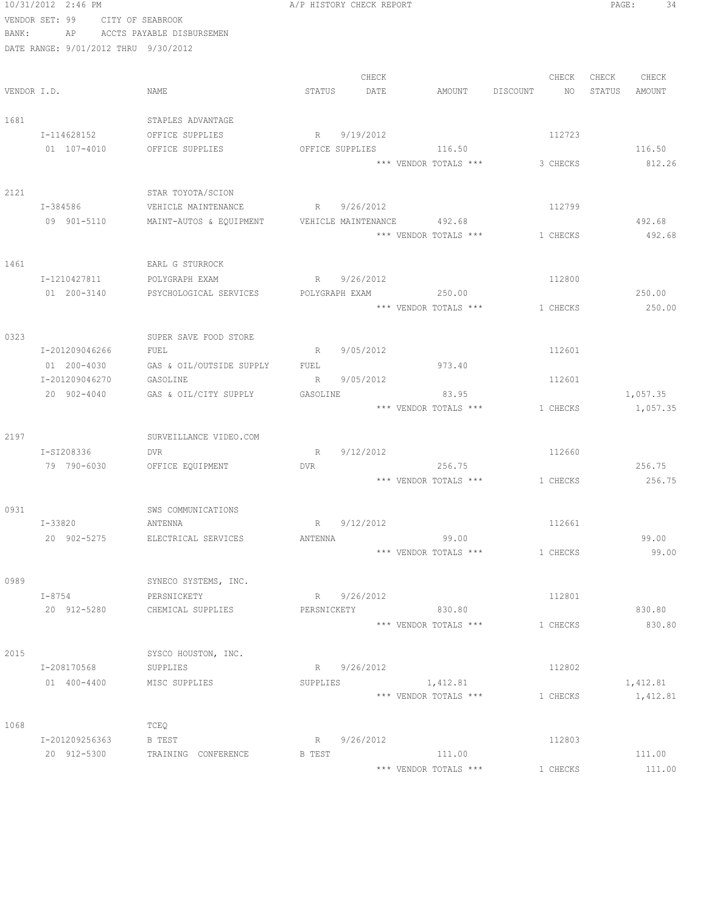10/31/2012 2:46 PM A/P HISTORY CHECK REPORT

VENDOR SET: 99 CITY OF SEABROOK
BANK: AP ACCTS PAYABLE DISBURSEMEN
DATE RANGE: 9/01/2012 THRU 9/30/2012

| VENDOR I.D. | NAME | STATUS | CHECK DATE | AMOUNT | DISCOUNT | CHECK NO | CHECK STATUS | CHECK AMOUNT |
|---|---|---|---|---|---|---|---|---|
| 1681 | STAPLES ADVANTAGE | | | | | | | |
| I-114628152 | OFFICE SUPPLIES | R | 9/19/2012 | | | 112723 | | |
| 01 107-4010 | OFFICE SUPPLIES | OFFICE SUPPLIES | | 116.50 | | | | 116.50 |
| | | | | *** VENDOR TOTALS *** | | 3 CHECKS | | 812.26 |
| 2121 | STAR TOYOTA/SCION | | | | | | | |
| I-384586 | VEHICLE MAINTENANCE | R | 9/26/2012 | | | 112799 | | |
| 09 901-5110 | MAINT-AUTOS & EQUIPMENT | VEHICLE MAINTENANCE | | 492.68 | | | | 492.68 |
| | | | | *** VENDOR TOTALS *** | | 1 CHECKS | | 492.68 |
| 1461 | EARL G STURROCK | | | | | | | |
| I-1210427811 | POLYGRAPH EXAM | R | 9/26/2012 | | | 112800 | | |
| 01 200-3140 | PSYCHOLOGICAL SERVICES | POLYGRAPH EXAM | | 250.00 | | | | 250.00 |
| | | | | *** VENDOR TOTALS *** | | 1 CHECKS | | 250.00 |
| 0323 | SUPER SAVE FOOD STORE | | | | | | | |
| I-201209046266 | FUEL | R | 9/05/2012 | | | 112601 | | |
| 01 200-4030 | GAS & OIL/OUTSIDE SUPPLY | FUEL | | 973.40 | | | | |
| I-201209046270 | GASOLINE | R | 9/05/2012 | | | 112601 | | |
| 20 902-4040 | GAS & OIL/CITY SUPPLY | GASOLINE | | 83.95 | | | | 1,057.35 |
| | | | | *** VENDOR TOTALS *** | | 1 CHECKS | | 1,057.35 |
| 2197 | SURVEILLANCE VIDEO.COM | | | | | | | |
| I-SI208336 | DVR | R | 9/12/2012 | | | 112660 | | |
| 79 790-6030 | OFFICE EQUIPMENT | DVR | | 256.75 | | | | 256.75 |
| | | | | *** VENDOR TOTALS *** | | 1 CHECKS | | 256.75 |
| 0931 | SWS COMMUNICATIONS | | | | | | | |
| I-33820 | ANTENNA | R | 9/12/2012 | | | 112661 | | |
| 20 902-5275 | ELECTRICAL SERVICES | ANTENNA | | 99.00 | | | | 99.00 |
| | | | | *** VENDOR TOTALS *** | | 1 CHECKS | | 99.00 |
| 0989 | SYNECO SYSTEMS, INC. | | | | | | | |
| I-8754 | PERSNICKETY | R | 9/26/2012 | | | 112801 | | |
| 20 912-5280 | CHEMICAL SUPPLIES | PERSNICKETY | | 830.80 | | | | 830.80 |
| | | | | *** VENDOR TOTALS *** | | 1 CHECKS | | 830.80 |
| 2015 | SYSCO HOUSTON, INC. | | | | | | | |
| I-208170568 | SUPPLIES | R | 9/26/2012 | | | 112802 | | |
| 01 400-4400 | MISC SUPPLIES | SUPPLIES | | 1,412.81 | | | | 1,412.81 |
| | | | | *** VENDOR TOTALS *** | | 1 CHECKS | | 1,412.81 |
| 1068 | TCEQ | | | | | | | |
| I-201209256363 | B TEST | R | 9/26/2012 | | | 112803 | | |
| 20 912-5300 | TRAINING CONFERENCE | B TEST | | 111.00 | | | | 111.00 |
| | | | | *** VENDOR TOTALS *** | | 1 CHECKS | | 111.00 |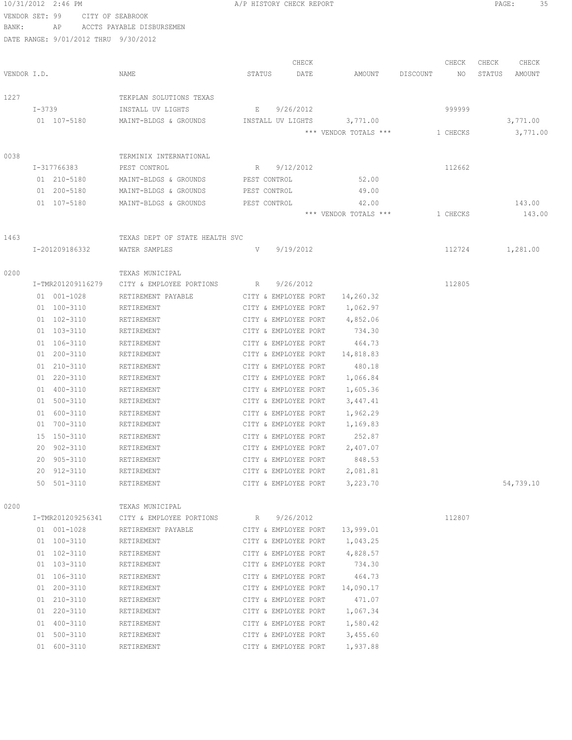10/31/2012 2:46 PM A/P HISTORY CHECK REPORT

VENDOR SET: 99 CITY OF SEABROOK
BANK: AP ACCTS PAYABLE DISBURSEMEN
DATE RANGE: 9/01/2012 THRU 9/30/2012

| VENDOR I.D. | NAME | STATUS | CHECK DATE | AMOUNT | DISCOUNT | CHECK NO | CHECK STATUS | CHECK AMOUNT |
|---|---|---|---|---|---|---|---|---|
| 1227 | TEKPLAN SOLUTIONS TEXAS | | | | | | | |
| I-3739 | INSTALL UV LIGHTS | E | 9/26/2012 | | | 999999 | | |
| 01 107-5180 | MAINT-BLDGS & GROUNDS | INSTALL UV LIGHTS | | 3,771.00 | | | | 3,771.00 |
| | | | | *** VENDOR TOTALS *** | | 1 CHECKS | | 3,771.00 |
| 0038 | TERMINIX INTERNATIONAL | | | | | | | |
| I-317766383 | PEST CONTROL | R | 9/12/2012 | | | 112662 | | |
| 01 210-5180 | MAINT-BLDGS & GROUNDS | PEST CONTROL | | 52.00 | | | | |
| 01 200-5180 | MAINT-BLDGS & GROUNDS | PEST CONTROL | | 49.00 | | | | |
| 01 107-5180 | MAINT-BLDGS & GROUNDS | PEST CONTROL | | 42.00 | | | | 143.00 |
| | | | | *** VENDOR TOTALS *** | | 1 CHECKS | | 143.00 |
| 1463 | TEXAS DEPT OF STATE HEALTH SVC | | | | | | | |
| I-201209186332 | WATER SAMPLES | V | 9/19/2012 | | | 112724 | | 1,281.00 |
| 0200 | TEXAS MUNICIPAL | | | | | | | |
| I-TMR201209116279 | CITY & EMPLOYEE PORTIONS | R | 9/26/2012 | | | 112805 | | |
| 01 001-1028 | RETIREMENT PAYABLE | CITY & EMPLOYEE PORT | | 14,260.32 | | | | |
| 01 100-3110 | RETIREMENT | CITY & EMPLOYEE PORT | | 1,062.97 | | | | |
| 01 102-3110 | RETIREMENT | CITY & EMPLOYEE PORT | | 4,852.06 | | | | |
| 01 103-3110 | RETIREMENT | CITY & EMPLOYEE PORT | | 734.30 | | | | |
| 01 106-3110 | RETIREMENT | CITY & EMPLOYEE PORT | | 464.73 | | | | |
| 01 200-3110 | RETIREMENT | CITY & EMPLOYEE PORT | | 14,818.83 | | | | |
| 01 210-3110 | RETIREMENT | CITY & EMPLOYEE PORT | | 480.18 | | | | |
| 01 220-3110 | RETIREMENT | CITY & EMPLOYEE PORT | | 1,066.84 | | | | |
| 01 400-3110 | RETIREMENT | CITY & EMPLOYEE PORT | | 1,605.36 | | | | |
| 01 500-3110 | RETIREMENT | CITY & EMPLOYEE PORT | | 3,447.41 | | | | |
| 01 600-3110 | RETIREMENT | CITY & EMPLOYEE PORT | | 1,962.29 | | | | |
| 01 700-3110 | RETIREMENT | CITY & EMPLOYEE PORT | | 1,169.83 | | | | |
| 15 150-3110 | RETIREMENT | CITY & EMPLOYEE PORT | | 252.87 | | | | |
| 20 902-3110 | RETIREMENT | CITY & EMPLOYEE PORT | | 2,407.07 | | | | |
| 20 905-3110 | RETIREMENT | CITY & EMPLOYEE PORT | | 848.53 | | | | |
| 20 912-3110 | RETIREMENT | CITY & EMPLOYEE PORT | | 2,081.81 | | | | |
| 50 501-3110 | RETIREMENT | CITY & EMPLOYEE PORT | | 3,223.70 | | | | 54,739.10 |
| 0200 | TEXAS MUNICIPAL | | | | | | | |
| I-TMR201209256341 | CITY & EMPLOYEE PORTIONS | R | 9/26/2012 | | | 112807 | | |
| 01 001-1028 | RETIREMENT PAYABLE | CITY & EMPLOYEE PORT | | 13,999.01 | | | | |
| 01 100-3110 | RETIREMENT | CITY & EMPLOYEE PORT | | 1,043.25 | | | | |
| 01 102-3110 | RETIREMENT | CITY & EMPLOYEE PORT | | 4,828.57 | | | | |
| 01 103-3110 | RETIREMENT | CITY & EMPLOYEE PORT | | 734.30 | | | | |
| 01 106-3110 | RETIREMENT | CITY & EMPLOYEE PORT | | 464.73 | | | | |
| 01 200-3110 | RETIREMENT | CITY & EMPLOYEE PORT | | 14,090.17 | | | | |
| 01 210-3110 | RETIREMENT | CITY & EMPLOYEE PORT | | 471.07 | | | | |
| 01 220-3110 | RETIREMENT | CITY & EMPLOYEE PORT | | 1,067.34 | | | | |
| 01 400-3110 | RETIREMENT | CITY & EMPLOYEE PORT | | 1,580.42 | | | | |
| 01 500-3110 | RETIREMENT | CITY & EMPLOYEE PORT | | 3,455.60 | | | | |
| 01 600-3110 | RETIREMENT | CITY & EMPLOYEE PORT | | 1,937.88 | | | | |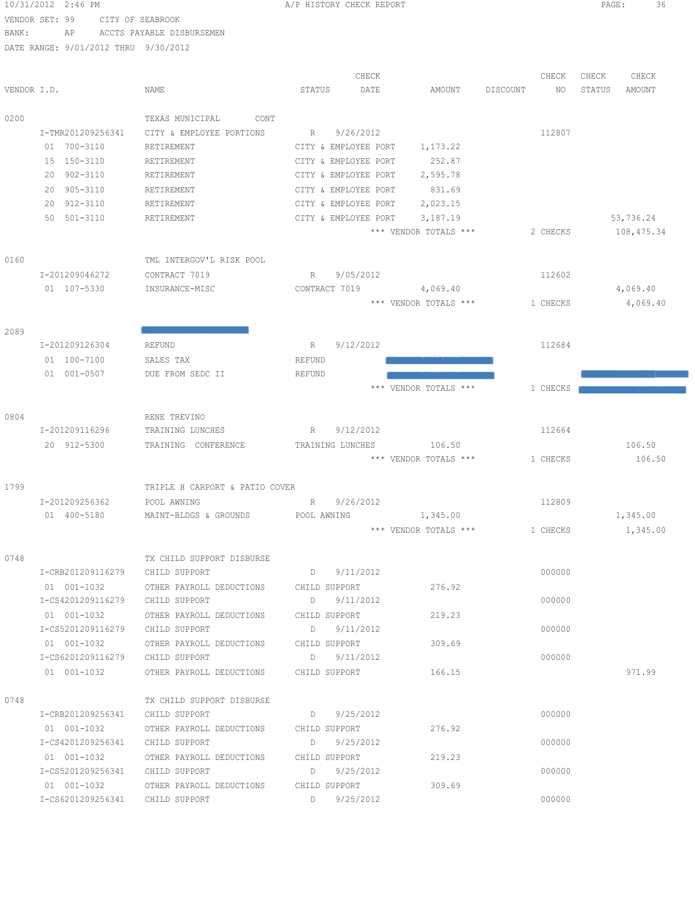A/P HISTORY CHECK REPORT

VENDOR SET: 99 CITY OF SEABROOK
BANK: AP ACCTS PAYABLE DISBURSEMEN
DATE RANGE: 9/01/2012 THRU 9/30/2012

| VENDOR I.D. | NAME | STATUS | CHECK DATE | AMOUNT | DISCOUNT | CHECK NO | CHECK STATUS | CHECK AMOUNT |
|---|---|---|---|---|---|---|---|---|
| 0200 | TEXAS MUNICIPAL CONT | | | | | | | |
| I-TMR201209256341 | CITY & EMPLOYEE PORTIONS | R | 9/26/2012 | | | 112807 | | |
| 01 700-3110 | RETIREMENT | CITY & EMPLOYEE PORT | | 1,173.22 | | | | |
| 15 150-3110 | RETIREMENT | CITY & EMPLOYEE PORT | | 252.87 | | | | |
| 20 902-3110 | RETIREMENT | CITY & EMPLOYEE PORT | | 2,595.78 | | | | |
| 20 905-3110 | RETIREMENT | CITY & EMPLOYEE PORT | | 831.69 | | | | |
| 20 912-3110 | RETIREMENT | CITY & EMPLOYEE PORT | | 2,023.15 | | | | |
| 50 501-3110 | RETIREMENT | CITY & EMPLOYEE PORT | | 3,187.19 | | | | 53,736.24 |
| | | *** VENDOR TOTALS *** | | | | 2 CHECKS | | 108,475.34 |
| 0160 | TML INTERGOV'L RISK POOL | | | | | | | |
| I-201209046272 | CONTRACT 7019 | R | 9/05/2012 | | | 112602 | | |
| 01 107-5330 | INSURANCE-MISC | CONTRACT 7019 | | 4,069.40 | | | | 4,069.40 |
| | | *** VENDOR TOTALS *** | | | | 1 CHECKS | | 4,069.40 |
| 2089 | | | | | | | | |
| I-201209126304 | REFUND | R | 9/12/2012 | | | 112684 | | |
| 01 100-7100 | SALES TAX | REFUND | | | | | | |
| 01 001-0507 | DUE FROM SEDC II | REFUND | | | | | | |
| | | *** VENDOR TOTALS *** | | | | 1 CHECKS | | |
| 0804 | RENE TREVINO | | | | | | | |
| I-201209116296 | TRAINING LUNCHES | R | 9/12/2012 | | | 112664 | | |
| 20 912-5300 | TRAINING CONFERENCE | TRAINING LUNCHES | | 106.50 | | | | 106.50 |
| | | *** VENDOR TOTALS *** | | | | 1 CHECKS | | 106.50 |
| 1799 | TRIPLE H CARPORT & PATIO COVER | | | | | | | |
| I-201209256362 | POOL AWNING | R | 9/26/2012 | | | 112809 | | |
| 01 400-5180 | MAINT-BLDGS & GROUNDS | POOL AWNING | | 1,345.00 | | | | 1,345.00 |
| | | *** VENDOR TOTALS *** | | | | 1 CHECKS | | 1,345.00 |
| 0748 | TX CHILD SUPPORT DISBURSE | | | | | | | |
| I-CRB201209116279 | CHILD SUPPORT | D | 9/11/2012 | | | 000000 | | |
| 01 001-1032 | OTHER PAYROLL DEDUCTIONS | CHILD SUPPORT | | 276.92 | | | | |
| I-CS4201209116279 | CHILD SUPPORT | D | 9/11/2012 | | | 000000 | | |
| 01 001-1032 | OTHER PAYROLL DEDUCTIONS | CHILD SUPPORT | | 219.23 | | | | |
| I-CS5201209116279 | CHILD SUPPORT | D | 9/11/2012 | | | 000000 | | |
| 01 001-1032 | OTHER PAYROLL DEDUCTIONS | CHILD SUPPORT | | 309.69 | | | | |
| I-CS6201209116279 | CHILD SUPPORT | D | 9/11/2012 | | | 000000 | | |
| 01 001-1032 | OTHER PAYROLL DEDUCTIONS | CHILD SUPPORT | | 166.15 | | | | 971.99 |
| 0748 | TX CHILD SUPPORT DISBURSE | | | | | | | |
| I-CRB201209256341 | CHILD SUPPORT | D | 9/25/2012 | | | 000000 | | |
| 01 001-1032 | OTHER PAYROLL DEDUCTIONS | CHILD SUPPORT | | 276.92 | | | | |
| I-CS4201209256341 | CHILD SUPPORT | D | 9/25/2012 | | | 000000 | | |
| 01 001-1032 | OTHER PAYROLL DEDUCTIONS | CHILD SUPPORT | | 219.23 | | | | |
| I-CS5201209256341 | CHILD SUPPORT | D | 9/25/2012 | | | 000000 | | |
| 01 001-1032 | OTHER PAYROLL DEDUCTIONS | CHILD SUPPORT | | 309.69 | | | | |
| I-CS6201209256341 | CHILD SUPPORT | D | 9/25/2012 | | | 000000 | | |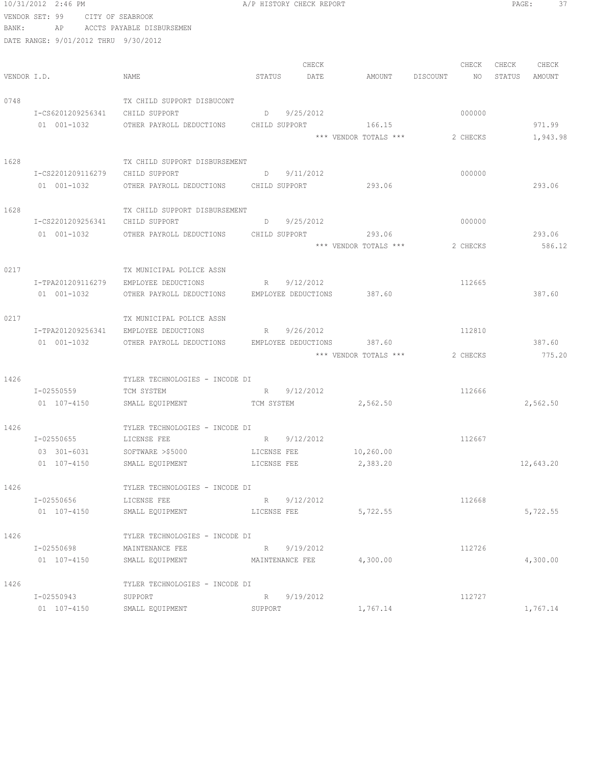10/31/2012 2:46 PM A/P HISTORY CHECK REPORT

VENDOR SET: 99 CITY OF SEABROOK
BANK: AP ACCTS PAYABLE DISBURSEMEN
DATE RANGE: 9/01/2012 THRU 9/30/2012

| VENDOR I.D. | NAME | STATUS | CHECK DATE | AMOUNT | DISCOUNT | CHECK NO | CHECK STATUS | CHECK AMOUNT |
|---|---|---|---|---|---|---|---|---|
| 0748 | TX CHILD SUPPORT DISBUCONT | | | | | | | |
| I-CS6201209256341 | CHILD SUPPORT | D | 9/25/2012 | | | 000000 | | |
| 01 001-1032 | OTHER PAYROLL DEDUCTIONS | CHILD SUPPORT | | 166.15 | | | | 971.99 |
| | | | | *** VENDOR TOTALS *** | | 2 CHECKS | | 1,943.98 |
| 1628 | TX CHILD SUPPORT DISBURSEMENT | | | | | | | |
| I-CS2201209116279 | CHILD SUPPORT | D | 9/11/2012 | | | 000000 | | |
| 01 001-1032 | OTHER PAYROLL DEDUCTIONS | CHILD SUPPORT | | 293.06 | | | | 293.06 |
| 1628 | TX CHILD SUPPORT DISBURSEMENT | | | | | | | |
| I-CS2201209256341 | CHILD SUPPORT | D | 9/25/2012 | | | 000000 | | |
| 01 001-1032 | OTHER PAYROLL DEDUCTIONS | CHILD SUPPORT | | 293.06 | | | | 293.06 |
| | | | | *** VENDOR TOTALS *** | | 2 CHECKS | | 586.12 |
| 0217 | TX MUNICIPAL POLICE ASSN | | | | | | | |
| I-TPA201209116279 | EMPLOYEE DEDUCTIONS | R | 9/12/2012 | | | 112665 | | |
| 01 001-1032 | OTHER PAYROLL DEDUCTIONS | EMPLOYEE DEDUCTIONS | | 387.60 | | | | 387.60 |
| 0217 | TX MUNICIPAL POLICE ASSN | | | | | | | |
| I-TPA201209256341 | EMPLOYEE DEDUCTIONS | R | 9/26/2012 | | | 112810 | | |
| 01 001-1032 | OTHER PAYROLL DEDUCTIONS | EMPLOYEE DEDUCTIONS | | 387.60 | | | | 387.60 |
| | | | | *** VENDOR TOTALS *** | | 2 CHECKS | | 775.20 |
| 1426 | TYLER TECHNOLOGIES - INCODE DI | | | | | | | |
| I-02550559 | TCM SYSTEM | R | 9/12/2012 | | | 112666 | | |
| 01 107-4150 | SMALL EQUIPMENT | TCM SYSTEM | | 2,562.50 | | | | 2,562.50 |
| 1426 | TYLER TECHNOLOGIES - INCODE DI | | | | | | | |
| I-02550655 | LICENSE FEE | R | 9/12/2012 | | | 112667 | | |
| 03 301-6031 | SOFTWARE >$5000 | LICENSE FEE | | 10,260.00 | | | | |
| 01 107-4150 | SMALL EQUIPMENT | LICENSE FEE | | 2,383.20 | | | | 12,643.20 |
| 1426 | TYLER TECHNOLOGIES - INCODE DI | | | | | | | |
| I-02550656 | LICENSE FEE | R | 9/12/2012 | | | 112668 | | |
| 01 107-4150 | SMALL EQUIPMENT | LICENSE FEE | | 5,722.55 | | | | 5,722.55 |
| 1426 | TYLER TECHNOLOGIES - INCODE DI | | | | | | | |
| I-02550698 | MAINTENANCE FEE | R | 9/19/2012 | | | 112726 | | |
| 01 107-4150 | SMALL EQUIPMENT | MAINTENANCE FEE | | 4,300.00 | | | | 4,300.00 |
| 1426 | TYLER TECHNOLOGIES - INCODE DI | | | | | | | |
| I-02550943 | SUPPORT | R | 9/19/2012 | | | 112727 | | |
| 01 107-4150 | SMALL EQUIPMENT | SUPPORT | | 1,767.14 | | | | 1,767.14 |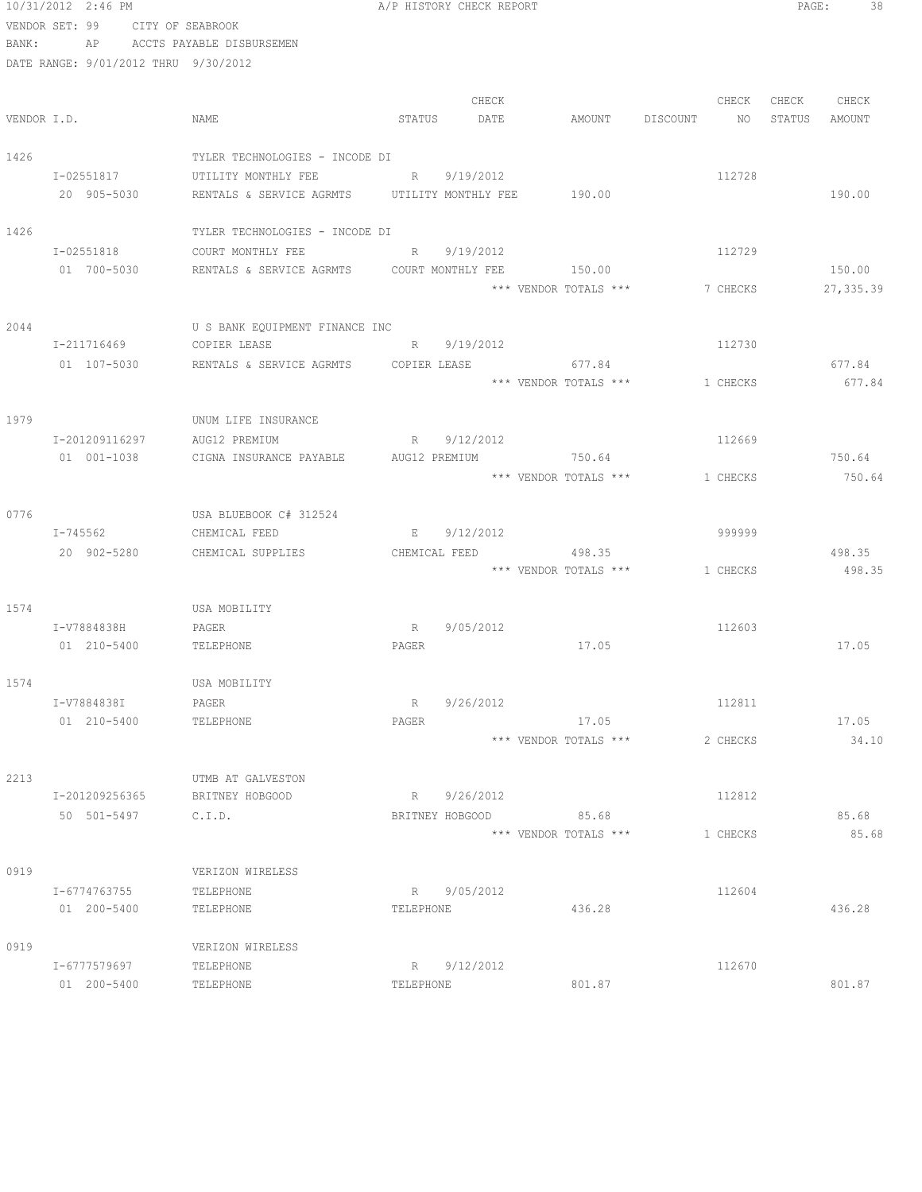10/31/2012 2:46 PM A/P HISTORY CHECK REPORT

VENDOR SET: 99 CITY OF SEABROOK
BANK: AP ACCTS PAYABLE DISBURSEMEN
DATE RANGE: 9/01/2012 THRU 9/30/2012

| VENDOR I.D. | NAME | STATUS | CHECK DATE | AMOUNT | DISCOUNT | CHECK NO | CHECK STATUS | CHECK AMOUNT |
|---|---|---|---|---|---|---|---|---|
| 1426 | TYLER TECHNOLOGIES - INCODE DI | | | | | | | |
| I-02551817 | UTILITY MONTHLY FEE | R | 9/19/2012 | | | 112728 | | |
| 20 905-5030 | RENTALS & SERVICE AGRMTS | UTILITY MONTHLY FEE | | 190.00 | | | | 190.00 |
| 1426 | TYLER TECHNOLOGIES - INCODE DI | | | | | | | |
| I-02551818 | COURT MONTHLY FEE | R | 9/19/2012 | | | 112729 | | |
| 01 700-5030 | RENTALS & SERVICE AGRMTS | COURT MONTHLY FEE | | 150.00 | | | | 150.00 |
| | | | | *** VENDOR TOTALS *** | | 7 CHECKS | | 27,335.39 |
| 2044 | U S BANK EQUIPMENT FINANCE INC | | | | | | | |
| I-211716469 | COPIER LEASE | R | 9/19/2012 | | | 112730 | | |
| 01 107-5030 | RENTALS & SERVICE AGRMTS | COPIER LEASE | | 677.84 | | | | 677.84 |
| | | | | *** VENDOR TOTALS *** | | 1 CHECKS | | 677.84 |
| 1979 | UNUM LIFE INSURANCE | | | | | | | |
| I-201209116297 | AUG12 PREMIUM | R | 9/12/2012 | | | 112669 | | |
| 01 001-1038 | CIGNA INSURANCE PAYABLE | AUG12 PREMIUM | | 750.64 | | | | 750.64 |
| | | | | *** VENDOR TOTALS *** | | 1 CHECKS | | 750.64 |
| 0776 | USA BLUEBOOK C# 312524 | | | | | | | |
| I-745562 | CHEMICAL FEED | E | 9/12/2012 | | | 999999 | | |
| 20 902-5280 | CHEMICAL SUPPLIES | CHEMICAL FEED | | 498.35 | | | | 498.35 |
| | | | | *** VENDOR TOTALS *** | | 1 CHECKS | | 498.35 |
| 1574 | USA MOBILITY | | | | | | | |
| I-V7884838H | PAGER | R | 9/05/2012 | | | 112603 | | |
| 01 210-5400 | TELEPHONE | PAGER | | 17.05 | | | | 17.05 |
| 1574 | USA MOBILITY | | | | | | | |
| I-V7884838I | PAGER | R | 9/26/2012 | | | 112811 | | |
| 01 210-5400 | TELEPHONE | PAGER | | 17.05 | | | | 17.05 |
| | | | | *** VENDOR TOTALS *** | | 2 CHECKS | | 34.10 |
| 2213 | UTMB AT GALVESTON | | | | | | | |
| I-201209256365 | BRITNEY HOBGOOD | R | 9/26/2012 | | | 112812 | | |
| 50 501-5497 | C.I.D. | BRITNEY HOBGOOD | | 85.68 | | | | 85.68 |
| | | | | *** VENDOR TOTALS *** | | 1 CHECKS | | 85.68 |
| 0919 | VERIZON WIRELESS | | | | | | | |
| I-6774763755 | TELEPHONE | R | 9/05/2012 | | | 112604 | | |
| 01 200-5400 | TELEPHONE | TELEPHONE | | 436.28 | | | | 436.28 |
| 0919 | VERIZON WIRELESS | | | | | | | |
| I-6777579697 | TELEPHONE | R | 9/12/2012 | | | 112670 | | |
| 01 200-5400 | TELEPHONE | TELEPHONE | | 801.87 | | | | 801.87 |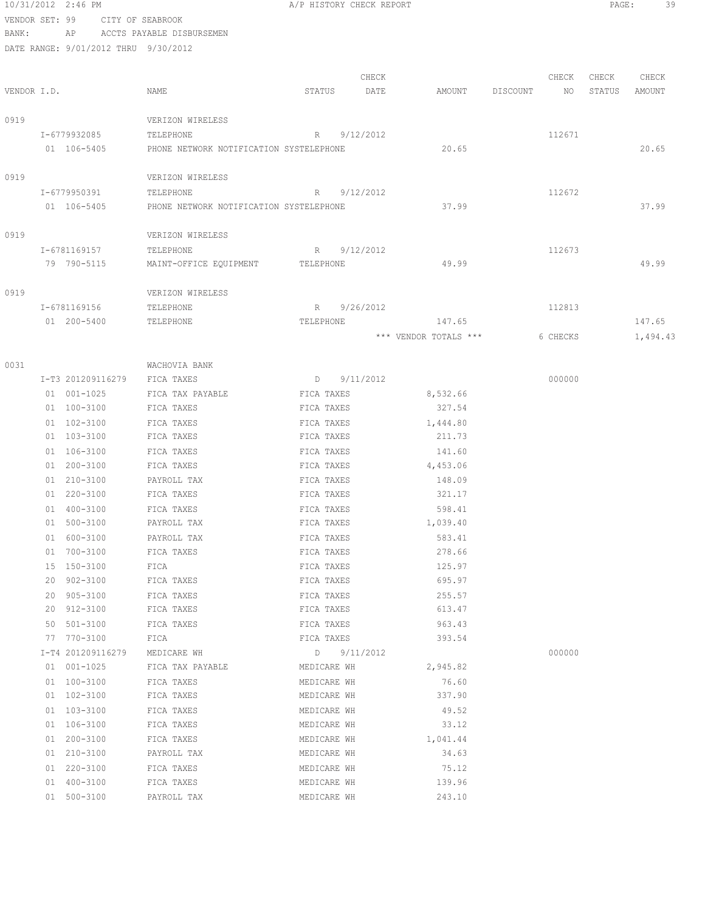10/31/2012 2:46 PM A/P HISTORY CHECK REPORT

VENDOR SET: 99 CITY OF SEABROOK
BANK: AP ACCTS PAYABLE DISBURSEMEN
DATE RANGE: 9/01/2012 THRU 9/30/2012

| VENDOR I.D. | NAME | STATUS | CHECK DATE | AMOUNT | DISCOUNT | CHECK NO | CHECK STATUS | CHECK AMOUNT |
|---|---|---|---|---|---|---|---|---|
| 0919 | VERIZON WIRELESS | | | | | | | |
| I-6779932085 | TELEPHONE | R | 9/12/2012 | | | 112671 | | |
| 01 106-5405 | PHONE NETWORK NOTIFICATION SYSTELEPHONE | | | 20.65 | | | | 20.65 |
| 0919 | VERIZON WIRELESS | | | | | | | |
| I-6779950391 | TELEPHONE | R | 9/12/2012 | | | 112672 | | |
| 01 106-5405 | PHONE NETWORK NOTIFICATION SYSTELEPHONE | | | 37.99 | | | | 37.99 |
| 0919 | VERIZON WIRELESS | | | | | | | |
| I-6781169157 | TELEPHONE | R | 9/12/2012 | | | 112673 | | |
| 79 790-5115 | MAINT-OFFICE EQUIPMENT | TELEPHONE | | 49.99 | | | | 49.99 |
| 0919 | VERIZON WIRELESS | | | | | | | |
| I-6781169156 | TELEPHONE | R | 9/26/2012 | | | 112813 | | |
| 01 200-5400 | TELEPHONE | TELEPHONE | | 147.65 | | | | 147.65 |
| | | | | *** VENDOR TOTALS *** | | 6 CHECKS | | 1,494.43 |
| 0031 | WACHOVIA BANK | | | | | | | |
| I-T3 201209116279 | FICA TAXES | D | 9/11/2012 | | | 000000 | | |
| 01 001-1025 | FICA TAX PAYABLE | FICA TAXES | | 8,532.66 | | | | |
| 01 100-3100 | FICA TAXES | FICA TAXES | | 327.54 | | | | |
| 01 102-3100 | FICA TAXES | FICA TAXES | | 1,444.80 | | | | |
| 01 103-3100 | FICA TAXES | FICA TAXES | | 211.73 | | | | |
| 01 106-3100 | FICA TAXES | FICA TAXES | | 141.60 | | | | |
| 01 200-3100 | FICA TAXES | FICA TAXES | | 4,453.06 | | | | |
| 01 210-3100 | PAYROLL TAX | FICA TAXES | | 148.09 | | | | |
| 01 220-3100 | FICA TAXES | FICA TAXES | | 321.17 | | | | |
| 01 400-3100 | FICA TAXES | FICA TAXES | | 598.41 | | | | |
| 01 500-3100 | PAYROLL TAX | FICA TAXES | | 1,039.40 | | | | |
| 01 600-3100 | PAYROLL TAX | FICA TAXES | | 583.41 | | | | |
| 01 700-3100 | FICA TAXES | FICA TAXES | | 278.66 | | | | |
| 15 150-3100 | FICA | FICA TAXES | | 125.97 | | | | |
| 20 902-3100 | FICA TAXES | FICA TAXES | | 695.97 | | | | |
| 20 905-3100 | FICA TAXES | FICA TAXES | | 255.57 | | | | |
| 20 912-3100 | FICA TAXES | FICA TAXES | | 613.47 | | | | |
| 50 501-3100 | FICA TAXES | FICA TAXES | | 963.43 | | | | |
| 77 770-3100 | FICA | FICA TAXES | | 393.54 | | | | |
| I-T4 201209116279 | MEDICARE WH | D | 9/11/2012 | | | 000000 | | |
| 01 001-1025 | FICA TAX PAYABLE | MEDICARE WH | | 2,945.82 | | | | |
| 01 100-3100 | FICA TAXES | MEDICARE WH | | 76.60 | | | | |
| 01 102-3100 | FICA TAXES | MEDICARE WH | | 337.90 | | | | |
| 01 103-3100 | FICA TAXES | MEDICARE WH | | 49.52 | | | | |
| 01 106-3100 | FICA TAXES | MEDICARE WH | | 33.12 | | | | |
| 01 200-3100 | FICA TAXES | MEDICARE WH | | 1,041.44 | | | | |
| 01 210-3100 | PAYROLL TAX | MEDICARE WH | | 34.63 | | | | |
| 01 220-3100 | FICA TAXES | MEDICARE WH | | 75.12 | | | | |
| 01 400-3100 | FICA TAXES | MEDICARE WH | | 139.96 | | | | |
| 01 500-3100 | PAYROLL TAX | MEDICARE WH | | 243.10 | | | | |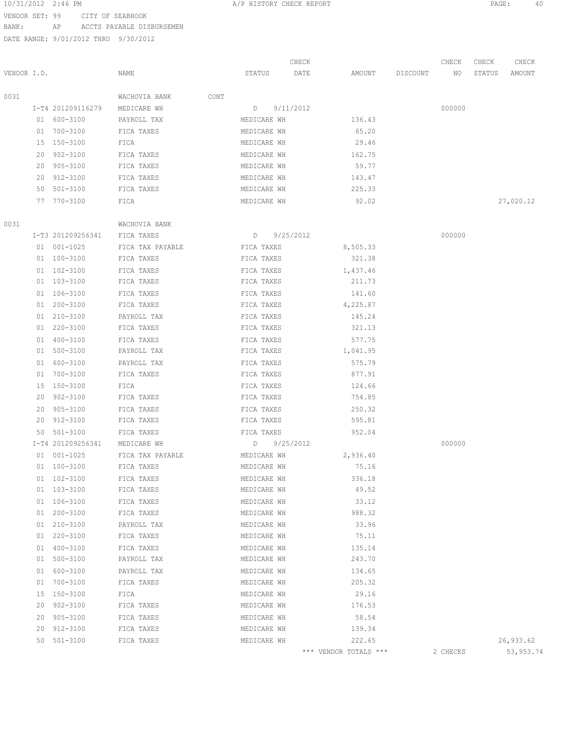10/31/2012 2:46 PM A/P HISTORY CHECK REPORT

VENDOR SET: 99 CITY OF SEABROOK
BANK: AP ACCTS PAYABLE DISBURSEMEN
DATE RANGE: 9/01/2012 THRU 9/30/2012

| VENDOR I.D. | NAME | STATUS | CHECK DATE | AMOUNT | DISCOUNT | CHECK NO | CHECK STATUS | CHECK AMOUNT |
|---|---|---|---|---|---|---|---|---|
| 0031 | WACHOVIA BANK CONT | | | | | | | |
| I-T4 201209116279 | MEDICARE WH | D | 9/11/2012 | | | 000000 | | |
| 01 600-3100 | PAYROLL TAX | MEDICARE WH | | 136.43 | | | | |
| 01 700-3100 | FICA TAXES | MEDICARE WH | | 65.20 | | | | |
| 15 150-3100 | FICA | MEDICARE WH | | 29.46 | | | | |
| 20 902-3100 | FICA TAXES | MEDICARE WH | | 162.75 | | | | |
| 20 905-3100 | FICA TAXES | MEDICARE WH | | 59.77 | | | | |
| 20 912-3100 | FICA TAXES | MEDICARE WH | | 143.47 | | | | |
| 50 501-3100 | FICA TAXES | MEDICARE WH | | 225.33 | | | | |
| 77 770-3100 | FICA | MEDICARE WH | | 92.02 | | | | 27,020.12 |
| 0031 | WACHOVIA BANK | | | | | | | |
| I-T3 201209256341 | FICA TAXES | D | 9/25/2012 | | | 000000 | | |
| 01 001-1025 | FICA TAX PAYABLE | FICA TAXES | | 8,505.33 | | | | |
| 01 100-3100 | FICA TAXES | FICA TAXES | | 321.38 | | | | |
| 01 102-3100 | FICA TAXES | FICA TAXES | | 1,437.46 | | | | |
| 01 103-3100 | FICA TAXES | FICA TAXES | | 211.73 | | | | |
| 01 106-3100 | FICA TAXES | FICA TAXES | | 141.60 | | | | |
| 01 200-3100 | FICA TAXES | FICA TAXES | | 4,225.87 | | | | |
| 01 210-3100 | PAYROLL TAX | FICA TAXES | | 145.24 | | | | |
| 01 220-3100 | FICA TAXES | FICA TAXES | | 321.13 | | | | |
| 01 400-3100 | FICA TAXES | FICA TAXES | | 577.75 | | | | |
| 01 500-3100 | PAYROLL TAX | FICA TAXES | | 1,041.95 | | | | |
| 01 600-3100 | PAYROLL TAX | FICA TAXES | | 575.79 | | | | |
| 01 700-3100 | FICA TAXES | FICA TAXES | | 877.91 | | | | |
| 15 150-3100 | FICA | FICA TAXES | | 124.66 | | | | |
| 20 902-3100 | FICA TAXES | FICA TAXES | | 754.85 | | | | |
| 20 905-3100 | FICA TAXES | FICA TAXES | | 250.32 | | | | |
| 20 912-3100 | FICA TAXES | FICA TAXES | | 595.81 | | | | |
| 50 501-3100 | FICA TAXES | FICA TAXES | | 952.04 | | | | |
| I-T4 201209256341 | MEDICARE WH | D | 9/25/2012 | | | 000000 | | |
| 01 001-1025 | FICA TAX PAYABLE | MEDICARE WH | | 2,936.40 | | | | |
| 01 100-3100 | FICA TAXES | MEDICARE WH | | 75.16 | | | | |
| 01 102-3100 | FICA TAXES | MEDICARE WH | | 336.18 | | | | |
| 01 103-3100 | FICA TAXES | MEDICARE WH | | 49.52 | | | | |
| 01 106-3100 | FICA TAXES | MEDICARE WH | | 33.12 | | | | |
| 01 200-3100 | FICA TAXES | MEDICARE WH | | 988.32 | | | | |
| 01 210-3100 | PAYROLL TAX | MEDICARE WH | | 33.96 | | | | |
| 01 220-3100 | FICA TAXES | MEDICARE WH | | 75.11 | | | | |
| 01 400-3100 | FICA TAXES | MEDICARE WH | | 135.14 | | | | |
| 01 500-3100 | PAYROLL TAX | MEDICARE WH | | 243.70 | | | | |
| 01 600-3100 | PAYROLL TAX | MEDICARE WH | | 134.65 | | | | |
| 01 700-3100 | FICA TAXES | MEDICARE WH | | 205.32 | | | | |
| 15 150-3100 | FICA | MEDICARE WH | | 29.16 | | | | |
| 20 902-3100 | FICA TAXES | MEDICARE WH | | 176.53 | | | | |
| 20 905-3100 | FICA TAXES | MEDICARE WH | | 58.54 | | | | |
| 20 912-3100 | FICA TAXES | MEDICARE WH | | 139.34 | | | | |
| 50 501-3100 | FICA TAXES | MEDICARE WH | | 222.65 | | | | 26,933.62 |
| | | | | *** VENDOR TOTALS *** | | 2 CHECKS | | 53,953.74 |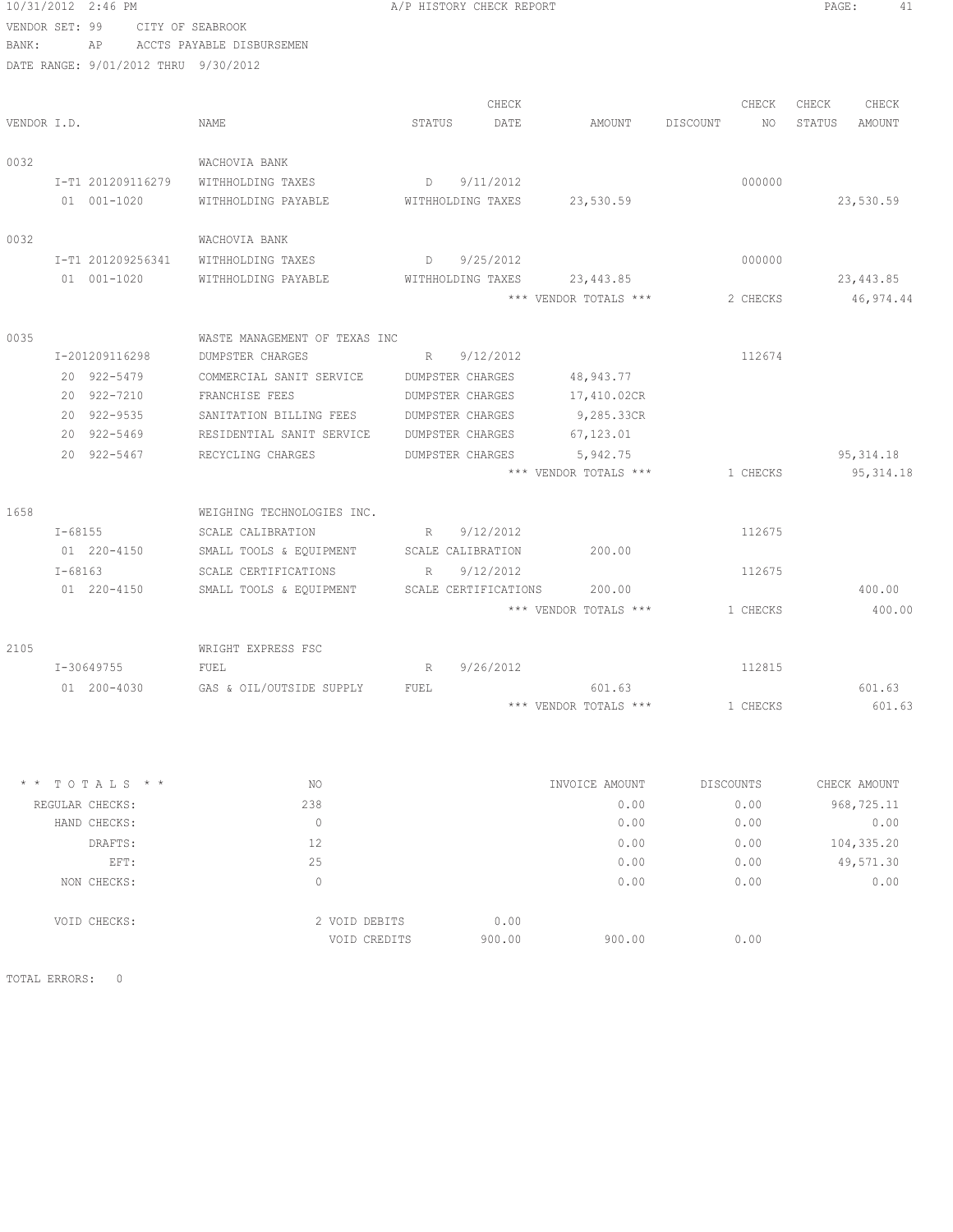10/31/2012 2:46 PM A/P HISTORY CHECK REPORT

VENDOR SET: 99 CITY OF SEABROOK
BANK: AP ACCTS PAYABLE DISBURSEMEN
DATE RANGE: 9/01/2012 THRU 9/30/2012

| VENDOR I.D. | NAME | STATUS | CHECK DATE | AMOUNT | DISCOUNT | CHECK NO | CHECK STATUS | CHECK AMOUNT |
|---|---|---|---|---|---|---|---|---|
| 0032 | WACHOVIA BANK | | | | | | | |
| I-T1 201209116279 | WITHHOLDING TAXES | D | 9/11/2012 | | | 000000 | | |
| 01 001-1020 | WITHHOLDING PAYABLE | WITHHOLDING TAXES | | 23,530.59 | | | | 23,530.59 |
| 0032 | WACHOVIA BANK | | | | | | | |
| I-T1 201209256341 | WITHHOLDING TAXES | D | 9/25/2012 | | | 000000 | | |
| 01 001-1020 | WITHHOLDING PAYABLE | WITHHOLDING TAXES | | 23,443.85 | | | | 23,443.85 |
| | | | | *** VENDOR TOTALS *** | | 2 CHECKS | | 46,974.44 |
| 0035 | WASTE MANAGEMENT OF TEXAS INC | | | | | | | |
| I-201209116298 | DUMPSTER CHARGES | R | 9/12/2012 | | | 112674 | | |
| 20 922-5479 | COMMERCIAL SANIT SERVICE | DUMPSTER CHARGES | | 48,943.77 | | | | |
| 20 922-7210 | FRANCHISE FEES | DUMPSTER CHARGES | | 17,410.02CR | | | | |
| 20 922-9535 | SANITATION BILLING FEES | DUMPSTER CHARGES | | 9,285.33CR | | | | |
| 20 922-5469 | RESIDENTIAL SANIT SERVICE | DUMPSTER CHARGES | | 67,123.01 | | | | |
| 20 922-5467 | RECYCLING CHARGES | DUMPSTER CHARGES | | 5,942.75 | | | | 95,314.18 |
| | | | | *** VENDOR TOTALS *** | | 1 CHECKS | | 95,314.18 |
| 1658 | WEIGHING TECHNOLOGIES INC. | | | | | | | |
| I-68155 | SCALE CALIBRATION | R | 9/12/2012 | | | 112675 | | |
| 01 220-4150 | SMALL TOOLS & EQUIPMENT | SCALE CALIBRATION | | 200.00 | | | | |
| I-68163 | SCALE CERTIFICATIONS | R | 9/12/2012 | | | 112675 | | |
| 01 220-4150 | SMALL TOOLS & EQUIPMENT | SCALE CERTIFICATIONS | | 200.00 | | | | 400.00 |
| | | | | *** VENDOR TOTALS *** | | 1 CHECKS | | 400.00 |
| 2105 | WRIGHT EXPRESS FSC | | | | | | | |
| I-30649755 | FUEL | R | 9/26/2012 | | | 112815 | | |
| 01 200-4030 | GAS & OIL/OUTSIDE SUPPLY | FUEL | | 601.63 | | | | 601.63 |
| | | | | *** VENDOR TOTALS *** | | 1 CHECKS | | 601.63 |

| * * T O T A L S * * | NO | | INVOICE AMOUNT | DISCOUNTS | CHECK AMOUNT |
|---|---|---|---|---|---|
| REGULAR CHECKS: | 238 | | 0.00 | 0.00 | 968,725.11 |
| HAND CHECKS: | 0 | | 0.00 | 0.00 | 0.00 |
| DRAFTS: | 12 | | 0.00 | 0.00 | 104,335.20 |
| EFT: | 25 | | 0.00 | 0.00 | 49,571.30 |
| NON CHECKS: | 0 | | 0.00 | 0.00 | 0.00 |
| VOID CHECKS: | 2 VOID DEBITS | 0.00 | | | |
| | VOID CREDITS | 900.00 | 900.00 | 0.00 | |

TOTAL ERRORS: 0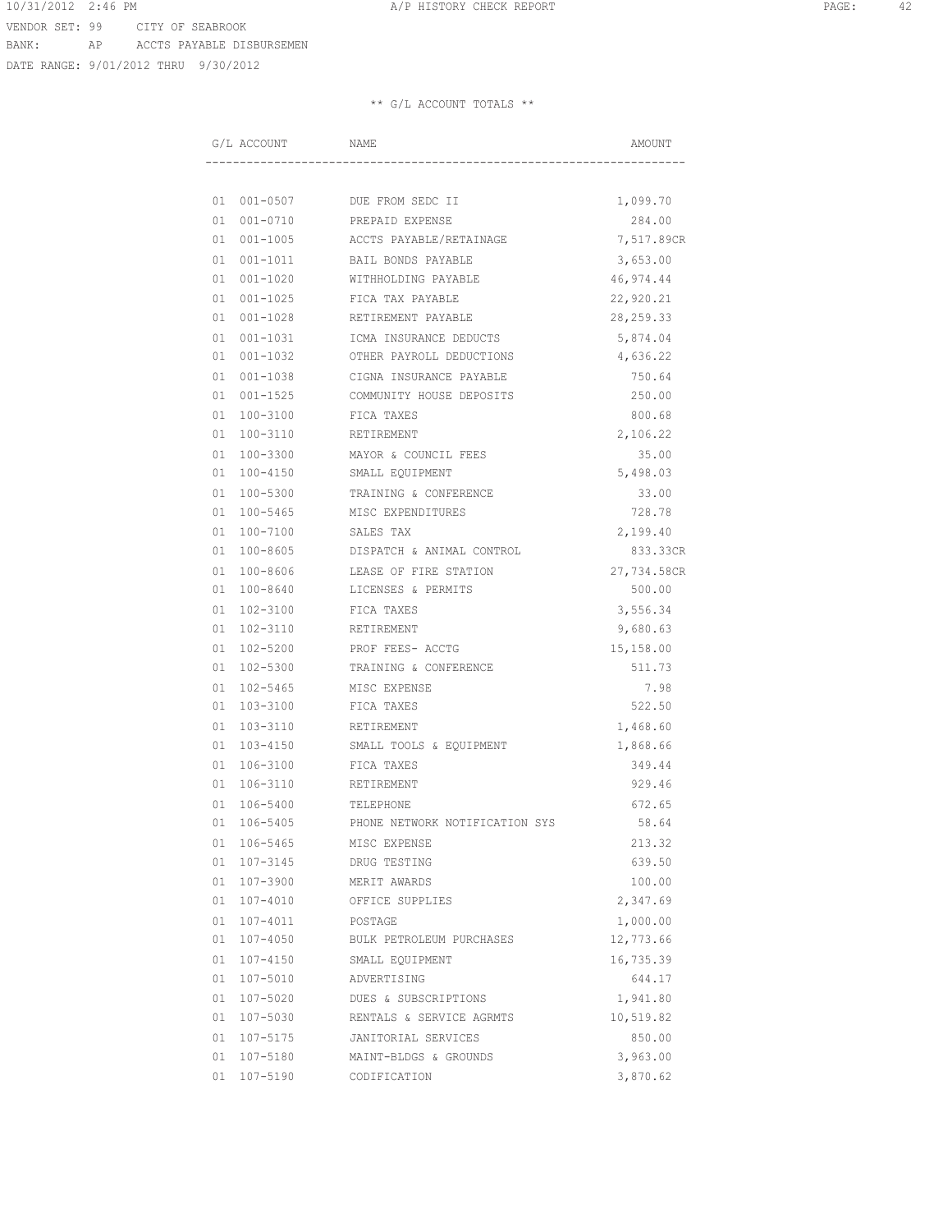10/31/2012 2:46 PM A/P HISTORY CHECK REPORT

VENDOR SET: 99 CITY OF SEABROOK
BANK: AP ACCTS PAYABLE DISBURSEMEN
DATE RANGE: 9/01/2012 THRU 9/30/2012

** G/L ACCOUNT TOTALS **

| G/L ACCOUNT | NAME | AMOUNT |
|---|---|---|
| 01 001-0507 | DUE FROM SEDC II | 1,099.70 |
| 01 001-0710 | PREPAID EXPENSE | 284.00 |
| 01 001-1005 | ACCTS PAYABLE/RETAINAGE | 7,517.89CR |
| 01 001-1011 | BAIL BONDS PAYABLE | 3,653.00 |
| 01 001-1020 | WITHHOLDING PAYABLE | 46,974.44 |
| 01 001-1025 | FICA TAX PAYABLE | 22,920.21 |
| 01 001-1028 | RETIREMENT PAYABLE | 28,259.33 |
| 01 001-1031 | ICMA INSURANCE DEDUCTS | 5,874.04 |
| 01 001-1032 | OTHER PAYROLL DEDUCTIONS | 4,636.22 |
| 01 001-1038 | CIGNA INSURANCE PAYABLE | 750.64 |
| 01 001-1525 | COMMUNITY HOUSE DEPOSITS | 250.00 |
| 01 100-3100 | FICA TAXES | 800.68 |
| 01 100-3110 | RETIREMENT | 2,106.22 |
| 01 100-3300 | MAYOR & COUNCIL FEES | 35.00 |
| 01 100-4150 | SMALL EQUIPMENT | 5,498.03 |
| 01 100-5300 | TRAINING & CONFERENCE | 33.00 |
| 01 100-5465 | MISC EXPENDITURES | 728.78 |
| 01 100-7100 | SALES TAX | 2,199.40 |
| 01 100-8605 | DISPATCH & ANIMAL CONTROL | 833.33CR |
| 01 100-8606 | LEASE OF FIRE STATION | 27,734.58CR |
| 01 100-8640 | LICENSES & PERMITS | 500.00 |
| 01 102-3100 | FICA TAXES | 3,556.34 |
| 01 102-3110 | RETIREMENT | 9,680.63 |
| 01 102-5200 | PROF FEES- ACCTG | 15,158.00 |
| 01 102-5300 | TRAINING & CONFERENCE | 511.73 |
| 01 102-5465 | MISC EXPENSE | 7.98 |
| 01 103-3100 | FICA TAXES | 522.50 |
| 01 103-3110 | RETIREMENT | 1,468.60 |
| 01 103-4150 | SMALL TOOLS & EQUIPMENT | 1,868.66 |
| 01 106-3100 | FICA TAXES | 349.44 |
| 01 106-3110 | RETIREMENT | 929.46 |
| 01 106-5400 | TELEPHONE | 672.65 |
| 01 106-5405 | PHONE NETWORK NOTIFICATION SYS | 58.64 |
| 01 106-5465 | MISC EXPENSE | 213.32 |
| 01 107-3145 | DRUG TESTING | 639.50 |
| 01 107-3900 | MERIT AWARDS | 100.00 |
| 01 107-4010 | OFFICE SUPPLIES | 2,347.69 |
| 01 107-4011 | POSTAGE | 1,000.00 |
| 01 107-4050 | BULK PETROLEUM PURCHASES | 12,773.66 |
| 01 107-4150 | SMALL EQUIPMENT | 16,735.39 |
| 01 107-5010 | ADVERTISING | 644.17 |
| 01 107-5020 | DUES & SUBSCRIPTIONS | 1,941.80 |
| 01 107-5030 | RENTALS & SERVICE AGRMTS | 10,519.82 |
| 01 107-5175 | JANITORIAL SERVICES | 850.00 |
| 01 107-5180 | MAINT-BLDGS & GROUNDS | 3,963.00 |
| 01 107-5190 | CODIFICATION | 3,870.62 |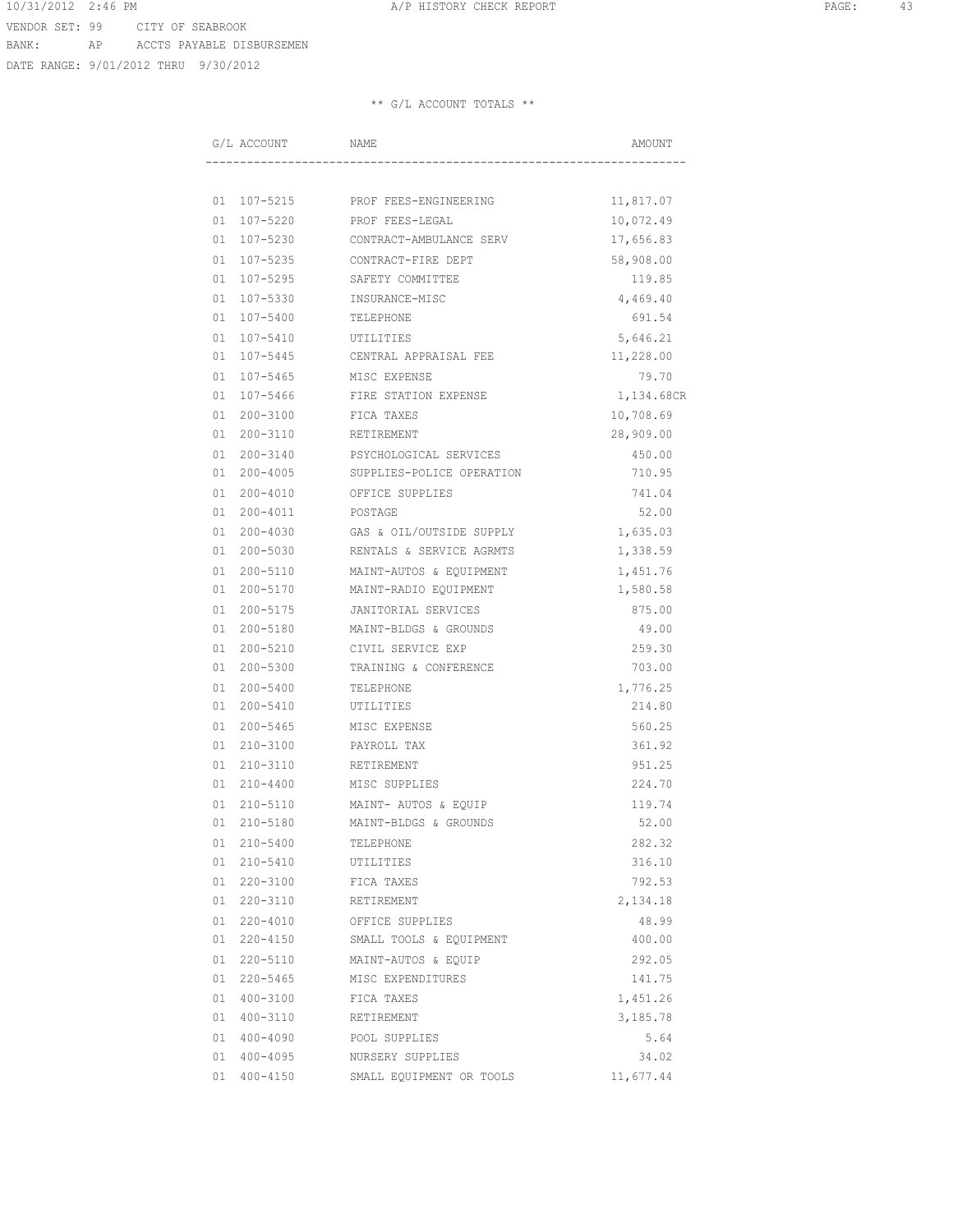10/31/2012 2:46 PM A/P HISTORY CHECK REPORT

VENDOR SET: 99 CITY OF SEABROOK
BANK: AP ACCTS PAYABLE DISBURSEMEN
DATE RANGE: 9/01/2012 THRU 9/30/2012

** G/L ACCOUNT TOTALS **

| G/L ACCOUNT | NAME | AMOUNT |
|---|---|---|
| 01 107-5215 | PROF FEES-ENGINEERING | 11,817.07 |
| 01 107-5220 | PROF FEES-LEGAL | 10,072.49 |
| 01 107-5230 | CONTRACT-AMBULANCE SERV | 17,656.83 |
| 01 107-5235 | CONTRACT-FIRE DEPT | 58,908.00 |
| 01 107-5295 | SAFETY COMMITTEE | 119.85 |
| 01 107-5330 | INSURANCE-MISC | 4,469.40 |
| 01 107-5400 | TELEPHONE | 691.54 |
| 01 107-5410 | UTILITIES | 5,646.21 |
| 01 107-5445 | CENTRAL APPRAISAL FEE | 11,228.00 |
| 01 107-5465 | MISC EXPENSE | 79.70 |
| 01 107-5466 | FIRE STATION EXPENSE | 1,134.68CR |
| 01 200-3100 | FICA TAXES | 10,708.69 |
| 01 200-3110 | RETIREMENT | 28,909.00 |
| 01 200-3140 | PSYCHOLOGICAL SERVICES | 450.00 |
| 01 200-4005 | SUPPLIES-POLICE OPERATION | 710.95 |
| 01 200-4010 | OFFICE SUPPLIES | 741.04 |
| 01 200-4011 | POSTAGE | 52.00 |
| 01 200-4030 | GAS & OIL/OUTSIDE SUPPLY | 1,635.03 |
| 01 200-5030 | RENTALS & SERVICE AGRMTS | 1,338.59 |
| 01 200-5110 | MAINT-AUTOS & EQUIPMENT | 1,451.76 |
| 01 200-5170 | MAINT-RADIO EQUIPMENT | 1,580.58 |
| 01 200-5175 | JANITORIAL SERVICES | 875.00 |
| 01 200-5180 | MAINT-BLDGS & GROUNDS | 49.00 |
| 01 200-5210 | CIVIL SERVICE EXP | 259.30 |
| 01 200-5300 | TRAINING & CONFERENCE | 703.00 |
| 01 200-5400 | TELEPHONE | 1,776.25 |
| 01 200-5410 | UTILITIES | 214.80 |
| 01 200-5465 | MISC EXPENSE | 560.25 |
| 01 210-3100 | PAYROLL TAX | 361.92 |
| 01 210-3110 | RETIREMENT | 951.25 |
| 01 210-4400 | MISC SUPPLIES | 224.70 |
| 01 210-5110 | MAINT- AUTOS & EQUIP | 119.74 |
| 01 210-5180 | MAINT-BLDGS & GROUNDS | 52.00 |
| 01 210-5400 | TELEPHONE | 282.32 |
| 01 210-5410 | UTILITIES | 316.10 |
| 01 220-3100 | FICA TAXES | 792.53 |
| 01 220-3110 | RETIREMENT | 2,134.18 |
| 01 220-4010 | OFFICE SUPPLIES | 48.99 |
| 01 220-4150 | SMALL TOOLS & EQUIPMENT | 400.00 |
| 01 220-5110 | MAINT-AUTOS & EQUIP | 292.05 |
| 01 220-5465 | MISC EXPENDITURES | 141.75 |
| 01 400-3100 | FICA TAXES | 1,451.26 |
| 01 400-3110 | RETIREMENT | 3,185.78 |
| 01 400-4090 | POOL SUPPLIES | 5.64 |
| 01 400-4095 | NURSERY SUPPLIES | 34.02 |
| 01 400-4150 | SMALL EQUIPMENT OR TOOLS | 11,677.44 |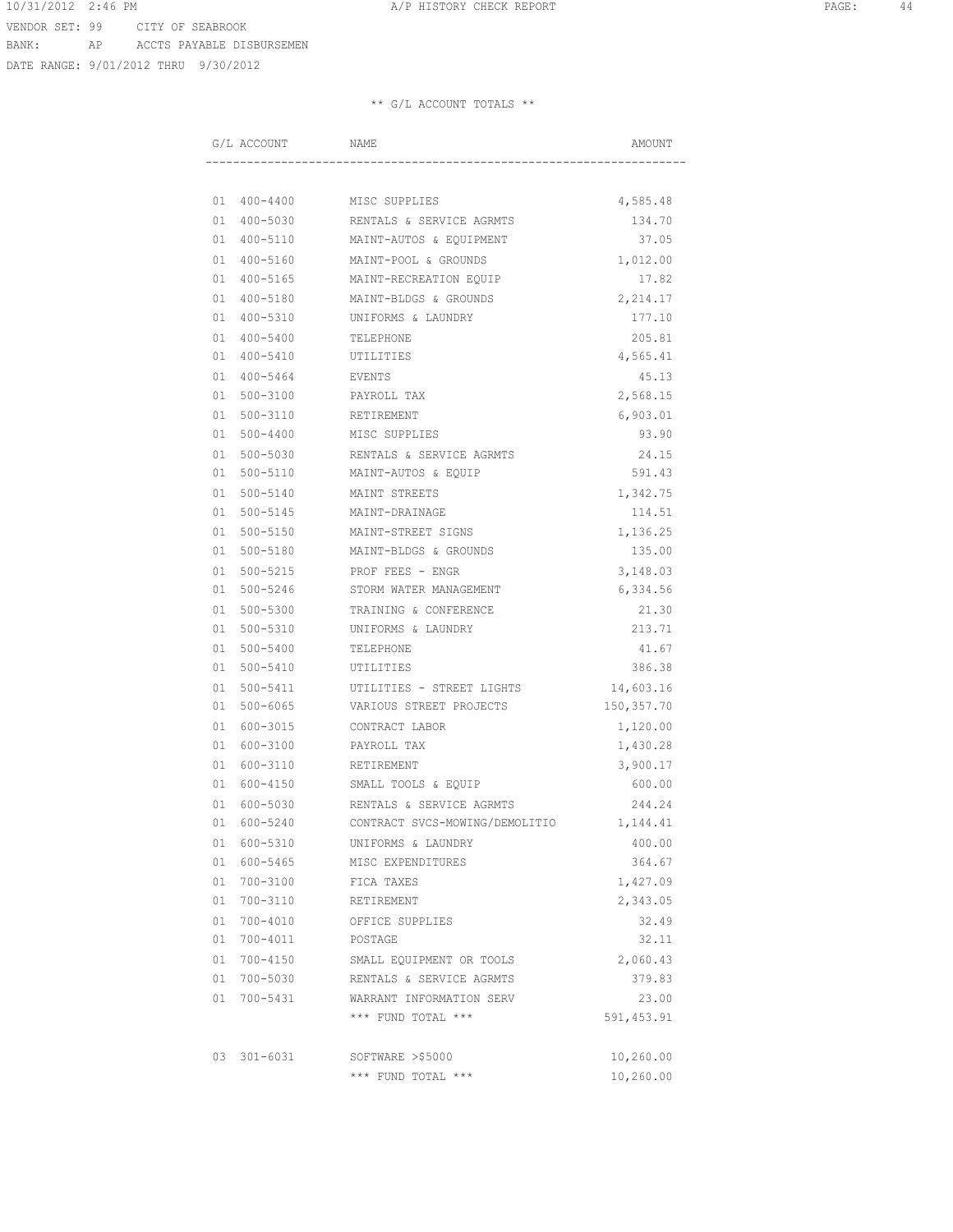VENDOR SET: 99 CITY OF SEABROOK
BANK: AP ACCTS PAYABLE DISBURSEMEN
DATE RANGE: 9/01/2012 THRU 9/30/2012

A/P HISTORY CHECK REPORT

** G/L ACCOUNT TOTALS **

| G/L ACCOUNT | NAME | AMOUNT |
|---|---|---|
| 01 400-4400 | MISC SUPPLIES | 4,585.48 |
| 01 400-5030 | RENTALS & SERVICE AGRMTS | 134.70 |
| 01 400-5110 | MAINT-AUTOS & EQUIPMENT | 37.05 |
| 01 400-5160 | MAINT-POOL & GROUNDS | 1,012.00 |
| 01 400-5165 | MAINT-RECREATION EQUIP | 17.82 |
| 01 400-5180 | MAINT-BLDGS & GROUNDS | 2,214.17 |
| 01 400-5310 | UNIFORMS & LAUNDRY | 177.10 |
| 01 400-5400 | TELEPHONE | 205.81 |
| 01 400-5410 | UTILITIES | 4,565.41 |
| 01 400-5464 | EVENTS | 45.13 |
| 01 500-3100 | PAYROLL TAX | 2,568.15 |
| 01 500-3110 | RETIREMENT | 6,903.01 |
| 01 500-4400 | MISC SUPPLIES | 93.90 |
| 01 500-5030 | RENTALS & SERVICE AGRMTS | 24.15 |
| 01 500-5110 | MAINT-AUTOS & EQUIP | 591.43 |
| 01 500-5140 | MAINT STREETS | 1,342.75 |
| 01 500-5145 | MAINT-DRAINAGE | 114.51 |
| 01 500-5150 | MAINT-STREET SIGNS | 1,136.25 |
| 01 500-5180 | MAINT-BLDGS & GROUNDS | 135.00 |
| 01 500-5215 | PROF FEES - ENGR | 3,148.03 |
| 01 500-5246 | STORM WATER MANAGEMENT | 6,334.56 |
| 01 500-5300 | TRAINING & CONFERENCE | 21.30 |
| 01 500-5310 | UNIFORMS & LAUNDRY | 213.71 |
| 01 500-5400 | TELEPHONE | 41.67 |
| 01 500-5410 | UTILITIES | 386.38 |
| 01 500-5411 | UTILITIES - STREET LIGHTS | 14,603.16 |
| 01 500-6065 | VARIOUS STREET PROJECTS | 150,357.70 |
| 01 600-3015 | CONTRACT LABOR | 1,120.00 |
| 01 600-3100 | PAYROLL TAX | 1,430.28 |
| 01 600-3110 | RETIREMENT | 3,900.17 |
| 01 600-4150 | SMALL TOOLS & EQUIP | 600.00 |
| 01 600-5030 | RENTALS & SERVICE AGRMTS | 244.24 |
| 01 600-5240 | CONTRACT SVCS-MOWING/DEMOLITIO | 1,144.41 |
| 01 600-5310 | UNIFORMS & LAUNDRY | 400.00 |
| 01 600-5465 | MISC EXPENDITURES | 364.67 |
| 01 700-3100 | FICA TAXES | 1,427.09 |
| 01 700-3110 | RETIREMENT | 2,343.05 |
| 01 700-4010 | OFFICE SUPPLIES | 32.49 |
| 01 700-4011 | POSTAGE | 32.11 |
| 01 700-4150 | SMALL EQUIPMENT OR TOOLS | 2,060.43 |
| 01 700-5030 | RENTALS & SERVICE AGRMTS | 379.83 |
| 01 700-5431 | WARRANT INFORMATION SERV | 23.00 |
| | *** FUND TOTAL *** | 591,453.91 |
| 03 301-6031 | SOFTWARE >$5000 | 10,260.00 |
| | *** FUND TOTAL *** | 10,260.00 |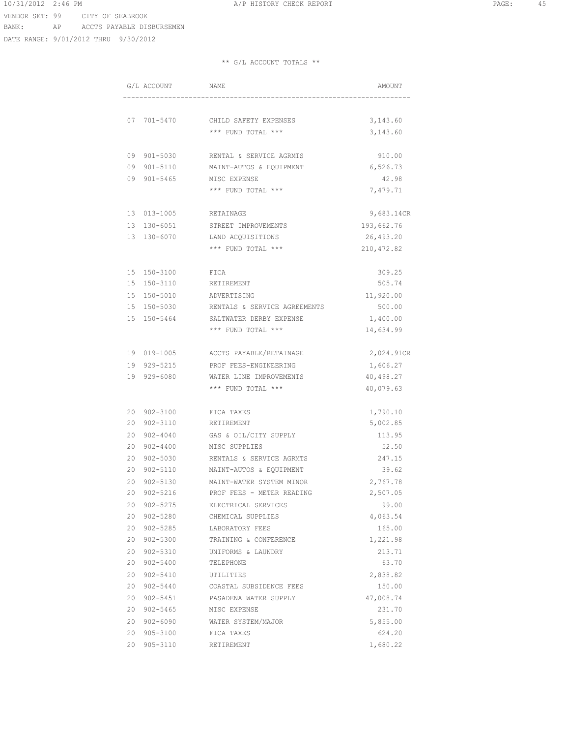VENDOR SET: 99 CITY OF SEABROOK
BANK: AP ACCTS PAYABLE DISBURSEMEN
DATE RANGE: 9/01/2012 THRU 9/30/2012

A/P HISTORY CHECK REPORT

** G/L ACCOUNT TOTALS **

| G/L ACCOUNT | NAME | AMOUNT |
|---|---|---|
| 07 701-5470 | CHILD SAFETY EXPENSES | 3,143.60 |
| | *** FUND TOTAL *** | 3,143.60 |
| 09 901-5030 | RENTAL & SERVICE AGRMTS | 910.00 |
| 09 901-5110 | MAINT-AUTOS & EQUIPMENT | 6,526.73 |
| 09 901-5465 | MISC EXPENSE | 42.98 |
| | *** FUND TOTAL *** | 7,479.71 |
| 13 013-1005 | RETAINAGE | 9,683.14CR |
| 13 130-6051 | STREET IMPROVEMENTS | 193,662.76 |
| 13 130-6070 | LAND ACQUISITIONS | 26,493.20 |
| | *** FUND TOTAL *** | 210,472.82 |
| 15 150-3100 | FICA | 309.25 |
| 15 150-3110 | RETIREMENT | 505.74 |
| 15 150-5010 | ADVERTISING | 11,920.00 |
| 15 150-5030 | RENTALS & SERVICE AGREEMENTS | 500.00 |
| 15 150-5464 | SALTWATER DERBY EXPENSE | 1,400.00 |
| | *** FUND TOTAL *** | 14,634.99 |
| 19 019-1005 | ACCTS PAYABLE/RETAINAGE | 2,024.91CR |
| 19 929-5215 | PROF FEES-ENGINEERING | 1,606.27 |
| 19 929-6080 | WATER LINE IMPROVEMENTS | 40,498.27 |
| | *** FUND TOTAL *** | 40,079.63 |
| 20 902-3100 | FICA TAXES | 1,790.10 |
| 20 902-3110 | RETIREMENT | 5,002.85 |
| 20 902-4040 | GAS & OIL/CITY SUPPLY | 113.95 |
| 20 902-4400 | MISC SUPPLIES | 52.50 |
| 20 902-5030 | RENTALS & SERVICE AGRMTS | 247.15 |
| 20 902-5110 | MAINT-AUTOS & EQUIPMENT | 39.62 |
| 20 902-5130 | MAINT-WATER SYSTEM MINOR | 2,767.78 |
| 20 902-5216 | PROF FEES - METER READING | 2,507.05 |
| 20 902-5275 | ELECTRICAL SERVICES | 99.00 |
| 20 902-5280 | CHEMICAL SUPPLIES | 4,063.54 |
| 20 902-5285 | LABORATORY FEES | 165.00 |
| 20 902-5300 | TRAINING & CONFERENCE | 1,221.98 |
| 20 902-5310 | UNIFORMS & LAUNDRY | 213.71 |
| 20 902-5400 | TELEPHONE | 63.70 |
| 20 902-5410 | UTILITIES | 2,838.82 |
| 20 902-5440 | COASTAL SUBSIDENCE FEES | 150.00 |
| 20 902-5451 | PASADENA WATER SUPPLY | 47,008.74 |
| 20 902-5465 | MISC EXPENSE | 231.70 |
| 20 902-6090 | WATER SYSTEM/MAJOR | 5,855.00 |
| 20 905-3100 | FICA TAXES | 624.20 |
| 20 905-3110 | RETIREMENT | 1,680.22 |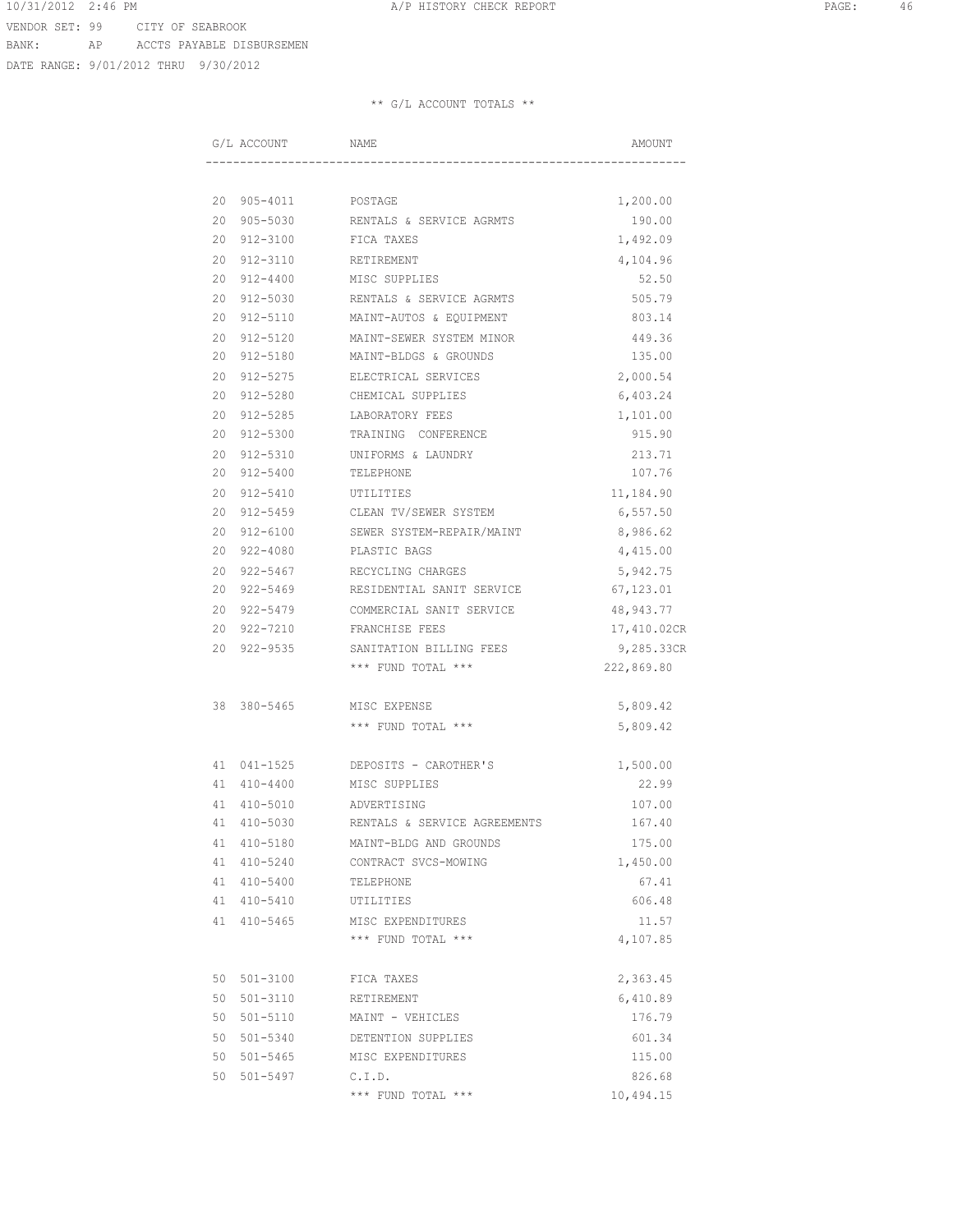10/31/2012 2:46 PM — A/P HISTORY CHECK REPORT

VENDOR SET: 99 CITY OF SEABROOK
BANK: AP ACCTS PAYABLE DISBURSEMEN
DATE RANGE: 9/01/2012 THRU 9/30/2012

** G/L ACCOUNT TOTALS **

| G/L ACCOUNT | NAME | AMOUNT |
|---|---|---|
| 20 905-4011 | POSTAGE | 1,200.00 |
| 20 905-5030 | RENTALS & SERVICE AGRMTS | 190.00 |
| 20 912-3100 | FICA TAXES | 1,492.09 |
| 20 912-3110 | RETIREMENT | 4,104.96 |
| 20 912-4400 | MISC SUPPLIES | 52.50 |
| 20 912-5030 | RENTALS & SERVICE AGRMTS | 505.79 |
| 20 912-5110 | MAINT-AUTOS & EQUIPMENT | 803.14 |
| 20 912-5120 | MAINT-SEWER SYSTEM MINOR | 449.36 |
| 20 912-5180 | MAINT-BLDGS & GROUNDS | 135.00 |
| 20 912-5275 | ELECTRICAL SERVICES | 2,000.54 |
| 20 912-5280 | CHEMICAL SUPPLIES | 6,403.24 |
| 20 912-5285 | LABORATORY FEES | 1,101.00 |
| 20 912-5300 | TRAINING CONFERENCE | 915.90 |
| 20 912-5310 | UNIFORMS & LAUNDRY | 213.71 |
| 20 912-5400 | TELEPHONE | 107.76 |
| 20 912-5410 | UTILITIES | 11,184.90 |
| 20 912-5459 | CLEAN TV/SEWER SYSTEM | 6,557.50 |
| 20 912-6100 | SEWER SYSTEM-REPAIR/MAINT | 8,986.62 |
| 20 922-4080 | PLASTIC BAGS | 4,415.00 |
| 20 922-5467 | RECYCLING CHARGES | 5,942.75 |
| 20 922-5469 | RESIDENTIAL SANIT SERVICE | 67,123.01 |
| 20 922-5479 | COMMERCIAL SANIT SERVICE | 48,943.77 |
| 20 922-7210 | FRANCHISE FEES | 17,410.02CR |
| 20 922-9535 | SANITATION BILLING FEES | 9,285.33CR |
| | *** FUND TOTAL *** | 222,869.80 |
| 38 380-5465 | MISC EXPENSE | 5,809.42 |
| | *** FUND TOTAL *** | 5,809.42 |
| 41 041-1525 | DEPOSITS - CAROTHER'S | 1,500.00 |
| 41 410-4400 | MISC SUPPLIES | 22.99 |
| 41 410-5010 | ADVERTISING | 107.00 |
| 41 410-5030 | RENTALS & SERVICE AGREEMENTS | 167.40 |
| 41 410-5180 | MAINT-BLDG AND GROUNDS | 175.00 |
| 41 410-5240 | CONTRACT SVCS-MOWING | 1,450.00 |
| 41 410-5400 | TELEPHONE | 67.41 |
| 41 410-5410 | UTILITIES | 606.48 |
| 41 410-5465 | MISC EXPENDITURES | 11.57 |
| | *** FUND TOTAL *** | 4,107.85 |
| 50 501-3100 | FICA TAXES | 2,363.45 |
| 50 501-3110 | RETIREMENT | 6,410.89 |
| 50 501-5110 | MAINT - VEHICLES | 176.79 |
| 50 501-5340 | DETENTION SUPPLIES | 601.34 |
| 50 501-5465 | MISC EXPENDITURES | 115.00 |
| 50 501-5497 | C.I.D. | 826.68 |
| | *** FUND TOTAL *** | 10,494.15 |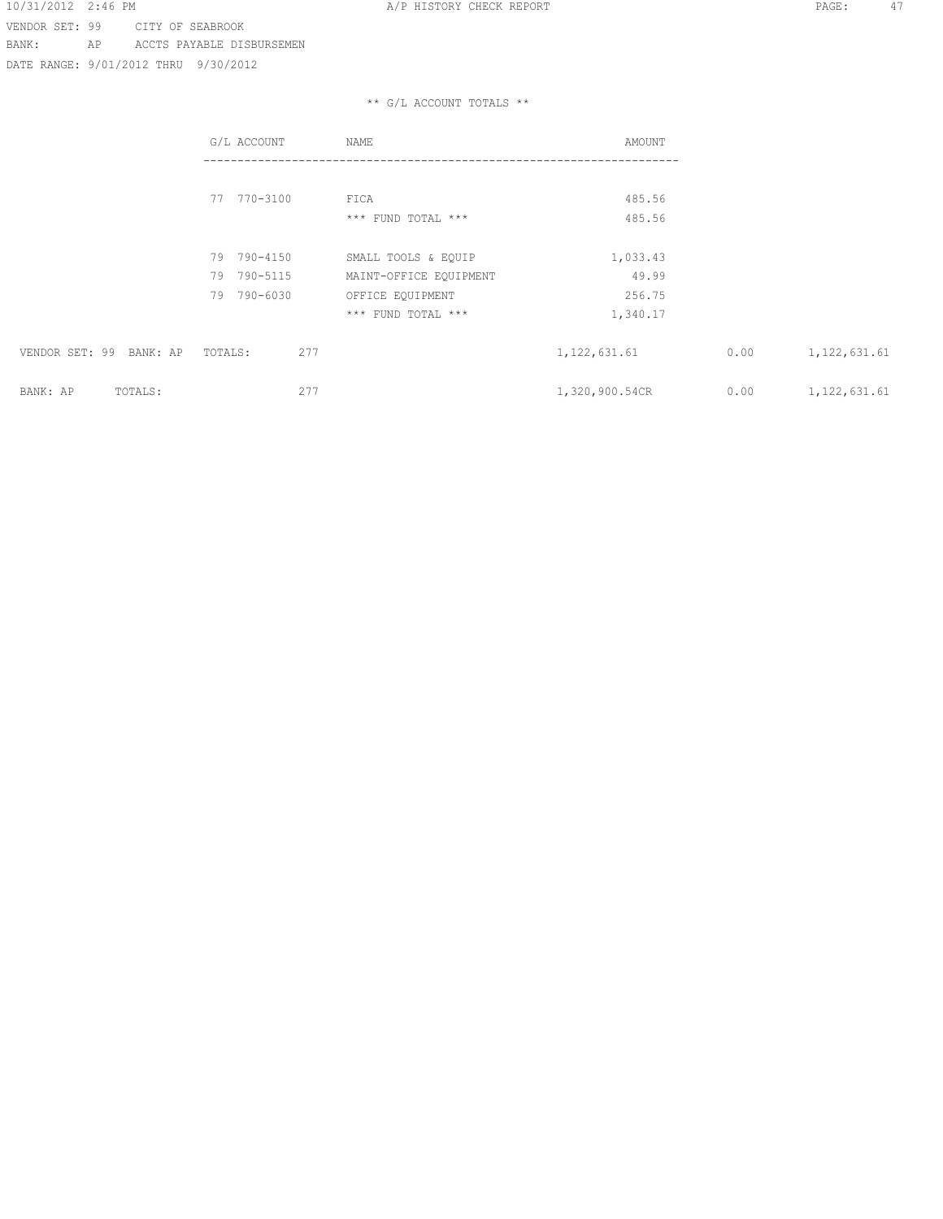10/31/2012 2:46 PM A/P HISTORY CHECK REPORT

VENDOR SET: 99 CITY OF SEABROOK
BANK: AP ACCTS PAYABLE DISBURSEMEN
DATE RANGE: 9/01/2012 THRU 9/30/2012

** G/L ACCOUNT TOTALS **

| G/L ACCOUNT | NAME | AMOUNT |
|---|---|---|
| 77 770-3100 | FICA | 485.56 |
| | *** FUND TOTAL *** | 485.56 |
| 79 790-4150 | SMALL TOOLS & EQUIP | 1,033.43 |
| 79 790-5115 | MAINT-OFFICE EQUIPMENT | 49.99 |
| 79 790-6030 | OFFICE EQUIPMENT | 256.75 |
| | *** FUND TOTAL *** | 1,340.17 |

| | | | | |
|---|---|---|---|---|
| VENDOR SET: 99 BANK: AP TOTALS: | 277 | 1,122,631.61 | 0.00 | 1,122,631.61 |
| BANK: AP TOTALS: | 277 | 1,320,900.54CR | 0.00 | 1,122,631.61 |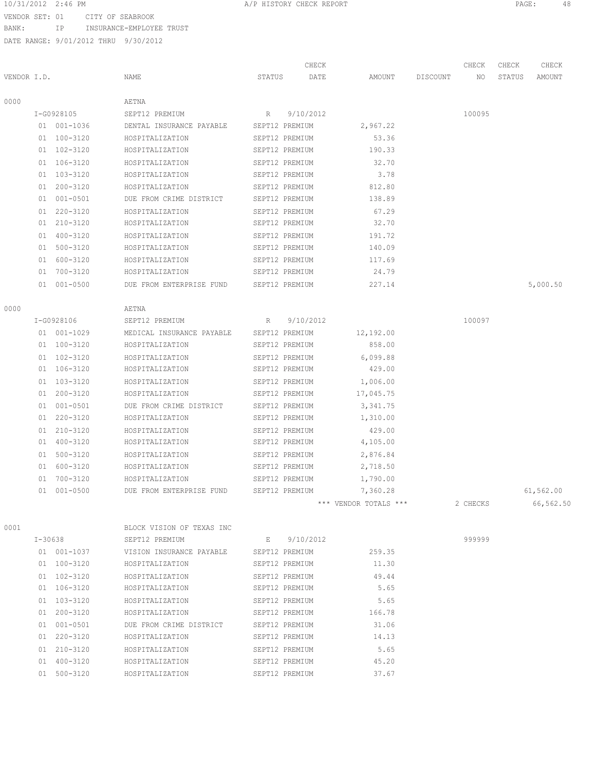10/31/2012 2:46 PM A/P HISTORY CHECK REPORT

VENDOR SET: 01 CITY OF SEABROOK
BANK: IP INSURANCE-EMPLOYEE TRUST
DATE RANGE: 9/01/2012 THRU 9/30/2012

| VENDOR I.D. | NAME | STATUS | CHECK DATE | AMOUNT | DISCOUNT | CHECK NO | CHECK STATUS | CHECK AMOUNT |
|---|---|---|---|---|---|---|---|---|
| 0000 | AETNA | | | | | | | |
| I-G0928105 | SEPT12 PREMIUM | R | 9/10/2012 | | | 100095 | | |
| 01 001-1036 | DENTAL INSURANCE PAYABLE | SEPT12 PREMIUM | | 2,967.22 | | | | |
| 01 100-3120 | HOSPITALIZATION | SEPT12 PREMIUM | | 53.36 | | | | |
| 01 102-3120 | HOSPITALIZATION | SEPT12 PREMIUM | | 190.33 | | | | |
| 01 106-3120 | HOSPITALIZATION | SEPT12 PREMIUM | | 32.70 | | | | |
| 01 103-3120 | HOSPITALIZATION | SEPT12 PREMIUM | | 3.78 | | | | |
| 01 200-3120 | HOSPITALIZATION | SEPT12 PREMIUM | | 812.80 | | | | |
| 01 001-0501 | DUE FROM CRIME DISTRICT | SEPT12 PREMIUM | | 138.89 | | | | |
| 01 220-3120 | HOSPITALIZATION | SEPT12 PREMIUM | | 67.29 | | | | |
| 01 210-3120 | HOSPITALIZATION | SEPT12 PREMIUM | | 32.70 | | | | |
| 01 400-3120 | HOSPITALIZATION | SEPT12 PREMIUM | | 191.72 | | | | |
| 01 500-3120 | HOSPITALIZATION | SEPT12 PREMIUM | | 140.09 | | | | |
| 01 600-3120 | HOSPITALIZATION | SEPT12 PREMIUM | | 117.69 | | | | |
| 01 700-3120 | HOSPITALIZATION | SEPT12 PREMIUM | | 24.79 | | | | |
| 01 001-0500 | DUE FROM ENTERPRISE FUND | SEPT12 PREMIUM | | 227.14 | | | | 5,000.50 |
| 0000 | AETNA | | | | | | | |
| I-G0928106 | SEPT12 PREMIUM | R | 9/10/2012 | | | 100097 | | |
| 01 001-1029 | MEDICAL INSURANCE PAYABLE | SEPT12 PREMIUM | | 12,192.00 | | | | |
| 01 100-3120 | HOSPITALIZATION | SEPT12 PREMIUM | | 858.00 | | | | |
| 01 102-3120 | HOSPITALIZATION | SEPT12 PREMIUM | | 6,099.88 | | | | |
| 01 106-3120 | HOSPITALIZATION | SEPT12 PREMIUM | | 429.00 | | | | |
| 01 103-3120 | HOSPITALIZATION | SEPT12 PREMIUM | | 1,006.00 | | | | |
| 01 200-3120 | HOSPITALIZATION | SEPT12 PREMIUM | | 17,045.75 | | | | |
| 01 001-0501 | DUE FROM CRIME DISTRICT | SEPT12 PREMIUM | | 3,341.75 | | | | |
| 01 220-3120 | HOSPITALIZATION | SEPT12 PREMIUM | | 1,310.00 | | | | |
| 01 210-3120 | HOSPITALIZATION | SEPT12 PREMIUM | | 429.00 | | | | |
| 01 400-3120 | HOSPITALIZATION | SEPT12 PREMIUM | | 4,105.00 | | | | |
| 01 500-3120 | HOSPITALIZATION | SEPT12 PREMIUM | | 2,876.84 | | | | |
| 01 600-3120 | HOSPITALIZATION | SEPT12 PREMIUM | | 2,718.50 | | | | |
| 01 700-3120 | HOSPITALIZATION | SEPT12 PREMIUM | | 1,790.00 | | | | |
| 01 001-0500 | DUE FROM ENTERPRISE FUND | SEPT12 PREMIUM | | 7,360.28 | | | | 61,562.00 |
| | | | | *** VENDOR TOTALS *** | | 2 CHECKS | | 66,562.50 |
| 0001 | BLOCK VISION OF TEXAS INC | | | | | | | |
| I-30638 | SEPT12 PREMIUM | E | 9/10/2012 | | | 999999 | | |
| 01 001-1037 | VISION INSURANCE PAYABLE | SEPT12 PREMIUM | | 259.35 | | | | |
| 01 100-3120 | HOSPITALIZATION | SEPT12 PREMIUM | | 11.30 | | | | |
| 01 102-3120 | HOSPITALIZATION | SEPT12 PREMIUM | | 49.44 | | | | |
| 01 106-3120 | HOSPITALIZATION | SEPT12 PREMIUM | | 5.65 | | | | |
| 01 103-3120 | HOSPITALIZATION | SEPT12 PREMIUM | | 5.65 | | | | |
| 01 200-3120 | HOSPITALIZATION | SEPT12 PREMIUM | | 166.78 | | | | |
| 01 001-0501 | DUE FROM CRIME DISTRICT | SEPT12 PREMIUM | | 31.06 | | | | |
| 01 220-3120 | HOSPITALIZATION | SEPT12 PREMIUM | | 14.13 | | | | |
| 01 210-3120 | HOSPITALIZATION | SEPT12 PREMIUM | | 5.65 | | | | |
| 01 400-3120 | HOSPITALIZATION | SEPT12 PREMIUM | | 45.20 | | | | |
| 01 500-3120 | HOSPITALIZATION | SEPT12 PREMIUM | | 37.67 | | | | |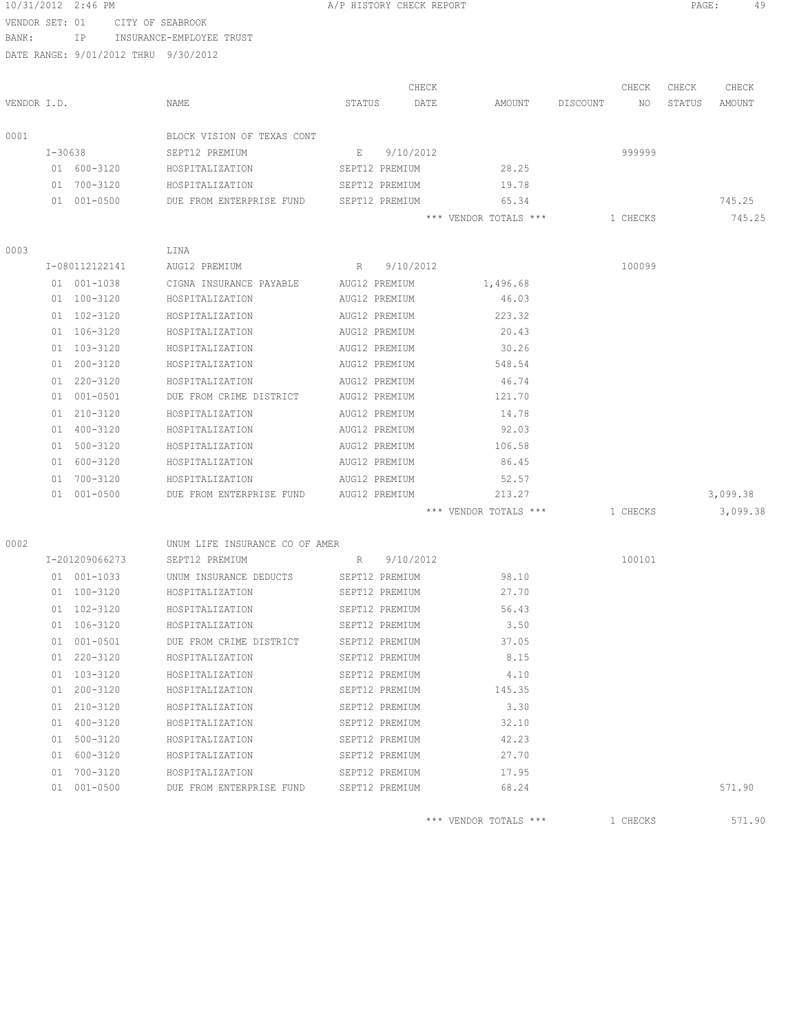10/31/2012 2:46 PM A/P HISTORY CHECK REPORT

VENDOR SET: 01 CITY OF SEABROOK
BANK: IP INSURANCE-EMPLOYEE TRUST
DATE RANGE: 9/01/2012 THRU 9/30/2012

| VENDOR I.D. | NAME | STATUS | CHECK DATE | AMOUNT | DISCOUNT | CHECK NO | CHECK STATUS | CHECK AMOUNT |
|---|---|---|---|---|---|---|---|---|
| 0001 | BLOCK VISION OF TEXAS CONT | | | | | | | |
| I-30638 | SEPT12 PREMIUM | E | 9/10/2012 | | | 999999 | | |
| 01 600-3120 | HOSPITALIZATION | SEPT12 PREMIUM | | 28.25 | | | | |
| 01 700-3120 | HOSPITALIZATION | SEPT12 PREMIUM | | 19.78 | | | | |
| 01 001-0500 | DUE FROM ENTERPRISE FUND | SEPT12 PREMIUM | | 65.34 | | | | 745.25 |
| | | | | *** VENDOR TOTALS *** | | 1 CHECKS | | 745.25 |
| 0003 | LINA | | | | | | | |
| I-080112122141 | AUG12 PREMIUM | R | 9/10/2012 | | | 100099 | | |
| 01 001-1038 | CIGNA INSURANCE PAYABLE | AUG12 PREMIUM | | 1,496.68 | | | | |
| 01 100-3120 | HOSPITALIZATION | AUG12 PREMIUM | | 46.03 | | | | |
| 01 102-3120 | HOSPITALIZATION | AUG12 PREMIUM | | 223.32 | | | | |
| 01 106-3120 | HOSPITALIZATION | AUG12 PREMIUM | | 20.43 | | | | |
| 01 103-3120 | HOSPITALIZATION | AUG12 PREMIUM | | 30.26 | | | | |
| 01 200-3120 | HOSPITALIZATION | AUG12 PREMIUM | | 548.54 | | | | |
| 01 220-3120 | HOSPITALIZATION | AUG12 PREMIUM | | 46.74 | | | | |
| 01 001-0501 | DUE FROM CRIME DISTRICT | AUG12 PREMIUM | | 121.70 | | | | |
| 01 210-3120 | HOSPITALIZATION | AUG12 PREMIUM | | 14.78 | | | | |
| 01 400-3120 | HOSPITALIZATION | AUG12 PREMIUM | | 92.03 | | | | |
| 01 500-3120 | HOSPITALIZATION | AUG12 PREMIUM | | 106.58 | | | | |
| 01 600-3120 | HOSPITALIZATION | AUG12 PREMIUM | | 86.45 | | | | |
| 01 700-3120 | HOSPITALIZATION | AUG12 PREMIUM | | 52.57 | | | | |
| 01 001-0500 | DUE FROM ENTERPRISE FUND | AUG12 PREMIUM | | 213.27 | | | | 3,099.38 |
| | | | | *** VENDOR TOTALS *** | | 1 CHECKS | | 3,099.38 |
| 0002 | UNUM LIFE INSURANCE CO OF AMER | | | | | | | |
| I-201209066273 | SEPT12 PREMIUM | R | 9/10/2012 | | | 100101 | | |
| 01 001-1033 | UNUM INSURANCE DEDUCTS | SEPT12 PREMIUM | | 98.10 | | | | |
| 01 100-3120 | HOSPITALIZATION | SEPT12 PREMIUM | | 27.70 | | | | |
| 01 102-3120 | HOSPITALIZATION | SEPT12 PREMIUM | | 56.43 | | | | |
| 01 106-3120 | HOSPITALIZATION | SEPT12 PREMIUM | | 3.50 | | | | |
| 01 001-0501 | DUE FROM CRIME DISTRICT | SEPT12 PREMIUM | | 37.05 | | | | |
| 01 220-3120 | HOSPITALIZATION | SEPT12 PREMIUM | | 8.15 | | | | |
| 01 103-3120 | HOSPITALIZATION | SEPT12 PREMIUM | | 4.10 | | | | |
| 01 200-3120 | HOSPITALIZATION | SEPT12 PREMIUM | | 145.35 | | | | |
| 01 210-3120 | HOSPITALIZATION | SEPT12 PREMIUM | | 3.30 | | | | |
| 01 400-3120 | HOSPITALIZATION | SEPT12 PREMIUM | | 32.10 | | | | |
| 01 500-3120 | HOSPITALIZATION | SEPT12 PREMIUM | | 42.23 | | | | |
| 01 600-3120 | HOSPITALIZATION | SEPT12 PREMIUM | | 27.70 | | | | |
| 01 700-3120 | HOSPITALIZATION | SEPT12 PREMIUM | | 17.95 | | | | |
| 01 001-0500 | DUE FROM ENTERPRISE FUND | SEPT12 PREMIUM | | 68.24 | | | | 571.90 |
| | | | | *** VENDOR TOTALS *** | | 1 CHECKS | | 571.90 |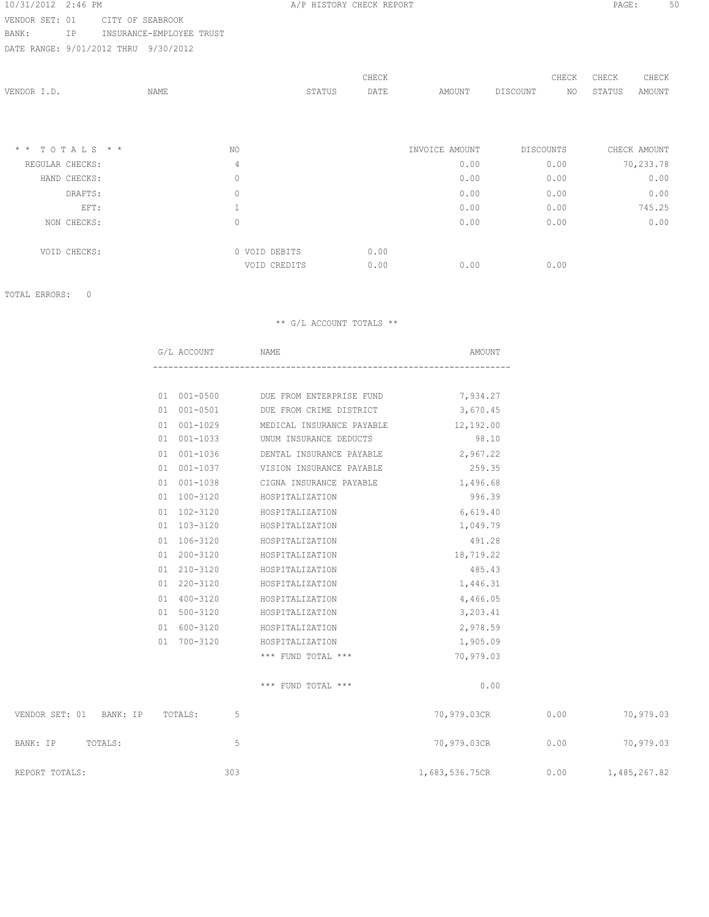VENDOR SET: 01 CITY OF SEABROOK

BANK: IP INSURANCE-EMPLOYEE TRUST

DATE RANGE: 9/01/2012 THRU 9/30/2012

| VENDOR I.D. | NAME | STATUS | CHECK DATE | AMOUNT | DISCOUNT | CHECK NO | CHECK STATUS | CHECK AMOUNT |
|---|---|---|---|---|---|---|---|---|

| * * TOTALS * * | NO | | | INVOICE AMOUNT | DISCOUNTS | CHECK AMOUNT |
|---|---|---|---|---|---|---|
| REGULAR CHECKS: | 4 | | | 0.00 | 0.00 | 70,233.78 |
| HAND CHECKS: | 0 | | | 0.00 | 0.00 | 0.00 |
| DRAFTS: | 0 | | | 0.00 | 0.00 | 0.00 |
| EFT: | 1 | | | 0.00 | 0.00 | 745.25 |
| NON CHECKS: | 0 | | | 0.00 | 0.00 | 0.00 |
| VOID CHECKS: | 0 | VOID DEBITS | 0.00 | | | |
| | | VOID CREDITS | 0.00 | 0.00 | 0.00 | |

TOTAL ERRORS: 0

** G/L ACCOUNT TOTALS **

| G/L ACCOUNT | NAME | AMOUNT |
|---|---|---|
| 01 001-0500 | DUE FROM ENTERPRISE FUND | 7,934.27 |
| 01 001-0501 | DUE FROM CRIME DISTRICT | 3,670.45 |
| 01 001-1029 | MEDICAL INSURANCE PAYABLE | 12,192.00 |
| 01 001-1033 | UNUM INSURANCE DEDUCTS | 98.10 |
| 01 001-1036 | DENTAL INSURANCE PAYABLE | 2,967.22 |
| 01 001-1037 | VISION INSURANCE PAYABLE | 259.35 |
| 01 001-1038 | CIGNA INSURANCE PAYABLE | 1,496.68 |
| 01 100-3120 | HOSPITALIZATION | 996.39 |
| 01 102-3120 | HOSPITALIZATION | 6,619.40 |
| 01 103-3120 | HOSPITALIZATION | 1,049.79 |
| 01 106-3120 | HOSPITALIZATION | 491.28 |
| 01 200-3120 | HOSPITALIZATION | 18,719.22 |
| 01 210-3120 | HOSPITALIZATION | 485.43 |
| 01 220-3120 | HOSPITALIZATION | 1,446.31 |
| 01 400-3120 | HOSPITALIZATION | 4,466.05 |
| 01 500-3120 | HOSPITALIZATION | 3,203.41 |
| 01 600-3120 | HOSPITALIZATION | 2,978.59 |
| 01 700-3120 | HOSPITALIZATION | 1,905.09 |
| | *** FUND TOTAL *** | 70,979.03 |
| | *** FUND TOTAL *** | 0.00 |

| | NO | INVOICE AMOUNT | DISCOUNTS | CHECK AMOUNT |
|---|---|---|---|---|
| VENDOR SET: 01 BANK: IP TOTALS: | 5 | 70,979.03CR | 0.00 | 70,979.03 |
| BANK: IP TOTALS: | 5 | 70,979.03CR | 0.00 | 70,979.03 |
| REPORT TOTALS: | 303 | 1,683,536.75CR | 0.00 | 1,485,267.82 |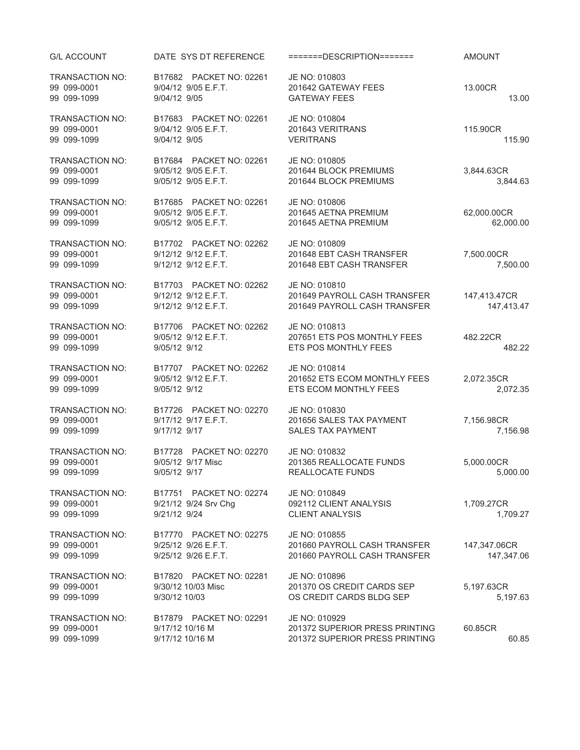| G/L ACCOUNT | DATE SYS DT REFERENCE | =======DESCRIPTION======= | AMOUNT | |
|---|---|---|---|---|
| TRANSACTION NO: | B17682 PACKET NO: 02261 | JE NO: 010803 | | |
| 99 099-0001 | 9/04/12 9/05 E.F.T. | 201642 GATEWAY FEES | 13.00CR | |
| 99 099-1099 | 9/04/12 9/05 | GATEWAY FEES | | 13.00 |
| TRANSACTION NO: | B17683 PACKET NO: 02261 | JE NO: 010804 | | |
| 99 099-0001 | 9/04/12 9/05 E.F.T. | 201643 VERITRANS | 115.90CR | |
| 99 099-1099 | 9/04/12 9/05 | VERITRANS | | 115.90 |
| TRANSACTION NO: | B17684 PACKET NO: 02261 | JE NO: 010805 | | |
| 99 099-0001 | 9/05/12 9/05 E.F.T. | 201644 BLOCK PREMIUMS | 3,844.63CR | |
| 99 099-1099 | 9/05/12 9/05 E.F.T. | 201644 BLOCK PREMIUMS | | 3,844.63 |
| TRANSACTION NO: | B17685 PACKET NO: 02261 | JE NO: 010806 | | |
| 99 099-0001 | 9/05/12 9/05 E.F.T. | 201645 AETNA PREMIUM | 62,000.00CR | |
| 99 099-1099 | 9/05/12 9/05 E.F.T. | 201645 AETNA PREMIUM | | 62,000.00 |
| TRANSACTION NO: | B17702 PACKET NO: 02262 | JE NO: 010809 | | |
| 99 099-0001 | 9/12/12 9/12 E.F.T. | 201648 EBT CASH TRANSFER | 7,500.00CR | |
| 99 099-1099 | 9/12/12 9/12 E.F.T. | 201648 EBT CASH TRANSFER | | 7,500.00 |
| TRANSACTION NO: | B17703 PACKET NO: 02262 | JE NO: 010810 | | |
| 99 099-0001 | 9/12/12 9/12 E.F.T. | 201649 PAYROLL CASH TRANSFER | 147,413.47CR | |
| 99 099-1099 | 9/12/12 9/12 E.F.T. | 201649 PAYROLL CASH TRANSFER | | 147,413.47 |
| TRANSACTION NO: | B17706 PACKET NO: 02262 | JE NO: 010813 | | |
| 99 099-0001 | 9/05/12 9/12 E.F.T. | 207651 ETS POS MONTHLY FEES | 482.22CR | |
| 99 099-1099 | 9/05/12 9/12 | ETS POS MONTHLY FEES | | 482.22 |
| TRANSACTION NO: | B17707 PACKET NO: 02262 | JE NO: 010814 | | |
| 99 099-0001 | 9/05/12 9/12 E.F.T. | 201652 ETS ECOM MONTHLY FEES | 2,072.35CR | |
| 99 099-1099 | 9/05/12 9/12 | ETS ECOM MONTHLY FEES | | 2,072.35 |
| TRANSACTION NO: | B17726 PACKET NO: 02270 | JE NO: 010830 | | |
| 99 099-0001 | 9/17/12 9/17 E.F.T. | 201656 SALES TAX PAYMENT | 7,156.98CR | |
| 99 099-1099 | 9/17/12 9/17 | SALES TAX PAYMENT | | 7,156.98 |
| TRANSACTION NO: | B17728 PACKET NO: 02270 | JE NO: 010832 | | |
| 99 099-0001 | 9/05/12 9/17 Misc | 201365 REALLOCATE FUNDS | 5,000.00CR | |
| 99 099-1099 | 9/05/12 9/17 | REALLOCATE FUNDS | | 5,000.00 |
| TRANSACTION NO: | B17751 PACKET NO: 02274 | JE NO: 010849 | | |
| 99 099-0001 | 9/21/12 9/24 Srv Chg | 092112 CLIENT ANALYSIS | 1,709.27CR | |
| 99 099-1099 | 9/21/12 9/24 | CLIENT ANALYSIS | | 1,709.27 |
| TRANSACTION NO: | B17770 PACKET NO: 02275 | JE NO: 010855 | | |
| 99 099-0001 | 9/25/12 9/26 E.F.T. | 201660 PAYROLL CASH TRANSFER | 147,347.06CR | |
| 99 099-1099 | 9/25/12 9/26 E.F.T. | 201660 PAYROLL CASH TRANSFER | | 147,347.06 |
| TRANSACTION NO: | B17820 PACKET NO: 02281 | JE NO: 010896 | | |
| 99 099-0001 | 9/30/12 10/03 Misc | 201370 OS CREDIT CARDS SEP | 5,197.63CR | |
| 99 099-1099 | 9/30/12 10/03 | OS CREDIT CARDS BLDG SEP | | 5,197.63 |
| TRANSACTION NO: | B17879 PACKET NO: 02291 | JE NO: 010929 | | |
| 99 099-0001 | 9/17/12 10/16 M | 201372 SUPERIOR PRESS PRINTING | 60.85CR | |
| 99 099-1099 | 9/17/12 10/16 M | 201372 SUPERIOR PRESS PRINTING | | 60.85 |